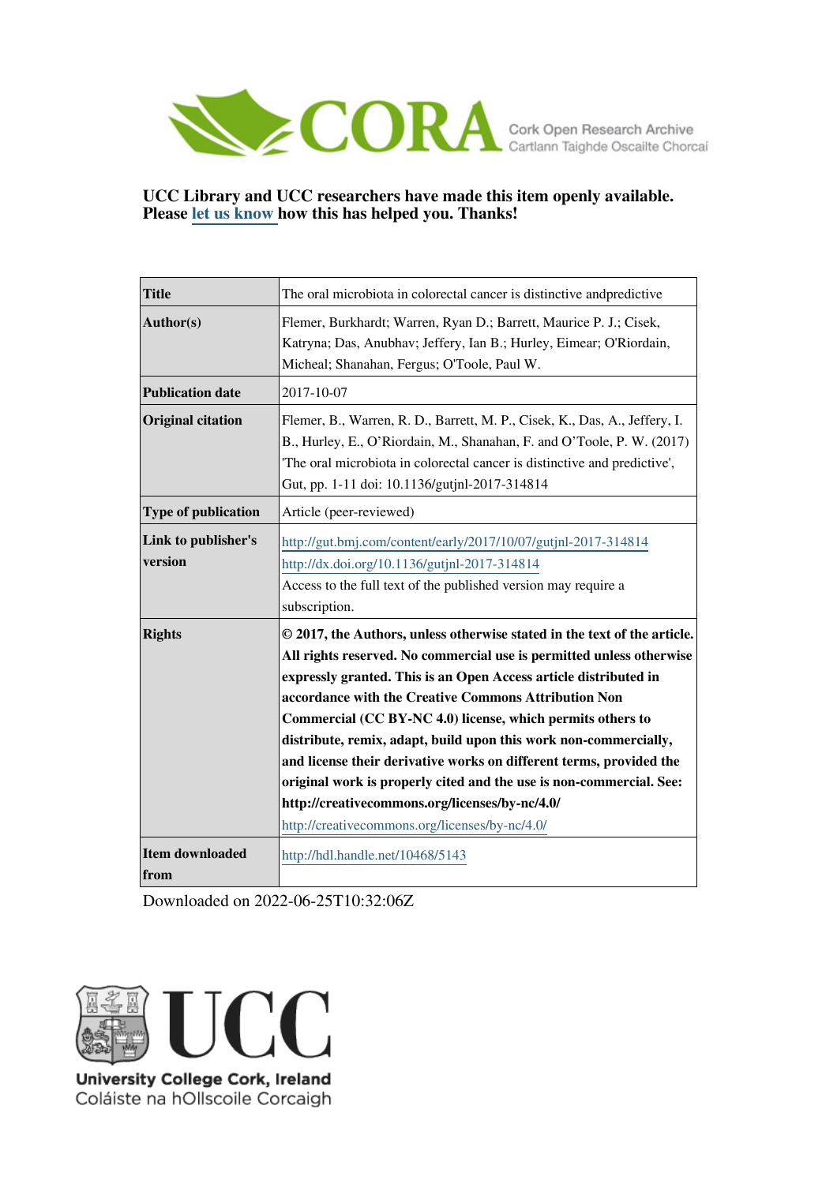CORA Cork Open Research Archive
Cartlann Taighde Oscailte Chorcaí

**UCC Library and UCC researchers have made this item openly available. Please let us know how this has helped you. Thanks!**

| **Title** | The oral microbiota in colorectal cancer is distinctive andpredictive |
| --- | --- |
| **Author(s)** | Flemer, Burkhardt; Warren, Ryan D.; Barrett, Maurice P. J.; Cisek, Katryna; Das, Anubhav; Jeffery, Ian B.; Hurley, Eimear; O'Riordain, Micheal; Shanahan, Fergus; O'Toole, Paul W. |
| **Publication date** | 2017-10-07 |
| **Original citation** | Flemer, B., Warren, R. D., Barrett, M. P., Cisek, K., Das, A., Jeffery, I. B., Hurley, E., O'Riordain, M., Shanahan, F. and O'Toole, P. W. (2017) 'The oral microbiota in colorectal cancer is distinctive and predictive', Gut, pp. 1-11 doi: 10.1136/gutjnl-2017-314814 |
| **Type of publication** | Article (peer-reviewed) |
| **Link to publisher's version** | http://gut.bmj.com/content/early/2017/10/07/gutjnl-2017-314814 http://dx.doi.org/10.1136/gutjnl-2017-314814 Access to the full text of the published version may require a subscription. |
| **Rights** | **© 2017, the Authors, unless otherwise stated in the text of the article. All rights reserved. No commercial use is permitted unless otherwise expressly granted. This is an Open Access article distributed in accordance with the Creative Commons Attribution Non Commercial (CC BY-NC 4.0) license, which permits others to distribute, remix, adapt, build upon this work non-commercially, and license their derivative works on different terms, provided the original work is properly cited and the use is non-commercial. See: http://creativecommons.org/licenses/by-nc/4.0/** http://creativecommons.org/licenses/by-nc/4.0/ |
| **Item downloaded from** | http://hdl.handle.net/10468/5143 |

Downloaded on 2022-06-25T10:32:06Z

UCC
University College Cork, Ireland
Coláiste na hOllscoile Corcaigh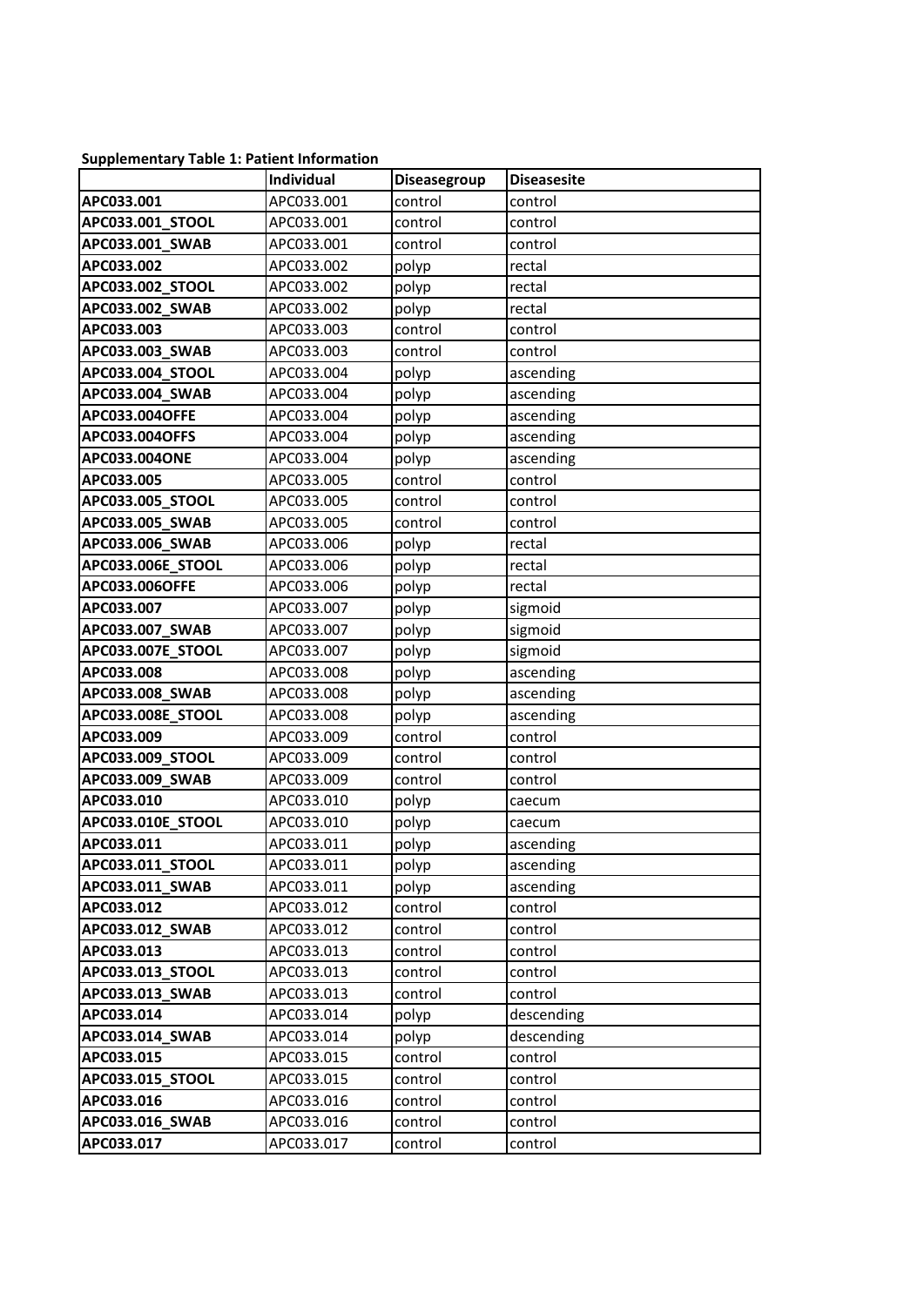**Supplementary Table 1: Patient Information**

| | Individual | Diseasegroup | Diseasesite |
|---|---|---|---|
| **APC033.001** | APC033.001 | control | control |
| **APC033.001_STOOL** | APC033.001 | control | control |
| **APC033.001_SWAB** | APC033.001 | control | control |
| **APC033.002** | APC033.002 | polyp | rectal |
| **APC033.002_STOOL** | APC033.002 | polyp | rectal |
| **APC033.002_SWAB** | APC033.002 | polyp | rectal |
| **APC033.003** | APC033.003 | control | control |
| **APC033.003_SWAB** | APC033.003 | control | control |
| **APC033.004_STOOL** | APC033.004 | polyp | ascending |
| **APC033.004_SWAB** | APC033.004 | polyp | ascending |
| **APC033.004OFFE** | APC033.004 | polyp | ascending |
| **APC033.004OFFS** | APC033.004 | polyp | ascending |
| **APC033.004ONE** | APC033.004 | polyp | ascending |
| **APC033.005** | APC033.005 | control | control |
| **APC033.005_STOOL** | APC033.005 | control | control |
| **APC033.005_SWAB** | APC033.005 | control | control |
| **APC033.006_SWAB** | APC033.006 | polyp | rectal |
| **APC033.006E_STOOL** | APC033.006 | polyp | rectal |
| **APC033.006OFFE** | APC033.006 | polyp | rectal |
| **APC033.007** | APC033.007 | polyp | sigmoid |
| **APC033.007_SWAB** | APC033.007 | polyp | sigmoid |
| **APC033.007E_STOOL** | APC033.007 | polyp | sigmoid |
| **APC033.008** | APC033.008 | polyp | ascending |
| **APC033.008_SWAB** | APC033.008 | polyp | ascending |
| **APC033.008E_STOOL** | APC033.008 | polyp | ascending |
| **APC033.009** | APC033.009 | control | control |
| **APC033.009_STOOL** | APC033.009 | control | control |
| **APC033.009_SWAB** | APC033.009 | control | control |
| **APC033.010** | APC033.010 | polyp | caecum |
| **APC033.010E_STOOL** | APC033.010 | polyp | caecum |
| **APC033.011** | APC033.011 | polyp | ascending |
| **APC033.011_STOOL** | APC033.011 | polyp | ascending |
| **APC033.011_SWAB** | APC033.011 | polyp | ascending |
| **APC033.012** | APC033.012 | control | control |
| **APC033.012_SWAB** | APC033.012 | control | control |
| **APC033.013** | APC033.013 | control | control |
| **APC033.013_STOOL** | APC033.013 | control | control |
| **APC033.013_SWAB** | APC033.013 | control | control |
| **APC033.014** | APC033.014 | polyp | descending |
| **APC033.014_SWAB** | APC033.014 | polyp | descending |
| **APC033.015** | APC033.015 | control | control |
| **APC033.015_STOOL** | APC033.015 | control | control |
| **APC033.016** | APC033.016 | control | control |
| **APC033.016_SWAB** | APC033.016 | control | control |
| **APC033.017** | APC033.017 | control | control |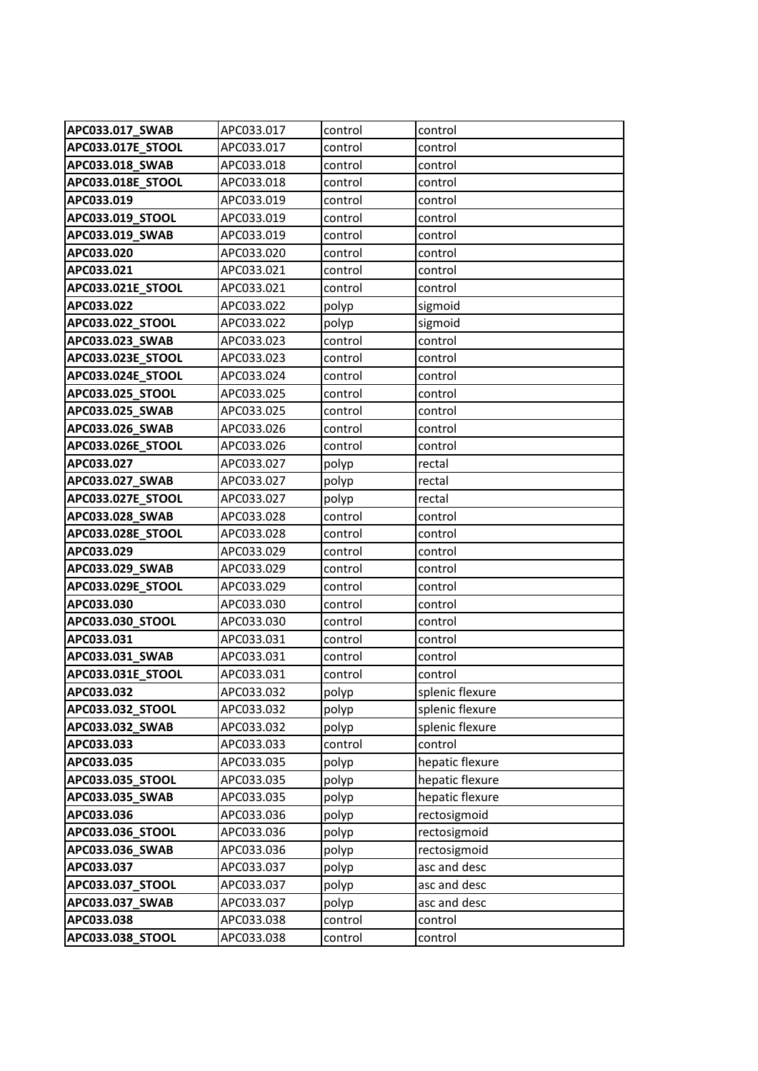| APC033.017_SWAB | APC033.017 | control | control |
|---|---|---|---|
| APC033.017E_STOOL | APC033.017 | control | control |
| APC033.018_SWAB | APC033.018 | control | control |
| APC033.018E_STOOL | APC033.018 | control | control |
| APC033.019 | APC033.019 | control | control |
| APC033.019_STOOL | APC033.019 | control | control |
| APC033.019_SWAB | APC033.019 | control | control |
| APC033.020 | APC033.020 | control | control |
| APC033.021 | APC033.021 | control | control |
| APC033.021E_STOOL | APC033.021 | control | control |
| APC033.022 | APC033.022 | polyp | sigmoid |
| APC033.022_STOOL | APC033.022 | polyp | sigmoid |
| APC033.023_SWAB | APC033.023 | control | control |
| APC033.023E_STOOL | APC033.023 | control | control |
| APC033.024E_STOOL | APC033.024 | control | control |
| APC033.025_STOOL | APC033.025 | control | control |
| APC033.025_SWAB | APC033.025 | control | control |
| APC033.026_SWAB | APC033.026 | control | control |
| APC033.026E_STOOL | APC033.026 | control | control |
| APC033.027 | APC033.027 | polyp | rectal |
| APC033.027_SWAB | APC033.027 | polyp | rectal |
| APC033.027E_STOOL | APC033.027 | polyp | rectal |
| APC033.028_SWAB | APC033.028 | control | control |
| APC033.028E_STOOL | APC033.028 | control | control |
| APC033.029 | APC033.029 | control | control |
| APC033.029_SWAB | APC033.029 | control | control |
| APC033.029E_STOOL | APC033.029 | control | control |
| APC033.030 | APC033.030 | control | control |
| APC033.030_STOOL | APC033.030 | control | control |
| APC033.031 | APC033.031 | control | control |
| APC033.031_SWAB | APC033.031 | control | control |
| APC033.031E_STOOL | APC033.031 | control | control |
| APC033.032 | APC033.032 | polyp | splenic flexure |
| APC033.032_STOOL | APC033.032 | polyp | splenic flexure |
| APC033.032_SWAB | APC033.032 | polyp | splenic flexure |
| APC033.033 | APC033.033 | control | control |
| APC033.035 | APC033.035 | polyp | hepatic flexure |
| APC033.035_STOOL | APC033.035 | polyp | hepatic flexure |
| APC033.035_SWAB | APC033.035 | polyp | hepatic flexure |
| APC033.036 | APC033.036 | polyp | rectosigmoid |
| APC033.036_STOOL | APC033.036 | polyp | rectosigmoid |
| APC033.036_SWAB | APC033.036 | polyp | rectosigmoid |
| APC033.037 | APC033.037 | polyp | asc and desc |
| APC033.037_STOOL | APC033.037 | polyp | asc and desc |
| APC033.037_SWAB | APC033.037 | polyp | asc and desc |
| APC033.038 | APC033.038 | control | control |
| APC033.038_STOOL | APC033.038 | control | control |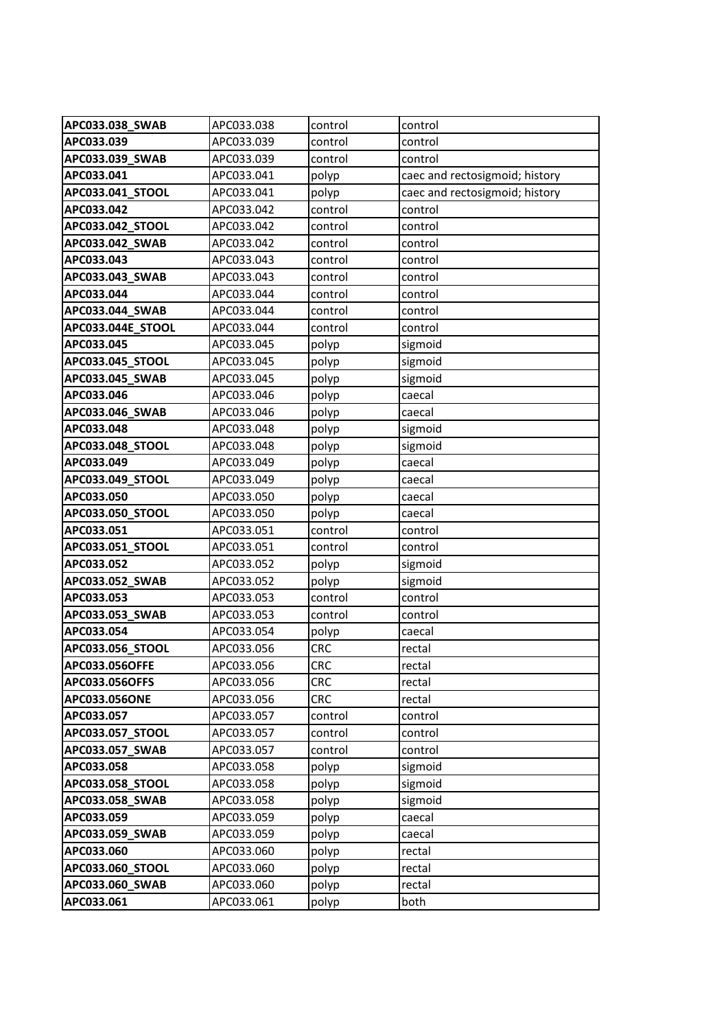| APC033.038_SWAB | APC033.038 | control | control |
|---|---|---|---|
| APC033.039 | APC033.039 | control | control |
| APC033.039_SWAB | APC033.039 | control | control |
| APC033.041 | APC033.041 | polyp | caec and rectosigmoid; history |
| APC033.041_STOOL | APC033.041 | polyp | caec and rectosigmoid; history |
| APC033.042 | APC033.042 | control | control |
| APC033.042_STOOL | APC033.042 | control | control |
| APC033.042_SWAB | APC033.042 | control | control |
| APC033.043 | APC033.043 | control | control |
| APC033.043_SWAB | APC033.043 | control | control |
| APC033.044 | APC033.044 | control | control |
| APC033.044_SWAB | APC033.044 | control | control |
| APC033.044E_STOOL | APC033.044 | control | control |
| APC033.045 | APC033.045 | polyp | sigmoid |
| APC033.045_STOOL | APC033.045 | polyp | sigmoid |
| APC033.045_SWAB | APC033.045 | polyp | sigmoid |
| APC033.046 | APC033.046 | polyp | caecal |
| APC033.046_SWAB | APC033.046 | polyp | caecal |
| APC033.048 | APC033.048 | polyp | sigmoid |
| APC033.048_STOOL | APC033.048 | polyp | sigmoid |
| APC033.049 | APC033.049 | polyp | caecal |
| APC033.049_STOOL | APC033.049 | polyp | caecal |
| APC033.050 | APC033.050 | polyp | caecal |
| APC033.050_STOOL | APC033.050 | polyp | caecal |
| APC033.051 | APC033.051 | control | control |
| APC033.051_STOOL | APC033.051 | control | control |
| APC033.052 | APC033.052 | polyp | sigmoid |
| APC033.052_SWAB | APC033.052 | polyp | sigmoid |
| APC033.053 | APC033.053 | control | control |
| APC033.053_SWAB | APC033.053 | control | control |
| APC033.054 | APC033.054 | polyp | caecal |
| APC033.056_STOOL | APC033.056 | CRC | rectal |
| APC033.056OFFE | APC033.056 | CRC | rectal |
| APC033.056OFFS | APC033.056 | CRC | rectal |
| APC033.056ONE | APC033.056 | CRC | rectal |
| APC033.057 | APC033.057 | control | control |
| APC033.057_STOOL | APC033.057 | control | control |
| APC033.057_SWAB | APC033.057 | control | control |
| APC033.058 | APC033.058 | polyp | sigmoid |
| APC033.058_STOOL | APC033.058 | polyp | sigmoid |
| APC033.058_SWAB | APC033.058 | polyp | sigmoid |
| APC033.059 | APC033.059 | polyp | caecal |
| APC033.059_SWAB | APC033.059 | polyp | caecal |
| APC033.060 | APC033.060 | polyp | rectal |
| APC033.060_STOOL | APC033.060 | polyp | rectal |
| APC033.060_SWAB | APC033.060 | polyp | rectal |
| APC033.061 | APC033.061 | polyp | both |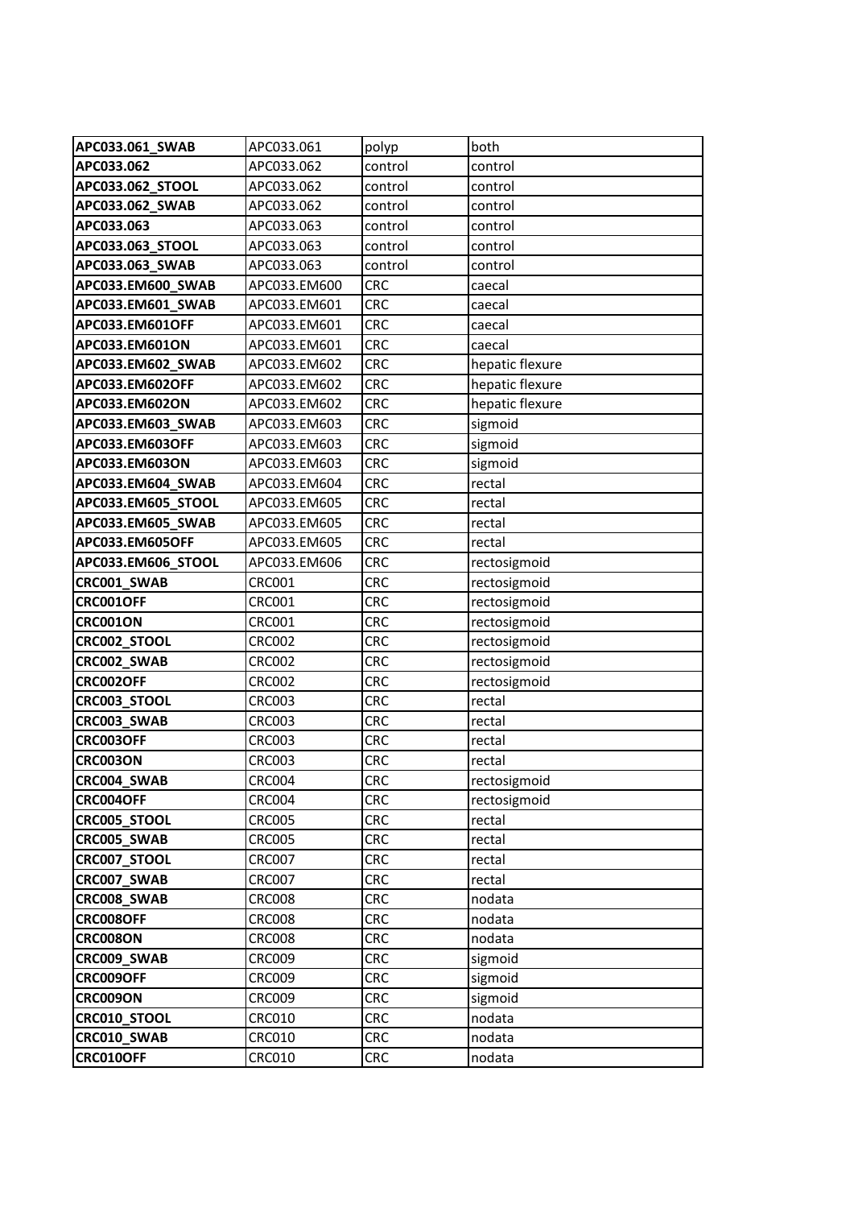| APC033.061_SWAB | APC033.061 | polyp | both |
|---|---|---|---|
| APC033.062 | APC033.062 | control | control |
| APC033.062_STOOL | APC033.062 | control | control |
| APC033.062_SWAB | APC033.062 | control | control |
| APC033.063 | APC033.063 | control | control |
| APC033.063_STOOL | APC033.063 | control | control |
| APC033.063_SWAB | APC033.063 | control | control |
| APC033.EM600_SWAB | APC033.EM600 | CRC | caecal |
| APC033.EM601_SWAB | APC033.EM601 | CRC | caecal |
| APC033.EM601OFF | APC033.EM601 | CRC | caecal |
| APC033.EM601ON | APC033.EM601 | CRC | caecal |
| APC033.EM602_SWAB | APC033.EM602 | CRC | hepatic flexure |
| APC033.EM602OFF | APC033.EM602 | CRC | hepatic flexure |
| APC033.EM602ON | APC033.EM602 | CRC | hepatic flexure |
| APC033.EM603_SWAB | APC033.EM603 | CRC | sigmoid |
| APC033.EM603OFF | APC033.EM603 | CRC | sigmoid |
| APC033.EM603ON | APC033.EM603 | CRC | sigmoid |
| APC033.EM604_SWAB | APC033.EM604 | CRC | rectal |
| APC033.EM605_STOOL | APC033.EM605 | CRC | rectal |
| APC033.EM605_SWAB | APC033.EM605 | CRC | rectal |
| APC033.EM605OFF | APC033.EM605 | CRC | rectal |
| APC033.EM606_STOOL | APC033.EM606 | CRC | rectosigmoid |
| CRC001_SWAB | CRC001 | CRC | rectosigmoid |
| CRC001OFF | CRC001 | CRC | rectosigmoid |
| CRC001ON | CRC001 | CRC | rectosigmoid |
| CRC002_STOOL | CRC002 | CRC | rectosigmoid |
| CRC002_SWAB | CRC002 | CRC | rectosigmoid |
| CRC002OFF | CRC002 | CRC | rectosigmoid |
| CRC003_STOOL | CRC003 | CRC | rectal |
| CRC003_SWAB | CRC003 | CRC | rectal |
| CRC003OFF | CRC003 | CRC | rectal |
| CRC003ON | CRC003 | CRC | rectal |
| CRC004_SWAB | CRC004 | CRC | rectosigmoid |
| CRC004OFF | CRC004 | CRC | rectosigmoid |
| CRC005_STOOL | CRC005 | CRC | rectal |
| CRC005_SWAB | CRC005 | CRC | rectal |
| CRC007_STOOL | CRC007 | CRC | rectal |
| CRC007_SWAB | CRC007 | CRC | rectal |
| CRC008_SWAB | CRC008 | CRC | nodata |
| CRC008OFF | CRC008 | CRC | nodata |
| CRC008ON | CRC008 | CRC | nodata |
| CRC009_SWAB | CRC009 | CRC | sigmoid |
| CRC009OFF | CRC009 | CRC | sigmoid |
| CRC009ON | CRC009 | CRC | sigmoid |
| CRC010_STOOL | CRC010 | CRC | nodata |
| CRC010_SWAB | CRC010 | CRC | nodata |
| CRC010OFF | CRC010 | CRC | nodata |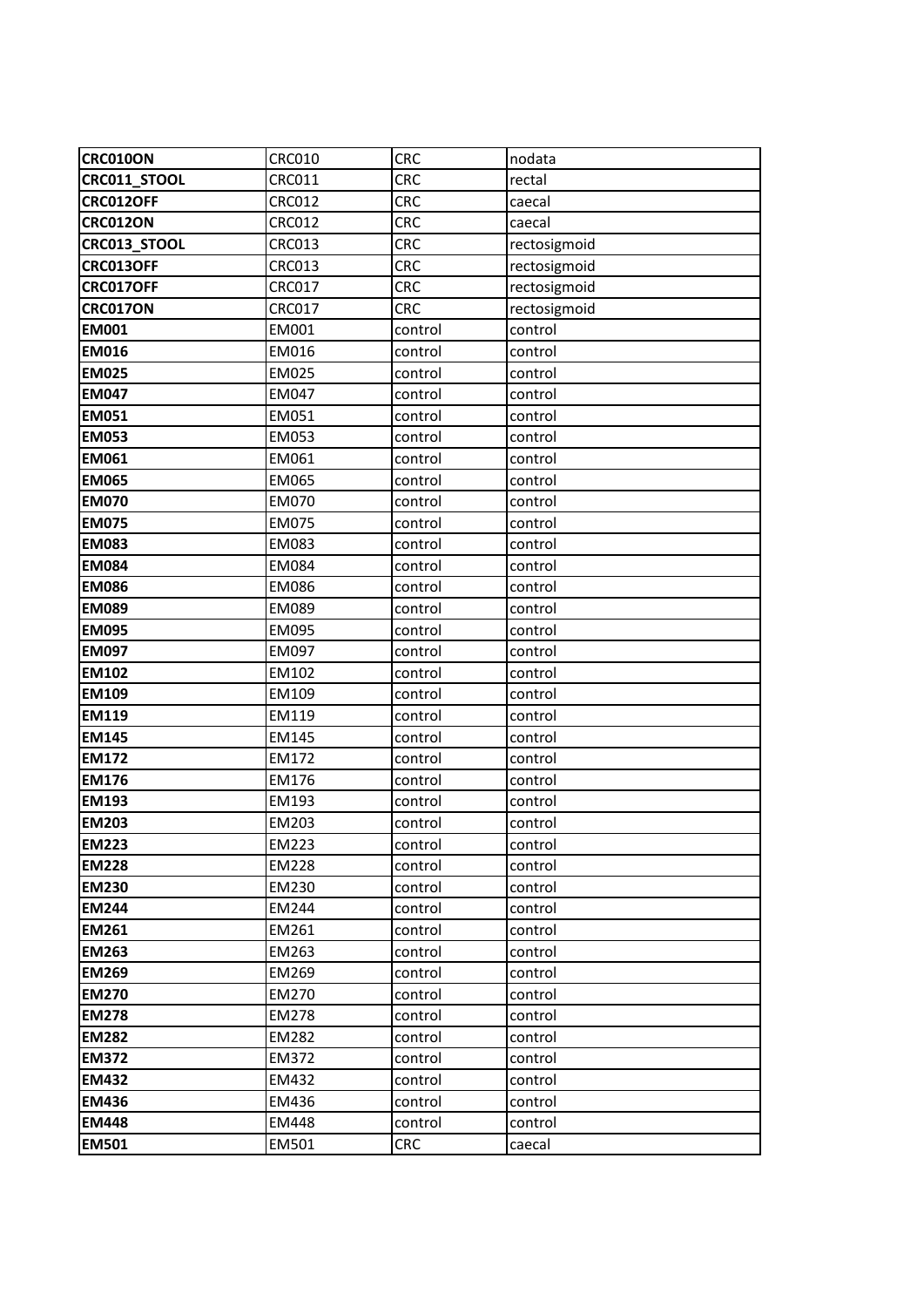| **CRC010ON** | CRC010 | CRC | nodata |
|---|---|---|---|
| **CRC011_STOOL** | CRC011 | CRC | rectal |
| **CRC012OFF** | CRC012 | CRC | caecal |
| **CRC012ON** | CRC012 | CRC | caecal |
| **CRC013_STOOL** | CRC013 | CRC | rectosigmoid |
| **CRC013OFF** | CRC013 | CRC | rectosigmoid |
| **CRC017OFF** | CRC017 | CRC | rectosigmoid |
| **CRC017ON** | CRC017 | CRC | rectosigmoid |
| **EM001** | EM001 | control | control |
| **EM016** | EM016 | control | control |
| **EM025** | EM025 | control | control |
| **EM047** | EM047 | control | control |
| **EM051** | EM051 | control | control |
| **EM053** | EM053 | control | control |
| **EM061** | EM061 | control | control |
| **EM065** | EM065 | control | control |
| **EM070** | EM070 | control | control |
| **EM075** | EM075 | control | control |
| **EM083** | EM083 | control | control |
| **EM084** | EM084 | control | control |
| **EM086** | EM086 | control | control |
| **EM089** | EM089 | control | control |
| **EM095** | EM095 | control | control |
| **EM097** | EM097 | control | control |
| **EM102** | EM102 | control | control |
| **EM109** | EM109 | control | control |
| **EM119** | EM119 | control | control |
| **EM145** | EM145 | control | control |
| **EM172** | EM172 | control | control |
| **EM176** | EM176 | control | control |
| **EM193** | EM193 | control | control |
| **EM203** | EM203 | control | control |
| **EM223** | EM223 | control | control |
| **EM228** | EM228 | control | control |
| **EM230** | EM230 | control | control |
| **EM244** | EM244 | control | control |
| **EM261** | EM261 | control | control |
| **EM263** | EM263 | control | control |
| **EM269** | EM269 | control | control |
| **EM270** | EM270 | control | control |
| **EM278** | EM278 | control | control |
| **EM282** | EM282 | control | control |
| **EM372** | EM372 | control | control |
| **EM432** | EM432 | control | control |
| **EM436** | EM436 | control | control |
| **EM448** | EM448 | control | control |
| **EM501** | EM501 | CRC | caecal |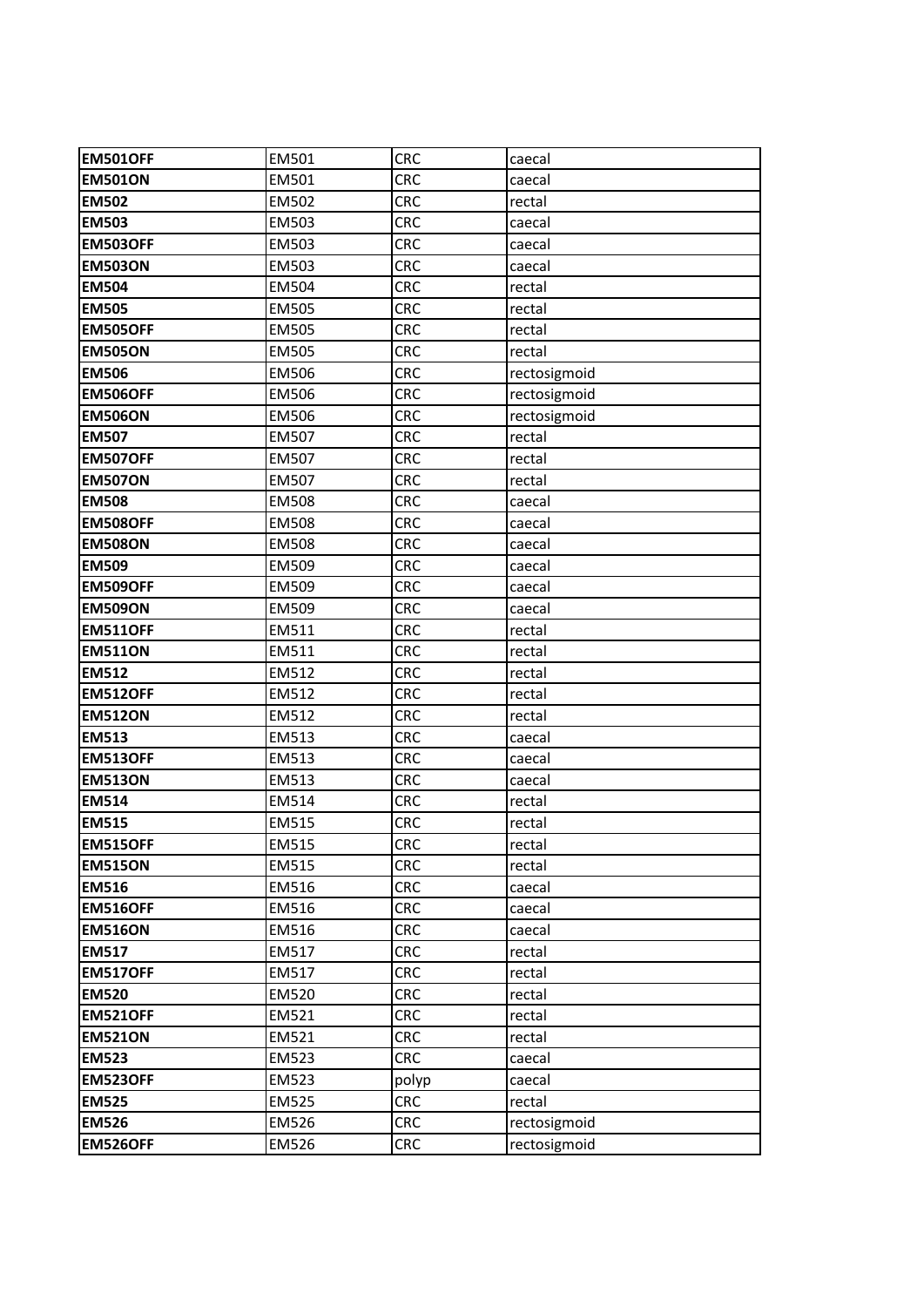| **EM501OFF** | EM501 | CRC | caecal |
|---|---|---|---|
| **EM501ON** | EM501 | CRC | caecal |
| **EM502** | EM502 | CRC | rectal |
| **EM503** | EM503 | CRC | caecal |
| **EM503OFF** | EM503 | CRC | caecal |
| **EM503ON** | EM503 | CRC | caecal |
| **EM504** | EM504 | CRC | rectal |
| **EM505** | EM505 | CRC | rectal |
| **EM505OFF** | EM505 | CRC | rectal |
| **EM505ON** | EM505 | CRC | rectal |
| **EM506** | EM506 | CRC | rectosigmoid |
| **EM506OFF** | EM506 | CRC | rectosigmoid |
| **EM506ON** | EM506 | CRC | rectosigmoid |
| **EM507** | EM507 | CRC | rectal |
| **EM507OFF** | EM507 | CRC | rectal |
| **EM507ON** | EM507 | CRC | rectal |
| **EM508** | EM508 | CRC | caecal |
| **EM508OFF** | EM508 | CRC | caecal |
| **EM508ON** | EM508 | CRC | caecal |
| **EM509** | EM509 | CRC | caecal |
| **EM509OFF** | EM509 | CRC | caecal |
| **EM509ON** | EM509 | CRC | caecal |
| **EM511OFF** | EM511 | CRC | rectal |
| **EM511ON** | EM511 | CRC | rectal |
| **EM512** | EM512 | CRC | rectal |
| **EM512OFF** | EM512 | CRC | rectal |
| **EM512ON** | EM512 | CRC | rectal |
| **EM513** | EM513 | CRC | caecal |
| **EM513OFF** | EM513 | CRC | caecal |
| **EM513ON** | EM513 | CRC | caecal |
| **EM514** | EM514 | CRC | rectal |
| **EM515** | EM515 | CRC | rectal |
| **EM515OFF** | EM515 | CRC | rectal |
| **EM515ON** | EM515 | CRC | rectal |
| **EM516** | EM516 | CRC | caecal |
| **EM516OFF** | EM516 | CRC | caecal |
| **EM516ON** | EM516 | CRC | caecal |
| **EM517** | EM517 | CRC | rectal |
| **EM517OFF** | EM517 | CRC | rectal |
| **EM520** | EM520 | CRC | rectal |
| **EM521OFF** | EM521 | CRC | rectal |
| **EM521ON** | EM521 | CRC | rectal |
| **EM523** | EM523 | CRC | caecal |
| **EM523OFF** | EM523 | polyp | caecal |
| **EM525** | EM525 | CRC | rectal |
| **EM526** | EM526 | CRC | rectosigmoid |
| **EM526OFF** | EM526 | CRC | rectosigmoid |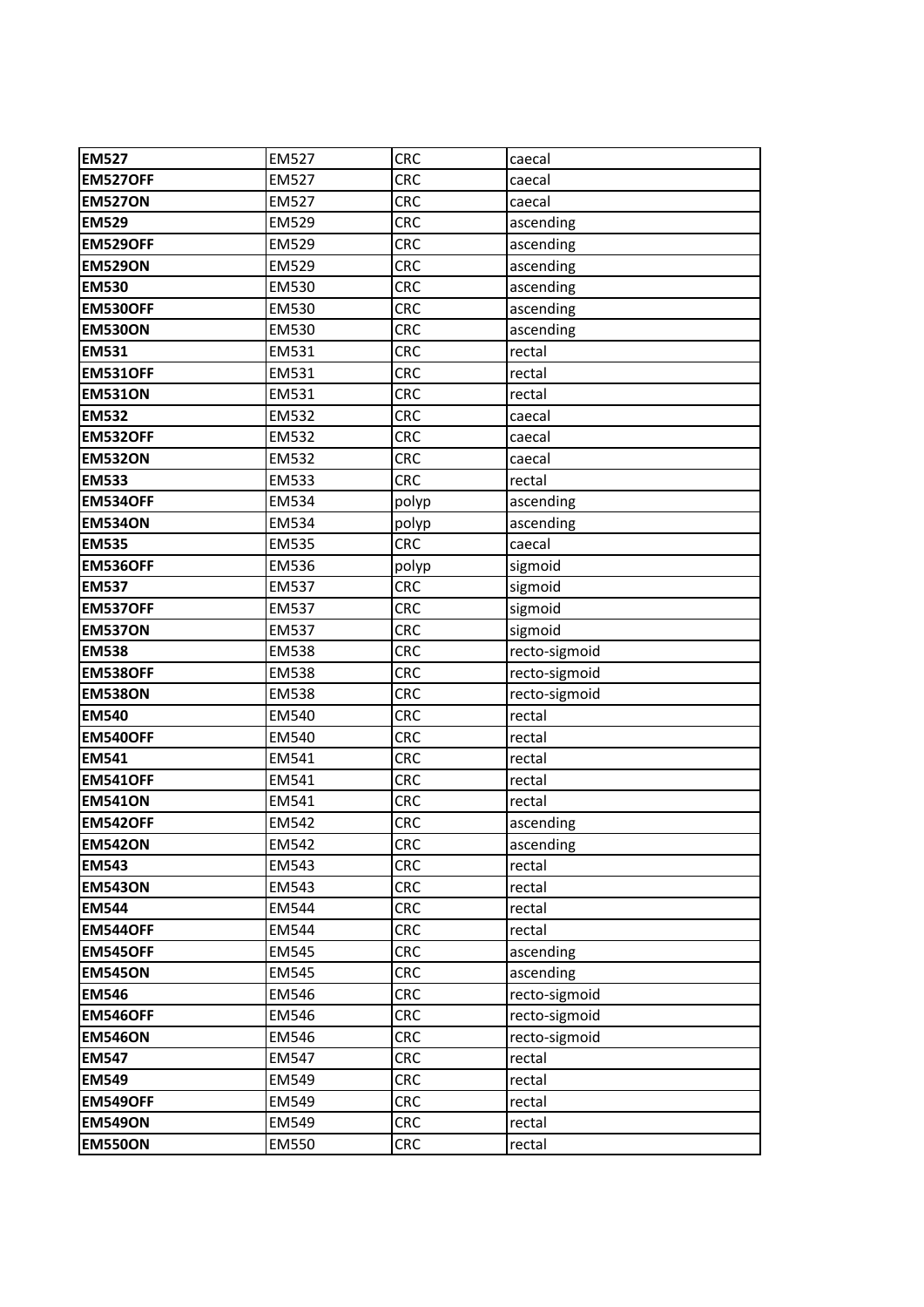| **EM527** | EM527 | CRC | caecal |
|---|---|---|---|
| **EM527OFF** | EM527 | CRC | caecal |
| **EM527ON** | EM527 | CRC | caecal |
| **EM529** | EM529 | CRC | ascending |
| **EM529OFF** | EM529 | CRC | ascending |
| **EM529ON** | EM529 | CRC | ascending |
| **EM530** | EM530 | CRC | ascending |
| **EM530OFF** | EM530 | CRC | ascending |
| **EM530ON** | EM530 | CRC | ascending |
| **EM531** | EM531 | CRC | rectal |
| **EM531OFF** | EM531 | CRC | rectal |
| **EM531ON** | EM531 | CRC | rectal |
| **EM532** | EM532 | CRC | caecal |
| **EM532OFF** | EM532 | CRC | caecal |
| **EM532ON** | EM532 | CRC | caecal |
| **EM533** | EM533 | CRC | rectal |
| **EM534OFF** | EM534 | polyp | ascending |
| **EM534ON** | EM534 | polyp | ascending |
| **EM535** | EM535 | CRC | caecal |
| **EM536OFF** | EM536 | polyp | sigmoid |
| **EM537** | EM537 | CRC | sigmoid |
| **EM537OFF** | EM537 | CRC | sigmoid |
| **EM537ON** | EM537 | CRC | sigmoid |
| **EM538** | EM538 | CRC | recto-sigmoid |
| **EM538OFF** | EM538 | CRC | recto-sigmoid |
| **EM538ON** | EM538 | CRC | recto-sigmoid |
| **EM540** | EM540 | CRC | rectal |
| **EM540OFF** | EM540 | CRC | rectal |
| **EM541** | EM541 | CRC | rectal |
| **EM541OFF** | EM541 | CRC | rectal |
| **EM541ON** | EM541 | CRC | rectal |
| **EM542OFF** | EM542 | CRC | ascending |
| **EM542ON** | EM542 | CRC | ascending |
| **EM543** | EM543 | CRC | rectal |
| **EM543ON** | EM543 | CRC | rectal |
| **EM544** | EM544 | CRC | rectal |
| **EM544OFF** | EM544 | CRC | rectal |
| **EM545OFF** | EM545 | CRC | ascending |
| **EM545ON** | EM545 | CRC | ascending |
| **EM546** | EM546 | CRC | recto-sigmoid |
| **EM546OFF** | EM546 | CRC | recto-sigmoid |
| **EM546ON** | EM546 | CRC | recto-sigmoid |
| **EM547** | EM547 | CRC | rectal |
| **EM549** | EM549 | CRC | rectal |
| **EM549OFF** | EM549 | CRC | rectal |
| **EM549ON** | EM549 | CRC | rectal |
| **EM550ON** | EM550 | CRC | rectal |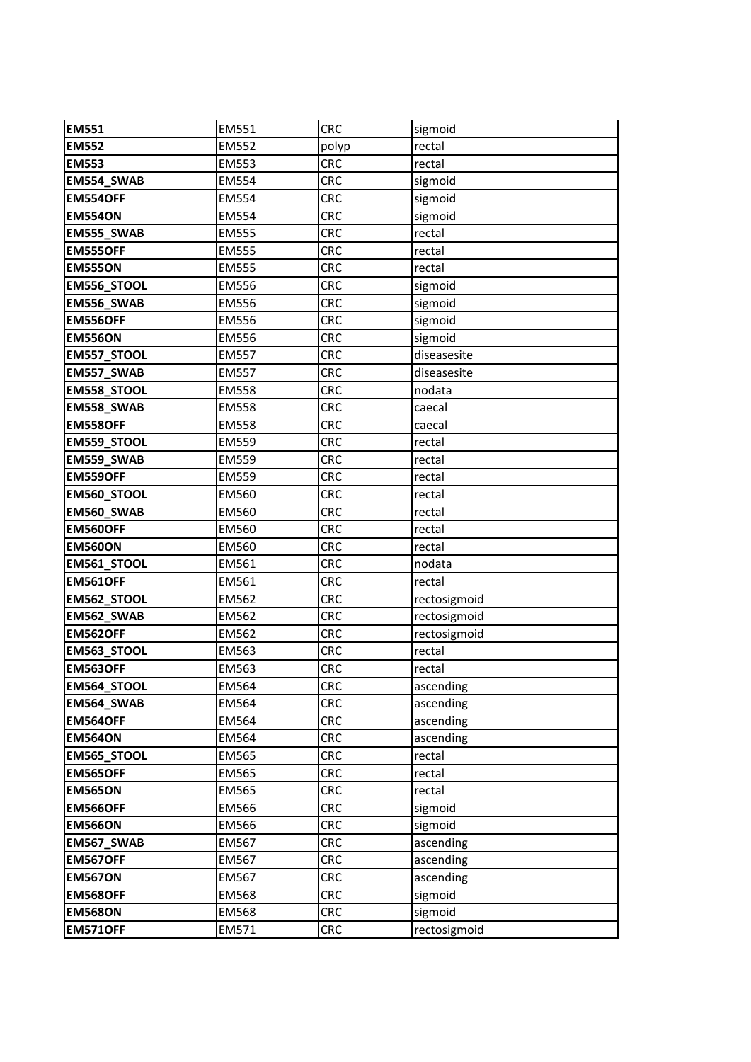| **EM551** | EM551 | CRC | sigmoid |
|---|---|---|---|
| **EM552** | EM552 | polyp | rectal |
| **EM553** | EM553 | CRC | rectal |
| **EM554_SWAB** | EM554 | CRC | sigmoid |
| **EM554OFF** | EM554 | CRC | sigmoid |
| **EM554ON** | EM554 | CRC | sigmoid |
| **EM555_SWAB** | EM555 | CRC | rectal |
| **EM555OFF** | EM555 | CRC | rectal |
| **EM555ON** | EM555 | CRC | rectal |
| **EM556_STOOL** | EM556 | CRC | sigmoid |
| **EM556_SWAB** | EM556 | CRC | sigmoid |
| **EM556OFF** | EM556 | CRC | sigmoid |
| **EM556ON** | EM556 | CRC | sigmoid |
| **EM557_STOOL** | EM557 | CRC | diseasesite |
| **EM557_SWAB** | EM557 | CRC | diseasesite |
| **EM558_STOOL** | EM558 | CRC | nodata |
| **EM558_SWAB** | EM558 | CRC | caecal |
| **EM558OFF** | EM558 | CRC | caecal |
| **EM559_STOOL** | EM559 | CRC | rectal |
| **EM559_SWAB** | EM559 | CRC | rectal |
| **EM559OFF** | EM559 | CRC | rectal |
| **EM560_STOOL** | EM560 | CRC | rectal |
| **EM560_SWAB** | EM560 | CRC | rectal |
| **EM560OFF** | EM560 | CRC | rectal |
| **EM560ON** | EM560 | CRC | rectal |
| **EM561_STOOL** | EM561 | CRC | nodata |
| **EM561OFF** | EM561 | CRC | rectal |
| **EM562_STOOL** | EM562 | CRC | rectosigmoid |
| **EM562_SWAB** | EM562 | CRC | rectosigmoid |
| **EM562OFF** | EM562 | CRC | rectosigmoid |
| **EM563_STOOL** | EM563 | CRC | rectal |
| **EM563OFF** | EM563 | CRC | rectal |
| **EM564_STOOL** | EM564 | CRC | ascending |
| **EM564_SWAB** | EM564 | CRC | ascending |
| **EM564OFF** | EM564 | CRC | ascending |
| **EM564ON** | EM564 | CRC | ascending |
| **EM565_STOOL** | EM565 | CRC | rectal |
| **EM565OFF** | EM565 | CRC | rectal |
| **EM565ON** | EM565 | CRC | rectal |
| **EM566OFF** | EM566 | CRC | sigmoid |
| **EM566ON** | EM566 | CRC | sigmoid |
| **EM567_SWAB** | EM567 | CRC | ascending |
| **EM567OFF** | EM567 | CRC | ascending |
| **EM567ON** | EM567 | CRC | ascending |
| **EM568OFF** | EM568 | CRC | sigmoid |
| **EM568ON** | EM568 | CRC | sigmoid |
| **EM571OFF** | EM571 | CRC | rectosigmoid |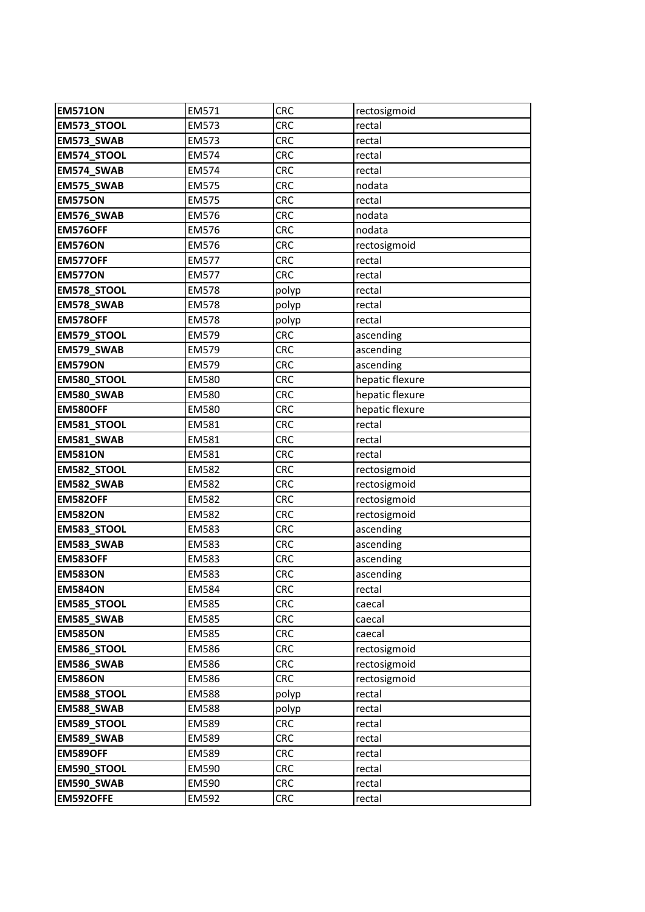| **EM571ON** | EM571 | CRC | rectosigmoid |
|---|---|---|---|
| **EM573_STOOL** | EM573 | CRC | rectal |
| **EM573_SWAB** | EM573 | CRC | rectal |
| **EM574_STOOL** | EM574 | CRC | rectal |
| **EM574_SWAB** | EM574 | CRC | rectal |
| **EM575_SWAB** | EM575 | CRC | nodata |
| **EM575ON** | EM575 | CRC | rectal |
| **EM576_SWAB** | EM576 | CRC | nodata |
| **EM576OFF** | EM576 | CRC | nodata |
| **EM576ON** | EM576 | CRC | rectosigmoid |
| **EM577OFF** | EM577 | CRC | rectal |
| **EM577ON** | EM577 | CRC | rectal |
| **EM578_STOOL** | EM578 | polyp | rectal |
| **EM578_SWAB** | EM578 | polyp | rectal |
| **EM578OFF** | EM578 | polyp | rectal |
| **EM579_STOOL** | EM579 | CRC | ascending |
| **EM579_SWAB** | EM579 | CRC | ascending |
| **EM579ON** | EM579 | CRC | ascending |
| **EM580_STOOL** | EM580 | CRC | hepatic flexure |
| **EM580_SWAB** | EM580 | CRC | hepatic flexure |
| **EM580OFF** | EM580 | CRC | hepatic flexure |
| **EM581_STOOL** | EM581 | CRC | rectal |
| **EM581_SWAB** | EM581 | CRC | rectal |
| **EM581ON** | EM581 | CRC | rectal |
| **EM582_STOOL** | EM582 | CRC | rectosigmoid |
| **EM582_SWAB** | EM582 | CRC | rectosigmoid |
| **EM582OFF** | EM582 | CRC | rectosigmoid |
| **EM582ON** | EM582 | CRC | rectosigmoid |
| **EM583_STOOL** | EM583 | CRC | ascending |
| **EM583_SWAB** | EM583 | CRC | ascending |
| **EM583OFF** | EM583 | CRC | ascending |
| **EM583ON** | EM583 | CRC | ascending |
| **EM584ON** | EM584 | CRC | rectal |
| **EM585_STOOL** | EM585 | CRC | caecal |
| **EM585_SWAB** | EM585 | CRC | caecal |
| **EM585ON** | EM585 | CRC | caecal |
| **EM586_STOOL** | EM586 | CRC | rectosigmoid |
| **EM586_SWAB** | EM586 | CRC | rectosigmoid |
| **EM586ON** | EM586 | CRC | rectosigmoid |
| **EM588_STOOL** | EM588 | polyp | rectal |
| **EM588_SWAB** | EM588 | polyp | rectal |
| **EM589_STOOL** | EM589 | CRC | rectal |
| **EM589_SWAB** | EM589 | CRC | rectal |
| **EM589OFF** | EM589 | CRC | rectal |
| **EM590_STOOL** | EM590 | CRC | rectal |
| **EM590_SWAB** | EM590 | CRC | rectal |
| **EM592OFFE** | EM592 | CRC | rectal |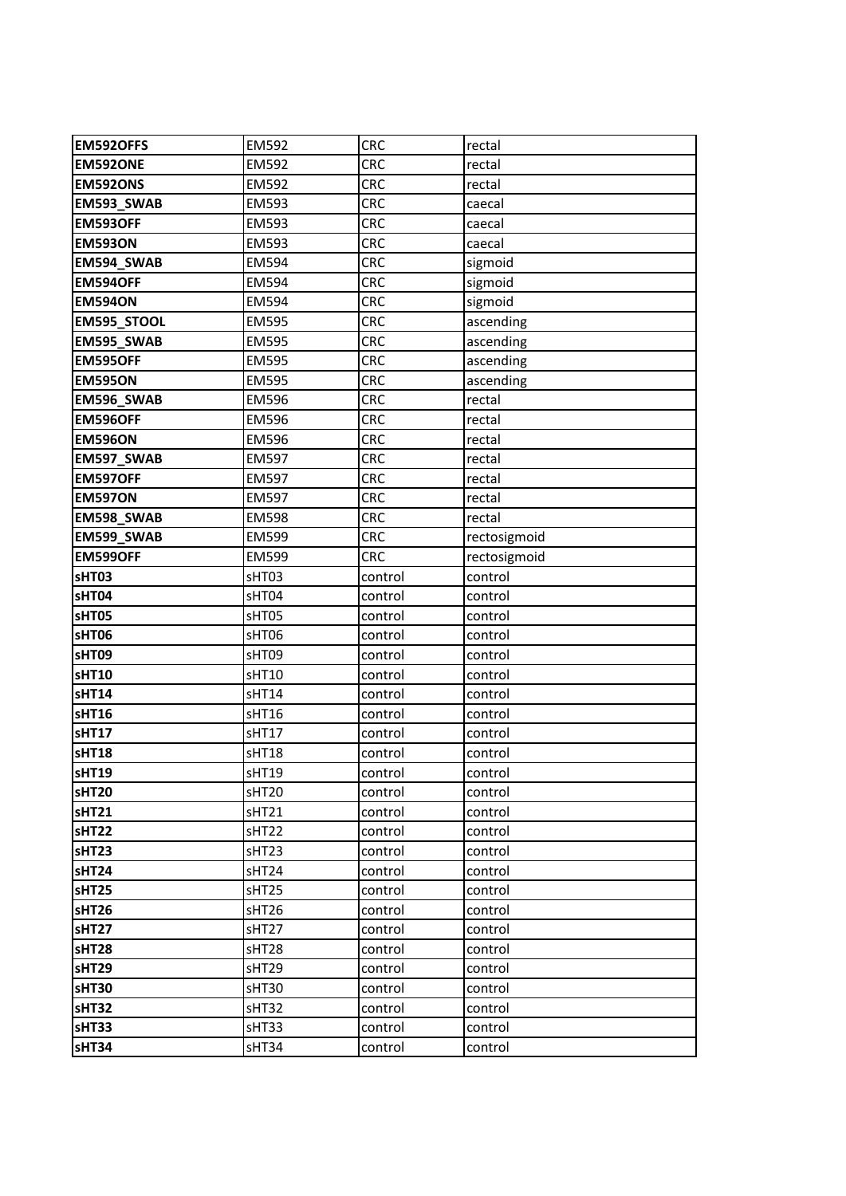| **EM592OFFS** | EM592 | CRC | rectal |
|---|---|---|---|
| **EM592ONE** | EM592 | CRC | rectal |
| **EM592ONS** | EM592 | CRC | rectal |
| **EM593_SWAB** | EM593 | CRC | caecal |
| **EM593OFF** | EM593 | CRC | caecal |
| **EM593ON** | EM593 | CRC | caecal |
| **EM594_SWAB** | EM594 | CRC | sigmoid |
| **EM594OFF** | EM594 | CRC | sigmoid |
| **EM594ON** | EM594 | CRC | sigmoid |
| **EM595_STOOL** | EM595 | CRC | ascending |
| **EM595_SWAB** | EM595 | CRC | ascending |
| **EM595OFF** | EM595 | CRC | ascending |
| **EM595ON** | EM595 | CRC | ascending |
| **EM596_SWAB** | EM596 | CRC | rectal |
| **EM596OFF** | EM596 | CRC | rectal |
| **EM596ON** | EM596 | CRC | rectal |
| **EM597_SWAB** | EM597 | CRC | rectal |
| **EM597OFF** | EM597 | CRC | rectal |
| **EM597ON** | EM597 | CRC | rectal |
| **EM598_SWAB** | EM598 | CRC | rectal |
| **EM599_SWAB** | EM599 | CRC | rectosigmoid |
| **EM599OFF** | EM599 | CRC | rectosigmoid |
| **sHT03** | sHT03 | control | control |
| **sHT04** | sHT04 | control | control |
| **sHT05** | sHT05 | control | control |
| **sHT06** | sHT06 | control | control |
| **sHT09** | sHT09 | control | control |
| **sHT10** | sHT10 | control | control |
| **sHT14** | sHT14 | control | control |
| **sHT16** | sHT16 | control | control |
| **sHT17** | sHT17 | control | control |
| **sHT18** | sHT18 | control | control |
| **sHT19** | sHT19 | control | control |
| **sHT20** | sHT20 | control | control |
| **sHT21** | sHT21 | control | control |
| **sHT22** | sHT22 | control | control |
| **sHT23** | sHT23 | control | control |
| **sHT24** | sHT24 | control | control |
| **sHT25** | sHT25 | control | control |
| **sHT26** | sHT26 | control | control |
| **sHT27** | sHT27 | control | control |
| **sHT28** | sHT28 | control | control |
| **sHT29** | sHT29 | control | control |
| **sHT30** | sHT30 | control | control |
| **sHT32** | sHT32 | control | control |
| **sHT33** | sHT33 | control | control |
| **sHT34** | sHT34 | control | control |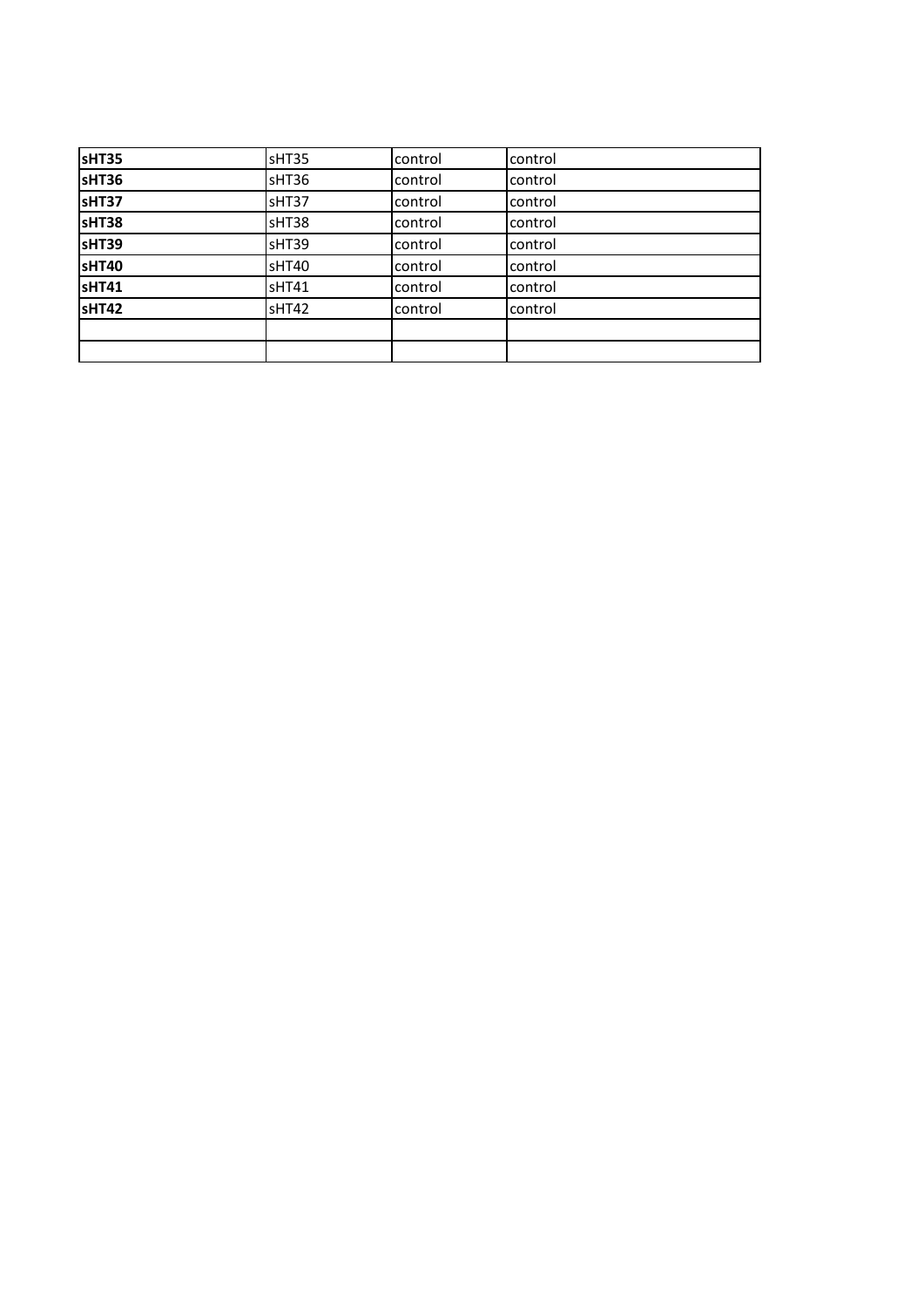| | | | |
|---|---|---|---|
| **sHT35** | sHT35 | control | control |
| **sHT36** | sHT36 | control | control |
| **sHT37** | sHT37 | control | control |
| **sHT38** | sHT38 | control | control |
| **sHT39** | sHT39 | control | control |
| **sHT40** | sHT40 | control | control |
| **sHT41** | sHT41 | control | control |
| **sHT42** | sHT42 | control | control |
| | | | |
| | | | |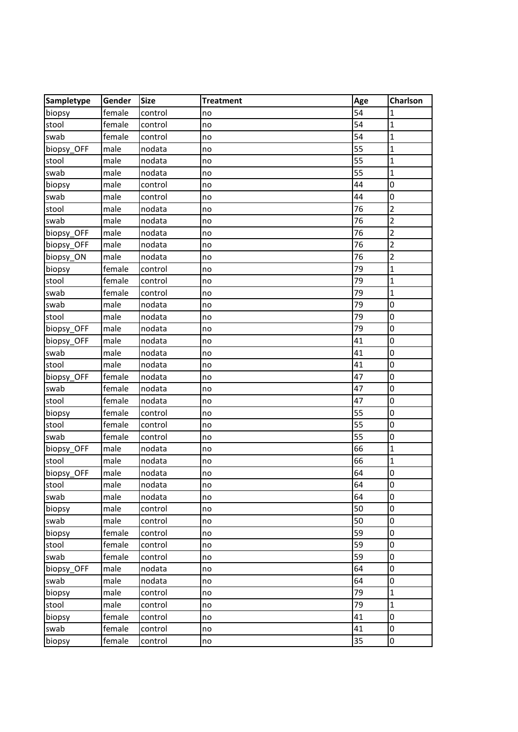| Sampletype | Gender | Size | Treatment | Age | Charlson |
|---|---|---|---|---|---|
| biopsy | female | control | no | 54 | 1 |
| stool | female | control | no | 54 | 1 |
| swab | female | control | no | 54 | 1 |
| biopsy_OFF | male | nodata | no | 55 | 1 |
| stool | male | nodata | no | 55 | 1 |
| swab | male | nodata | no | 55 | 1 |
| biopsy | male | control | no | 44 | 0 |
| swab | male | control | no | 44 | 0 |
| stool | male | nodata | no | 76 | 2 |
| swab | male | nodata | no | 76 | 2 |
| biopsy_OFF | male | nodata | no | 76 | 2 |
| biopsy_OFF | male | nodata | no | 76 | 2 |
| biopsy_ON | male | nodata | no | 76 | 2 |
| biopsy | female | control | no | 79 | 1 |
| stool | female | control | no | 79 | 1 |
| swab | female | control | no | 79 | 1 |
| swab | male | nodata | no | 79 | 0 |
| stool | male | nodata | no | 79 | 0 |
| biopsy_OFF | male | nodata | no | 79 | 0 |
| biopsy_OFF | male | nodata | no | 41 | 0 |
| swab | male | nodata | no | 41 | 0 |
| stool | male | nodata | no | 41 | 0 |
| biopsy_OFF | female | nodata | no | 47 | 0 |
| swab | female | nodata | no | 47 | 0 |
| stool | female | nodata | no | 47 | 0 |
| biopsy | female | control | no | 55 | 0 |
| stool | female | control | no | 55 | 0 |
| swab | female | control | no | 55 | 0 |
| biopsy_OFF | male | nodata | no | 66 | 1 |
| stool | male | nodata | no | 66 | 1 |
| biopsy_OFF | male | nodata | no | 64 | 0 |
| stool | male | nodata | no | 64 | 0 |
| swab | male | nodata | no | 64 | 0 |
| biopsy | male | control | no | 50 | 0 |
| swab | male | control | no | 50 | 0 |
| biopsy | female | control | no | 59 | 0 |
| stool | female | control | no | 59 | 0 |
| swab | female | control | no | 59 | 0 |
| biopsy_OFF | male | nodata | no | 64 | 0 |
| swab | male | nodata | no | 64 | 0 |
| biopsy | male | control | no | 79 | 1 |
| stool | male | control | no | 79 | 1 |
| biopsy | female | control | no | 41 | 0 |
| swab | female | control | no | 41 | 0 |
| biopsy | female | control | no | 35 | 0 |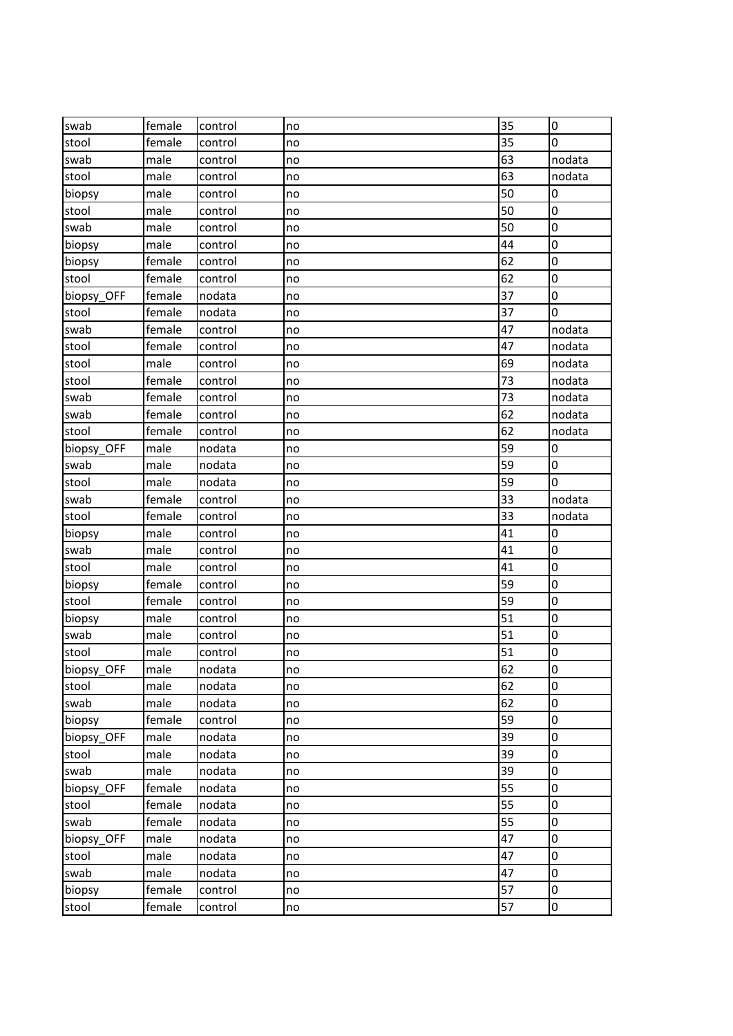| | | | | | |
|---|---|---|---|---|---|
| swab | female | control | no | 35 | 0 |
| stool | female | control | no | 35 | 0 |
| swab | male | control | no | 63 | nodata |
| stool | male | control | no | 63 | nodata |
| biopsy | male | control | no | 50 | 0 |
| stool | male | control | no | 50 | 0 |
| swab | male | control | no | 50 | 0 |
| biopsy | male | control | no | 44 | 0 |
| biopsy | female | control | no | 62 | 0 |
| stool | female | control | no | 62 | 0 |
| biopsy_OFF | female | nodata | no | 37 | 0 |
| stool | female | nodata | no | 37 | 0 |
| swab | female | control | no | 47 | nodata |
| stool | female | control | no | 47 | nodata |
| stool | male | control | no | 69 | nodata |
| stool | female | control | no | 73 | nodata |
| swab | female | control | no | 73 | nodata |
| swab | female | control | no | 62 | nodata |
| stool | female | control | no | 62 | nodata |
| biopsy_OFF | male | nodata | no | 59 | 0 |
| swab | male | nodata | no | 59 | 0 |
| stool | male | nodata | no | 59 | 0 |
| swab | female | control | no | 33 | nodata |
| stool | female | control | no | 33 | nodata |
| biopsy | male | control | no | 41 | 0 |
| swab | male | control | no | 41 | 0 |
| stool | male | control | no | 41 | 0 |
| biopsy | female | control | no | 59 | 0 |
| stool | female | control | no | 59 | 0 |
| biopsy | male | control | no | 51 | 0 |
| swab | male | control | no | 51 | 0 |
| stool | male | control | no | 51 | 0 |
| biopsy_OFF | male | nodata | no | 62 | 0 |
| stool | male | nodata | no | 62 | 0 |
| swab | male | nodata | no | 62 | 0 |
| biopsy | female | control | no | 59 | 0 |
| biopsy_OFF | male | nodata | no | 39 | 0 |
| stool | male | nodata | no | 39 | 0 |
| swab | male | nodata | no | 39 | 0 |
| biopsy_OFF | female | nodata | no | 55 | 0 |
| stool | female | nodata | no | 55 | 0 |
| swab | female | nodata | no | 55 | 0 |
| biopsy_OFF | male | nodata | no | 47 | 0 |
| stool | male | nodata | no | 47 | 0 |
| swab | male | nodata | no | 47 | 0 |
| biopsy | female | control | no | 57 | 0 |
| stool | female | control | no | 57 | 0 |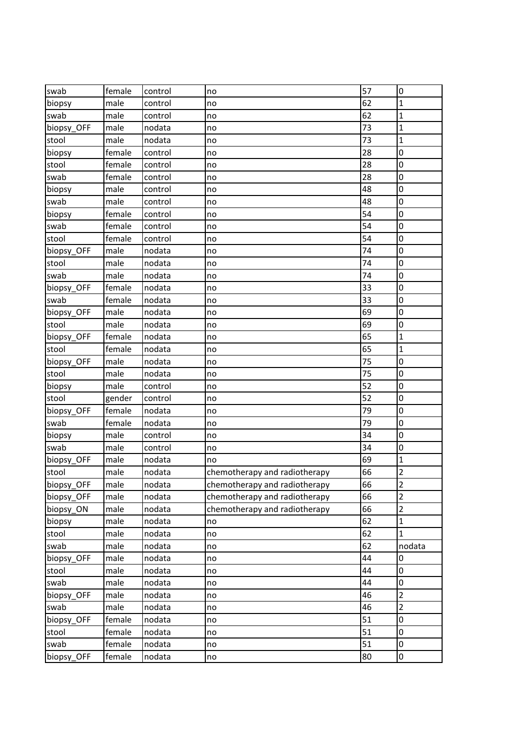| swab | female | control | no | 57 | 0 |
|---|---|---|---|---|---|
| biopsy | male | control | no | 62 | 1 |
| swab | male | control | no | 62 | 1 |
| biopsy_OFF | male | nodata | no | 73 | 1 |
| stool | male | nodata | no | 73 | 1 |
| biopsy | female | control | no | 28 | 0 |
| stool | female | control | no | 28 | 0 |
| swab | female | control | no | 28 | 0 |
| biopsy | male | control | no | 48 | 0 |
| swab | male | control | no | 48 | 0 |
| biopsy | female | control | no | 54 | 0 |
| swab | female | control | no | 54 | 0 |
| stool | female | control | no | 54 | 0 |
| biopsy_OFF | male | nodata | no | 74 | 0 |
| stool | male | nodata | no | 74 | 0 |
| swab | male | nodata | no | 74 | 0 |
| biopsy_OFF | female | nodata | no | 33 | 0 |
| swab | female | nodata | no | 33 | 0 |
| biopsy_OFF | male | nodata | no | 69 | 0 |
| stool | male | nodata | no | 69 | 0 |
| biopsy_OFF | female | nodata | no | 65 | 1 |
| stool | female | nodata | no | 65 | 1 |
| biopsy_OFF | male | nodata | no | 75 | 0 |
| stool | male | nodata | no | 75 | 0 |
| biopsy | male | control | no | 52 | 0 |
| stool | gender | control | no | 52 | 0 |
| biopsy_OFF | female | nodata | no | 79 | 0 |
| swab | female | nodata | no | 79 | 0 |
| biopsy | male | control | no | 34 | 0 |
| swab | male | control | no | 34 | 0 |
| biopsy_OFF | male | nodata | no | 69 | 1 |
| stool | male | nodata | chemotherapy and radiotherapy | 66 | 2 |
| biopsy_OFF | male | nodata | chemotherapy and radiotherapy | 66 | 2 |
| biopsy_OFF | male | nodata | chemotherapy and radiotherapy | 66 | 2 |
| biopsy_ON | male | nodata | chemotherapy and radiotherapy | 66 | 2 |
| biopsy | male | nodata | no | 62 | 1 |
| stool | male | nodata | no | 62 | 1 |
| swab | male | nodata | no | 62 | nodata |
| biopsy_OFF | male | nodata | no | 44 | 0 |
| stool | male | nodata | no | 44 | 0 |
| swab | male | nodata | no | 44 | 0 |
| biopsy_OFF | male | nodata | no | 46 | 2 |
| swab | male | nodata | no | 46 | 2 |
| biopsy_OFF | female | nodata | no | 51 | 0 |
| stool | female | nodata | no | 51 | 0 |
| swab | female | nodata | no | 51 | 0 |
| biopsy_OFF | female | nodata | no | 80 | 0 |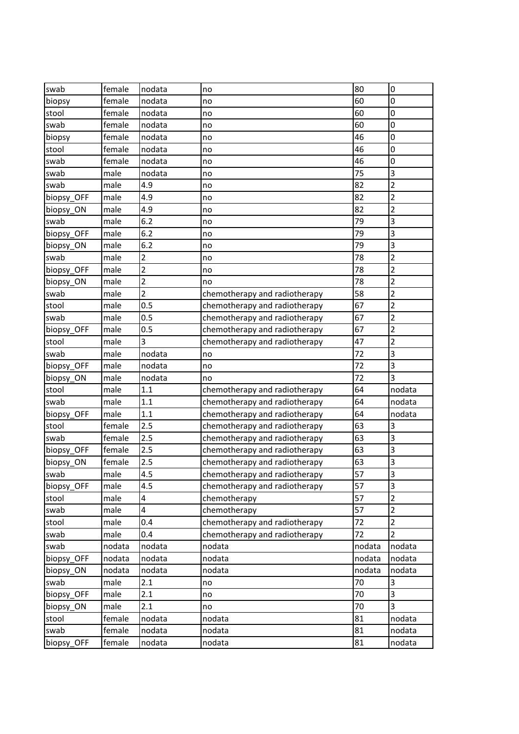| | | | | | |
|---|---|---|---|---|---|
| swab | female | nodata | no | 80 | 0 |
| biopsy | female | nodata | no | 60 | 0 |
| stool | female | nodata | no | 60 | 0 |
| swab | female | nodata | no | 60 | 0 |
| biopsy | female | nodata | no | 46 | 0 |
| stool | female | nodata | no | 46 | 0 |
| swab | female | nodata | no | 46 | 0 |
| swab | male | nodata | no | 75 | 3 |
| swab | male | 4.9 | no | 82 | 2 |
| biopsy_OFF | male | 4.9 | no | 82 | 2 |
| biopsy_ON | male | 4.9 | no | 82 | 2 |
| swab | male | 6.2 | no | 79 | 3 |
| biopsy_OFF | male | 6.2 | no | 79 | 3 |
| biopsy_ON | male | 6.2 | no | 79 | 3 |
| swab | male | 2 | no | 78 | 2 |
| biopsy_OFF | male | 2 | no | 78 | 2 |
| biopsy_ON | male | 2 | no | 78 | 2 |
| swab | male | 2 | chemotherapy and radiotherapy | 58 | 2 |
| stool | male | 0.5 | chemotherapy and radiotherapy | 67 | 2 |
| swab | male | 0.5 | chemotherapy and radiotherapy | 67 | 2 |
| biopsy_OFF | male | 0.5 | chemotherapy and radiotherapy | 67 | 2 |
| stool | male | 3 | chemotherapy and radiotherapy | 47 | 2 |
| swab | male | nodata | no | 72 | 3 |
| biopsy_OFF | male | nodata | no | 72 | 3 |
| biopsy_ON | male | nodata | no | 72 | 3 |
| stool | male | 1.1 | chemotherapy and radiotherapy | 64 | nodata |
| swab | male | 1.1 | chemotherapy and radiotherapy | 64 | nodata |
| biopsy_OFF | male | 1.1 | chemotherapy and radiotherapy | 64 | nodata |
| stool | female | 2.5 | chemotherapy and radiotherapy | 63 | 3 |
| swab | female | 2.5 | chemotherapy and radiotherapy | 63 | 3 |
| biopsy_OFF | female | 2.5 | chemotherapy and radiotherapy | 63 | 3 |
| biopsy_ON | female | 2.5 | chemotherapy and radiotherapy | 63 | 3 |
| swab | male | 4.5 | chemotherapy and radiotherapy | 57 | 3 |
| biopsy_OFF | male | 4.5 | chemotherapy and radiotherapy | 57 | 3 |
| stool | male | 4 | chemotherapy | 57 | 2 |
| swab | male | 4 | chemotherapy | 57 | 2 |
| stool | male | 0.4 | chemotherapy and radiotherapy | 72 | 2 |
| swab | male | 0.4 | chemotherapy and radiotherapy | 72 | 2 |
| swab | nodata | nodata | nodata | nodata | nodata |
| biopsy_OFF | nodata | nodata | nodata | nodata | nodata |
| biopsy_ON | nodata | nodata | nodata | nodata | nodata |
| swab | male | 2.1 | no | 70 | 3 |
| biopsy_OFF | male | 2.1 | no | 70 | 3 |
| biopsy_ON | male | 2.1 | no | 70 | 3 |
| stool | female | nodata | nodata | 81 | nodata |
| swab | female | nodata | nodata | 81 | nodata |
| biopsy_OFF | female | nodata | nodata | 81 | nodata |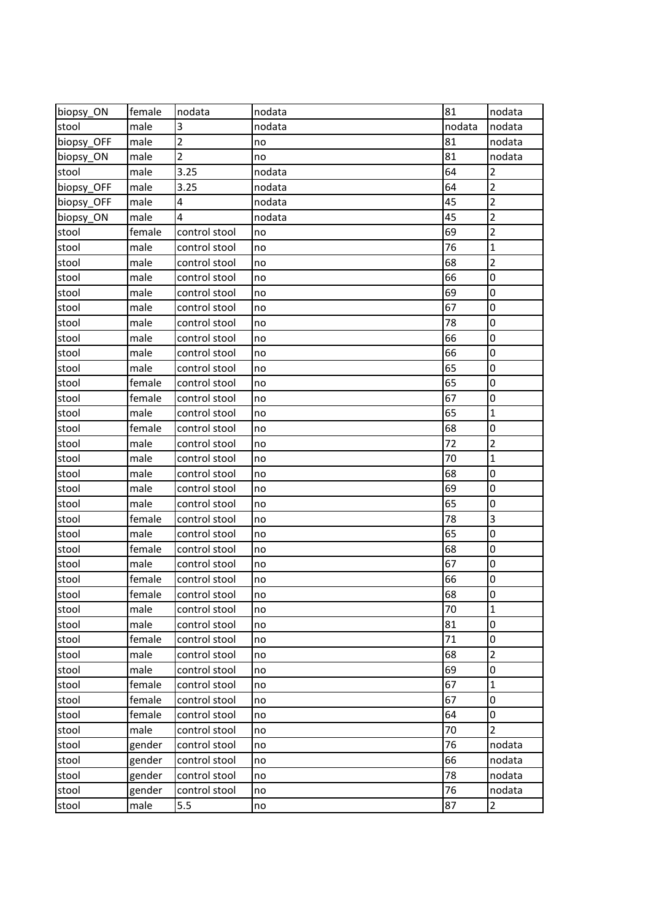| biopsy_ON | female | nodata | nodata | 81 | nodata |
|---|---|---|---|---|---|
| stool | male | 3 | nodata | nodata | nodata |
| biopsy_OFF | male | 2 | no | 81 | nodata |
| biopsy_ON | male | 2 | no | 81 | nodata |
| stool | male | 3.25 | nodata | 64 | 2 |
| biopsy_OFF | male | 3.25 | nodata | 64 | 2 |
| biopsy_OFF | male | 4 | nodata | 45 | 2 |
| biopsy_ON | male | 4 | nodata | 45 | 2 |
| stool | female | control stool | no | 69 | 2 |
| stool | male | control stool | no | 76 | 1 |
| stool | male | control stool | no | 68 | 2 |
| stool | male | control stool | no | 66 | 0 |
| stool | male | control stool | no | 69 | 0 |
| stool | male | control stool | no | 67 | 0 |
| stool | male | control stool | no | 78 | 0 |
| stool | male | control stool | no | 66 | 0 |
| stool | male | control stool | no | 66 | 0 |
| stool | male | control stool | no | 65 | 0 |
| stool | female | control stool | no | 65 | 0 |
| stool | female | control stool | no | 67 | 0 |
| stool | male | control stool | no | 65 | 1 |
| stool | female | control stool | no | 68 | 0 |
| stool | male | control stool | no | 72 | 2 |
| stool | male | control stool | no | 70 | 1 |
| stool | male | control stool | no | 68 | 0 |
| stool | male | control stool | no | 69 | 0 |
| stool | male | control stool | no | 65 | 0 |
| stool | female | control stool | no | 78 | 3 |
| stool | male | control stool | no | 65 | 0 |
| stool | female | control stool | no | 68 | 0 |
| stool | male | control stool | no | 67 | 0 |
| stool | female | control stool | no | 66 | 0 |
| stool | female | control stool | no | 68 | 0 |
| stool | male | control stool | no | 70 | 1 |
| stool | male | control stool | no | 81 | 0 |
| stool | female | control stool | no | 71 | 0 |
| stool | male | control stool | no | 68 | 2 |
| stool | male | control stool | no | 69 | 0 |
| stool | female | control stool | no | 67 | 1 |
| stool | female | control stool | no | 67 | 0 |
| stool | female | control stool | no | 64 | 0 |
| stool | male | control stool | no | 70 | 2 |
| stool | gender | control stool | no | 76 | nodata |
| stool | gender | control stool | no | 66 | nodata |
| stool | gender | control stool | no | 78 | nodata |
| stool | gender | control stool | no | 76 | nodata |
| stool | male | 5.5 | no | 87 | 2 |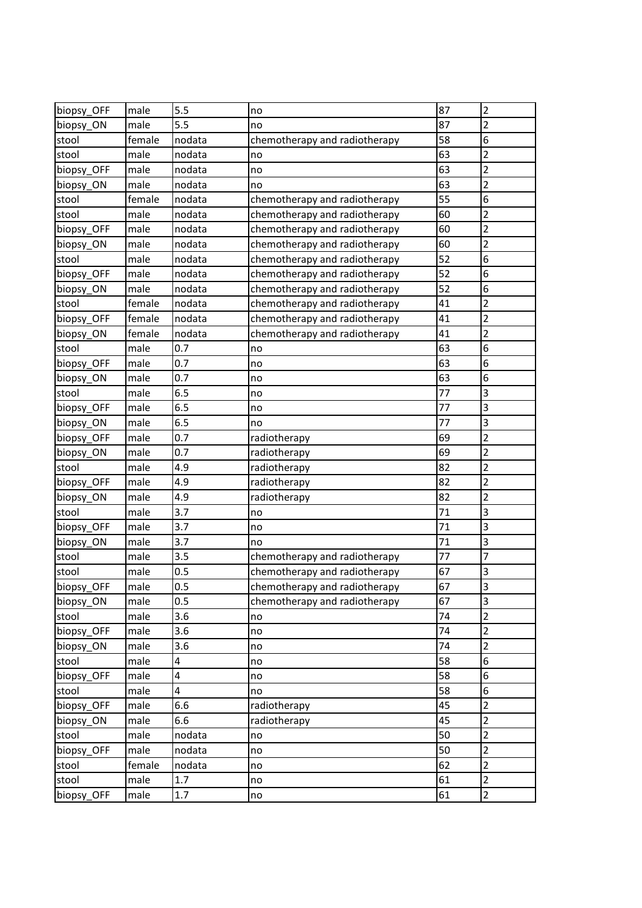| biopsy_OFF | male | 5.5 | no | 87 | 2 |
|---|---|---|---|---|---|
| biopsy_ON | male | 5.5 | no | 87 | 2 |
| stool | female | nodata | chemotherapy and radiotherapy | 58 | 6 |
| stool | male | nodata | no | 63 | 2 |
| biopsy_OFF | male | nodata | no | 63 | 2 |
| biopsy_ON | male | nodata | no | 63 | 2 |
| stool | female | nodata | chemotherapy and radiotherapy | 55 | 6 |
| stool | male | nodata | chemotherapy and radiotherapy | 60 | 2 |
| biopsy_OFF | male | nodata | chemotherapy and radiotherapy | 60 | 2 |
| biopsy_ON | male | nodata | chemotherapy and radiotherapy | 60 | 2 |
| stool | male | nodata | chemotherapy and radiotherapy | 52 | 6 |
| biopsy_OFF | male | nodata | chemotherapy and radiotherapy | 52 | 6 |
| biopsy_ON | male | nodata | chemotherapy and radiotherapy | 52 | 6 |
| stool | female | nodata | chemotherapy and radiotherapy | 41 | 2 |
| biopsy_OFF | female | nodata | chemotherapy and radiotherapy | 41 | 2 |
| biopsy_ON | female | nodata | chemotherapy and radiotherapy | 41 | 2 |
| stool | male | 0.7 | no | 63 | 6 |
| biopsy_OFF | male | 0.7 | no | 63 | 6 |
| biopsy_ON | male | 0.7 | no | 63 | 6 |
| stool | male | 6.5 | no | 77 | 3 |
| biopsy_OFF | male | 6.5 | no | 77 | 3 |
| biopsy_ON | male | 6.5 | no | 77 | 3 |
| biopsy_OFF | male | 0.7 | radiotherapy | 69 | 2 |
| biopsy_ON | male | 0.7 | radiotherapy | 69 | 2 |
| stool | male | 4.9 | radiotherapy | 82 | 2 |
| biopsy_OFF | male | 4.9 | radiotherapy | 82 | 2 |
| biopsy_ON | male | 4.9 | radiotherapy | 82 | 2 |
| stool | male | 3.7 | no | 71 | 3 |
| biopsy_OFF | male | 3.7 | no | 71 | 3 |
| biopsy_ON | male | 3.7 | no | 71 | 3 |
| stool | male | 3.5 | chemotherapy and radiotherapy | 77 | 7 |
| stool | male | 0.5 | chemotherapy and radiotherapy | 67 | 3 |
| biopsy_OFF | male | 0.5 | chemotherapy and radiotherapy | 67 | 3 |
| biopsy_ON | male | 0.5 | chemotherapy and radiotherapy | 67 | 3 |
| stool | male | 3.6 | no | 74 | 2 |
| biopsy_OFF | male | 3.6 | no | 74 | 2 |
| biopsy_ON | male | 3.6 | no | 74 | 2 |
| stool | male | 4 | no | 58 | 6 |
| biopsy_OFF | male | 4 | no | 58 | 6 |
| stool | male | 4 | no | 58 | 6 |
| biopsy_OFF | male | 6.6 | radiotherapy | 45 | 2 |
| biopsy_ON | male | 6.6 | radiotherapy | 45 | 2 |
| stool | male | nodata | no | 50 | 2 |
| biopsy_OFF | male | nodata | no | 50 | 2 |
| stool | female | nodata | no | 62 | 2 |
| stool | male | 1.7 | no | 61 | 2 |
| biopsy_OFF | male | 1.7 | no | 61 | 2 |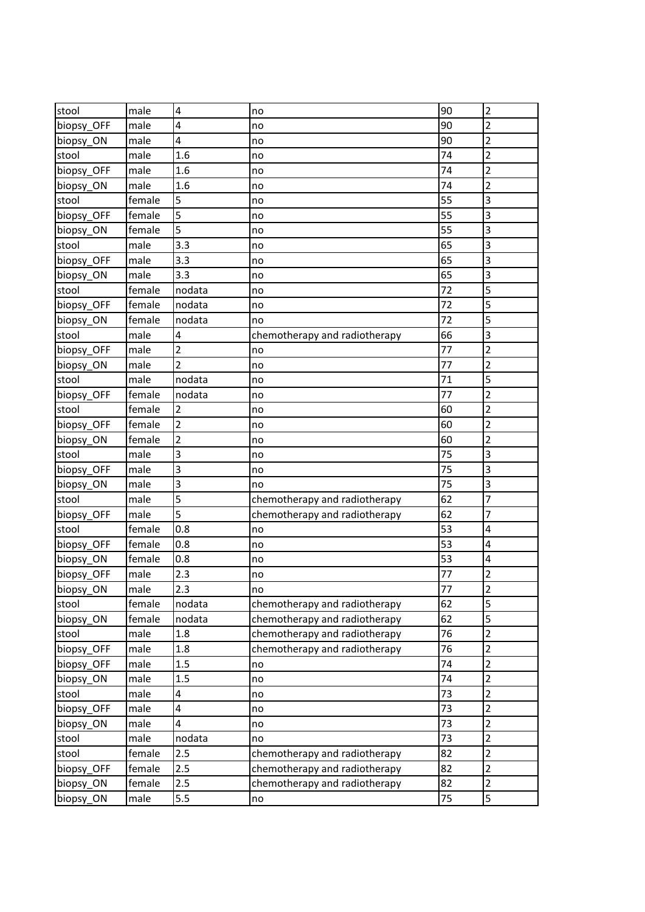| stool | male | 4 | no | 90 | 2 |
|---|---|---|---|---|---|
| biopsy_OFF | male | 4 | no | 90 | 2 |
| biopsy_ON | male | 4 | no | 90 | 2 |
| stool | male | 1.6 | no | 74 | 2 |
| biopsy_OFF | male | 1.6 | no | 74 | 2 |
| biopsy_ON | male | 1.6 | no | 74 | 2 |
| stool | female | 5 | no | 55 | 3 |
| biopsy_OFF | female | 5 | no | 55 | 3 |
| biopsy_ON | female | 5 | no | 55 | 3 |
| stool | male | 3.3 | no | 65 | 3 |
| biopsy_OFF | male | 3.3 | no | 65 | 3 |
| biopsy_ON | male | 3.3 | no | 65 | 3 |
| stool | female | nodata | no | 72 | 5 |
| biopsy_OFF | female | nodata | no | 72 | 5 |
| biopsy_ON | female | nodata | no | 72 | 5 |
| stool | male | 4 | chemotherapy and radiotherapy | 66 | 3 |
| biopsy_OFF | male | 2 | no | 77 | 2 |
| biopsy_ON | male | 2 | no | 77 | 2 |
| stool | male | nodata | no | 71 | 5 |
| biopsy_OFF | female | nodata | no | 77 | 2 |
| stool | female | 2 | no | 60 | 2 |
| biopsy_OFF | female | 2 | no | 60 | 2 |
| biopsy_ON | female | 2 | no | 60 | 2 |
| stool | male | 3 | no | 75 | 3 |
| biopsy_OFF | male | 3 | no | 75 | 3 |
| biopsy_ON | male | 3 | no | 75 | 3 |
| stool | male | 5 | chemotherapy and radiotherapy | 62 | 7 |
| biopsy_OFF | male | 5 | chemotherapy and radiotherapy | 62 | 7 |
| stool | female | 0.8 | no | 53 | 4 |
| biopsy_OFF | female | 0.8 | no | 53 | 4 |
| biopsy_ON | female | 0.8 | no | 53 | 4 |
| biopsy_OFF | male | 2.3 | no | 77 | 2 |
| biopsy_ON | male | 2.3 | no | 77 | 2 |
| stool | female | nodata | chemotherapy and radiotherapy | 62 | 5 |
| biopsy_ON | female | nodata | chemotherapy and radiotherapy | 62 | 5 |
| stool | male | 1.8 | chemotherapy and radiotherapy | 76 | 2 |
| biopsy_OFF | male | 1.8 | chemotherapy and radiotherapy | 76 | 2 |
| biopsy_OFF | male | 1.5 | no | 74 | 2 |
| biopsy_ON | male | 1.5 | no | 74 | 2 |
| stool | male | 4 | no | 73 | 2 |
| biopsy_OFF | male | 4 | no | 73 | 2 |
| biopsy_ON | male | 4 | no | 73 | 2 |
| stool | male | nodata | no | 73 | 2 |
| stool | female | 2.5 | chemotherapy and radiotherapy | 82 | 2 |
| biopsy_OFF | female | 2.5 | chemotherapy and radiotherapy | 82 | 2 |
| biopsy_ON | female | 2.5 | chemotherapy and radiotherapy | 82 | 2 |
| biopsy_ON | male | 5.5 | no | 75 | 5 |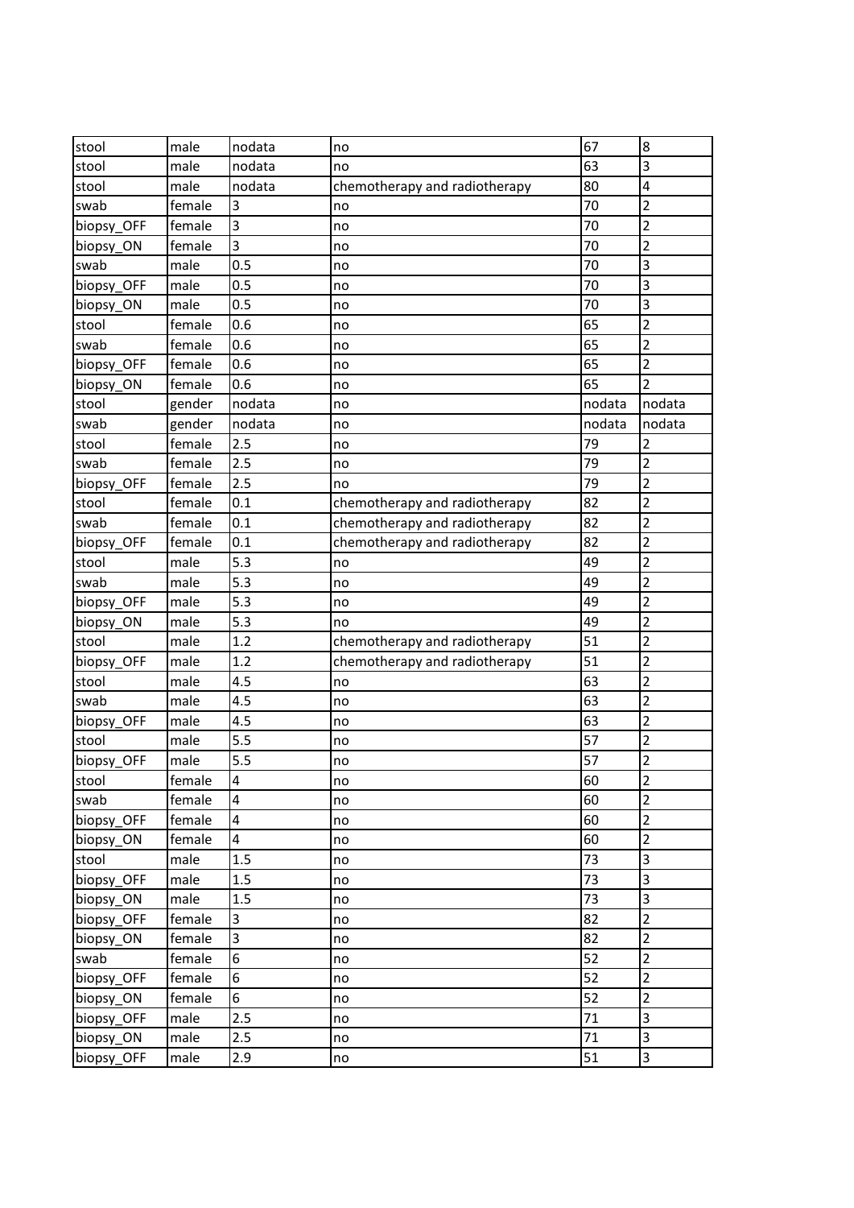| stool | male | nodata | no | 67 | 8 |
|---|---|---|---|---|---|
| stool | male | nodata | no | 63 | 3 |
| stool | male | nodata | chemotherapy and radiotherapy | 80 | 4 |
| swab | female | 3 | no | 70 | 2 |
| biopsy_OFF | female | 3 | no | 70 | 2 |
| biopsy_ON | female | 3 | no | 70 | 2 |
| swab | male | 0.5 | no | 70 | 3 |
| biopsy_OFF | male | 0.5 | no | 70 | 3 |
| biopsy_ON | male | 0.5 | no | 70 | 3 |
| stool | female | 0.6 | no | 65 | 2 |
| swab | female | 0.6 | no | 65 | 2 |
| biopsy_OFF | female | 0.6 | no | 65 | 2 |
| biopsy_ON | female | 0.6 | no | 65 | 2 |
| stool | gender | nodata | no | nodata | nodata |
| swab | gender | nodata | no | nodata | nodata |
| stool | female | 2.5 | no | 79 | 2 |
| swab | female | 2.5 | no | 79 | 2 |
| biopsy_OFF | female | 2.5 | no | 79 | 2 |
| stool | female | 0.1 | chemotherapy and radiotherapy | 82 | 2 |
| swab | female | 0.1 | chemotherapy and radiotherapy | 82 | 2 |
| biopsy_OFF | female | 0.1 | chemotherapy and radiotherapy | 82 | 2 |
| stool | male | 5.3 | no | 49 | 2 |
| swab | male | 5.3 | no | 49 | 2 |
| biopsy_OFF | male | 5.3 | no | 49 | 2 |
| biopsy_ON | male | 5.3 | no | 49 | 2 |
| stool | male | 1.2 | chemotherapy and radiotherapy | 51 | 2 |
| biopsy_OFF | male | 1.2 | chemotherapy and radiotherapy | 51 | 2 |
| stool | male | 4.5 | no | 63 | 2 |
| swab | male | 4.5 | no | 63 | 2 |
| biopsy_OFF | male | 4.5 | no | 63 | 2 |
| stool | male | 5.5 | no | 57 | 2 |
| biopsy_OFF | male | 5.5 | no | 57 | 2 |
| stool | female | 4 | no | 60 | 2 |
| swab | female | 4 | no | 60 | 2 |
| biopsy_OFF | female | 4 | no | 60 | 2 |
| biopsy_ON | female | 4 | no | 60 | 2 |
| stool | male | 1.5 | no | 73 | 3 |
| biopsy_OFF | male | 1.5 | no | 73 | 3 |
| biopsy_ON | male | 1.5 | no | 73 | 3 |
| biopsy_OFF | female | 3 | no | 82 | 2 |
| biopsy_ON | female | 3 | no | 82 | 2 |
| swab | female | 6 | no | 52 | 2 |
| biopsy_OFF | female | 6 | no | 52 | 2 |
| biopsy_ON | female | 6 | no | 52 | 2 |
| biopsy_OFF | male | 2.5 | no | 71 | 3 |
| biopsy_ON | male | 2.5 | no | 71 | 3 |
| biopsy_OFF | male | 2.9 | no | 51 | 3 |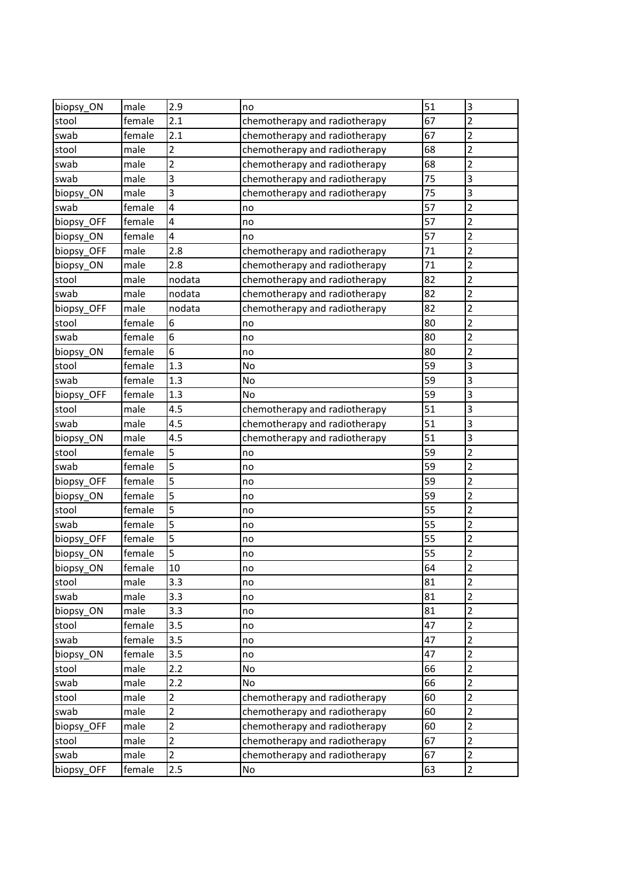| biopsy_ON | male | 2.9 | no | 51 | 3 |
|---|---|---|---|---|---|
| stool | female | 2.1 | chemotherapy and radiotherapy | 67 | 2 |
| swab | female | 2.1 | chemotherapy and radiotherapy | 67 | 2 |
| stool | male | 2 | chemotherapy and radiotherapy | 68 | 2 |
| swab | male | 2 | chemotherapy and radiotherapy | 68 | 2 |
| swab | male | 3 | chemotherapy and radiotherapy | 75 | 3 |
| biopsy_ON | male | 3 | chemotherapy and radiotherapy | 75 | 3 |
| swab | female | 4 | no | 57 | 2 |
| biopsy_OFF | female | 4 | no | 57 | 2 |
| biopsy_ON | female | 4 | no | 57 | 2 |
| biopsy_OFF | male | 2.8 | chemotherapy and radiotherapy | 71 | 2 |
| biopsy_ON | male | 2.8 | chemotherapy and radiotherapy | 71 | 2 |
| stool | male | nodata | chemotherapy and radiotherapy | 82 | 2 |
| swab | male | nodata | chemotherapy and radiotherapy | 82 | 2 |
| biopsy_OFF | male | nodata | chemotherapy and radiotherapy | 82 | 2 |
| stool | female | 6 | no | 80 | 2 |
| swab | female | 6 | no | 80 | 2 |
| biopsy_ON | female | 6 | no | 80 | 2 |
| stool | female | 1.3 | No | 59 | 3 |
| swab | female | 1.3 | No | 59 | 3 |
| biopsy_OFF | female | 1.3 | No | 59 | 3 |
| stool | male | 4.5 | chemotherapy and radiotherapy | 51 | 3 |
| swab | male | 4.5 | chemotherapy and radiotherapy | 51 | 3 |
| biopsy_ON | male | 4.5 | chemotherapy and radiotherapy | 51 | 3 |
| stool | female | 5 | no | 59 | 2 |
| swab | female | 5 | no | 59 | 2 |
| biopsy_OFF | female | 5 | no | 59 | 2 |
| biopsy_ON | female | 5 | no | 59 | 2 |
| stool | female | 5 | no | 55 | 2 |
| swab | female | 5 | no | 55 | 2 |
| biopsy_OFF | female | 5 | no | 55 | 2 |
| biopsy_ON | female | 5 | no | 55 | 2 |
| biopsy_ON | female | 10 | no | 64 | 2 |
| stool | male | 3.3 | no | 81 | 2 |
| swab | male | 3.3 | no | 81 | 2 |
| biopsy_ON | male | 3.3 | no | 81 | 2 |
| stool | female | 3.5 | no | 47 | 2 |
| swab | female | 3.5 | no | 47 | 2 |
| biopsy_ON | female | 3.5 | no | 47 | 2 |
| stool | male | 2.2 | No | 66 | 2 |
| swab | male | 2.2 | No | 66 | 2 |
| stool | male | 2 | chemotherapy and radiotherapy | 60 | 2 |
| swab | male | 2 | chemotherapy and radiotherapy | 60 | 2 |
| biopsy_OFF | male | 2 | chemotherapy and radiotherapy | 60 | 2 |
| stool | male | 2 | chemotherapy and radiotherapy | 67 | 2 |
| swab | male | 2 | chemotherapy and radiotherapy | 67 | 2 |
| biopsy_OFF | female | 2.5 | No | 63 | 2 |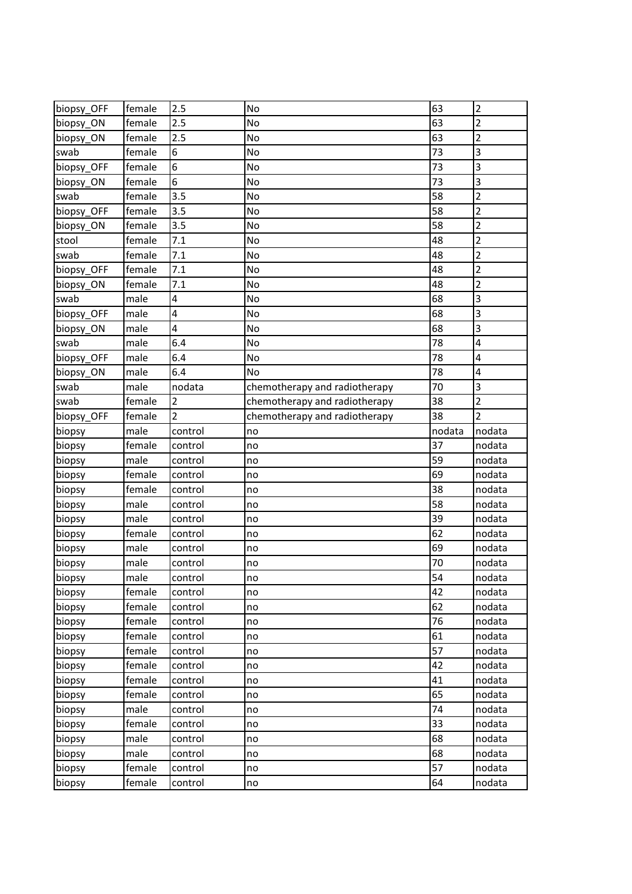| biopsy_OFF | female | 2.5 | No | 63 | 2 |
|---|---|---|---|---|---|
| biopsy_ON | female | 2.5 | No | 63 | 2 |
| biopsy_ON | female | 2.5 | No | 63 | 2 |
| swab | female | 6 | No | 73 | 3 |
| biopsy_OFF | female | 6 | No | 73 | 3 |
| biopsy_ON | female | 6 | No | 73 | 3 |
| swab | female | 3.5 | No | 58 | 2 |
| biopsy_OFF | female | 3.5 | No | 58 | 2 |
| biopsy_ON | female | 3.5 | No | 58 | 2 |
| stool | female | 7.1 | No | 48 | 2 |
| swab | female | 7.1 | No | 48 | 2 |
| biopsy_OFF | female | 7.1 | No | 48 | 2 |
| biopsy_ON | female | 7.1 | No | 48 | 2 |
| swab | male | 4 | No | 68 | 3 |
| biopsy_OFF | male | 4 | No | 68 | 3 |
| biopsy_ON | male | 4 | No | 68 | 3 |
| swab | male | 6.4 | No | 78 | 4 |
| biopsy_OFF | male | 6.4 | No | 78 | 4 |
| biopsy_ON | male | 6.4 | No | 78 | 4 |
| swab | male | nodata | chemotherapy and radiotherapy | 70 | 3 |
| swab | female | 2 | chemotherapy and radiotherapy | 38 | 2 |
| biopsy_OFF | female | 2 | chemotherapy and radiotherapy | 38 | 2 |
| biopsy | male | control | no | nodata | nodata |
| biopsy | female | control | no | 37 | nodata |
| biopsy | male | control | no | 59 | nodata |
| biopsy | female | control | no | 69 | nodata |
| biopsy | female | control | no | 38 | nodata |
| biopsy | male | control | no | 58 | nodata |
| biopsy | male | control | no | 39 | nodata |
| biopsy | female | control | no | 62 | nodata |
| biopsy | male | control | no | 69 | nodata |
| biopsy | male | control | no | 70 | nodata |
| biopsy | male | control | no | 54 | nodata |
| biopsy | female | control | no | 42 | nodata |
| biopsy | female | control | no | 62 | nodata |
| biopsy | female | control | no | 76 | nodata |
| biopsy | female | control | no | 61 | nodata |
| biopsy | female | control | no | 57 | nodata |
| biopsy | female | control | no | 42 | nodata |
| biopsy | female | control | no | 41 | nodata |
| biopsy | female | control | no | 65 | nodata |
| biopsy | male | control | no | 74 | nodata |
| biopsy | female | control | no | 33 | nodata |
| biopsy | male | control | no | 68 | nodata |
| biopsy | male | control | no | 68 | nodata |
| biopsy | female | control | no | 57 | nodata |
| biopsy | female | control | no | 64 | nodata |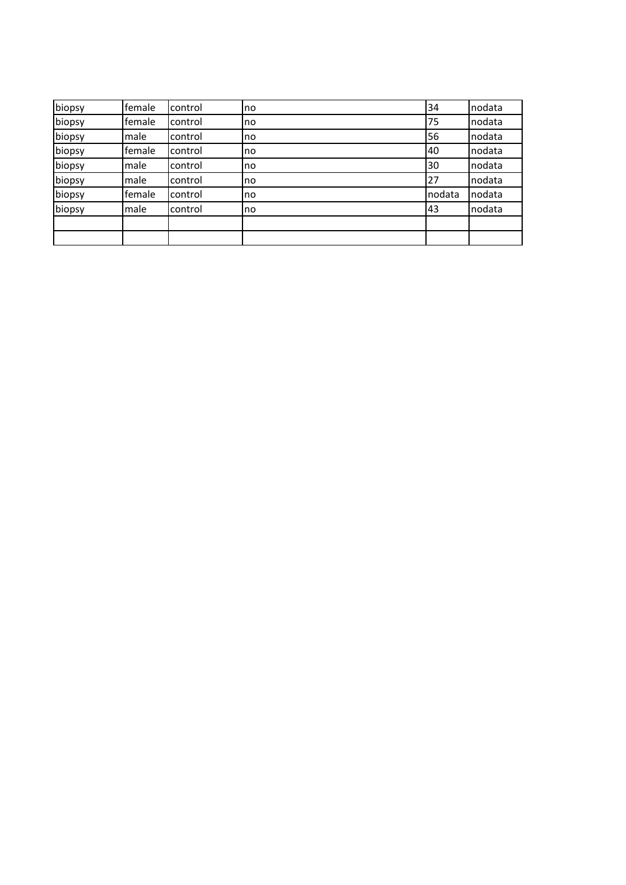| | | | | | |
|---|---|---|---|---|---|
| biopsy | female | control | no | 34 | nodata |
| biopsy | female | control | no | 75 | nodata |
| biopsy | male | control | no | 56 | nodata |
| biopsy | female | control | no | 40 | nodata |
| biopsy | male | control | no | 30 | nodata |
| biopsy | male | control | no | 27 | nodata |
| biopsy | female | control | no | nodata | nodata |
| biopsy | male | control | no | 43 | nodata |
| | | | | | |
| | | | | | |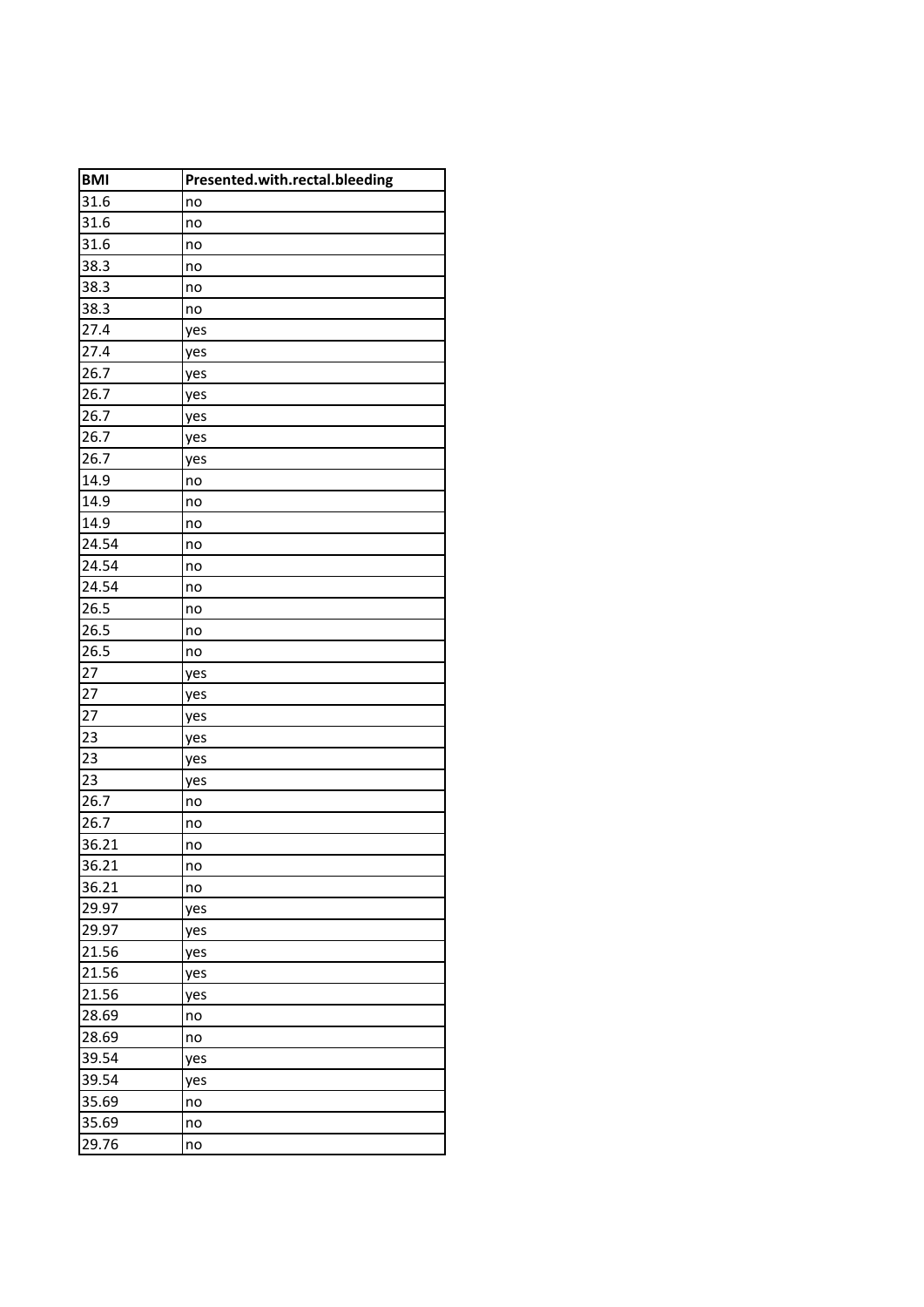| BMI | Presented.with.rectal.bleeding |
|---|---|
| 31.6 | no |
| 31.6 | no |
| 31.6 | no |
| 38.3 | no |
| 38.3 | no |
| 38.3 | no |
| 27.4 | yes |
| 27.4 | yes |
| 26.7 | yes |
| 26.7 | yes |
| 26.7 | yes |
| 26.7 | yes |
| 26.7 | yes |
| 14.9 | no |
| 14.9 | no |
| 14.9 | no |
| 24.54 | no |
| 24.54 | no |
| 24.54 | no |
| 26.5 | no |
| 26.5 | no |
| 26.5 | no |
| 27 | yes |
| 27 | yes |
| 27 | yes |
| 23 | yes |
| 23 | yes |
| 23 | yes |
| 26.7 | no |
| 26.7 | no |
| 36.21 | no |
| 36.21 | no |
| 36.21 | no |
| 29.97 | yes |
| 29.97 | yes |
| 21.56 | yes |
| 21.56 | yes |
| 21.56 | yes |
| 28.69 | no |
| 28.69 | no |
| 39.54 | yes |
| 39.54 | yes |
| 35.69 | no |
| 35.69 | no |
| 29.76 | no |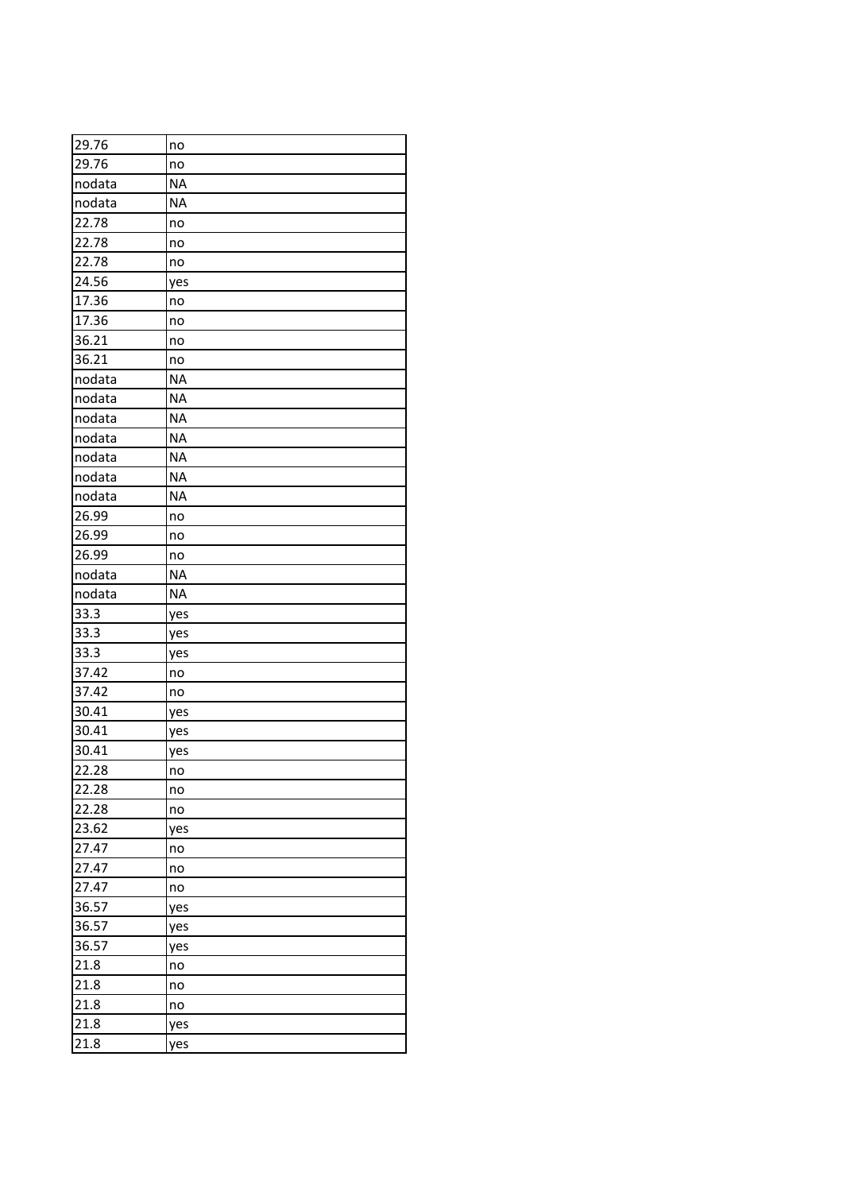| | |
|---|---|
| 29.76 | no |
| 29.76 | no |
| nodata | NA |
| nodata | NA |
| 22.78 | no |
| 22.78 | no |
| 22.78 | no |
| 24.56 | yes |
| 17.36 | no |
| 17.36 | no |
| 36.21 | no |
| 36.21 | no |
| nodata | NA |
| nodata | NA |
| nodata | NA |
| nodata | NA |
| nodata | NA |
| nodata | NA |
| nodata | NA |
| 26.99 | no |
| 26.99 | no |
| 26.99 | no |
| nodata | NA |
| nodata | NA |
| 33.3 | yes |
| 33.3 | yes |
| 33.3 | yes |
| 37.42 | no |
| 37.42 | no |
| 30.41 | yes |
| 30.41 | yes |
| 30.41 | yes |
| 22.28 | no |
| 22.28 | no |
| 22.28 | no |
| 23.62 | yes |
| 27.47 | no |
| 27.47 | no |
| 27.47 | no |
| 36.57 | yes |
| 36.57 | yes |
| 36.57 | yes |
| 21.8 | no |
| 21.8 | no |
| 21.8 | no |
| 21.8 | yes |
| 21.8 | yes |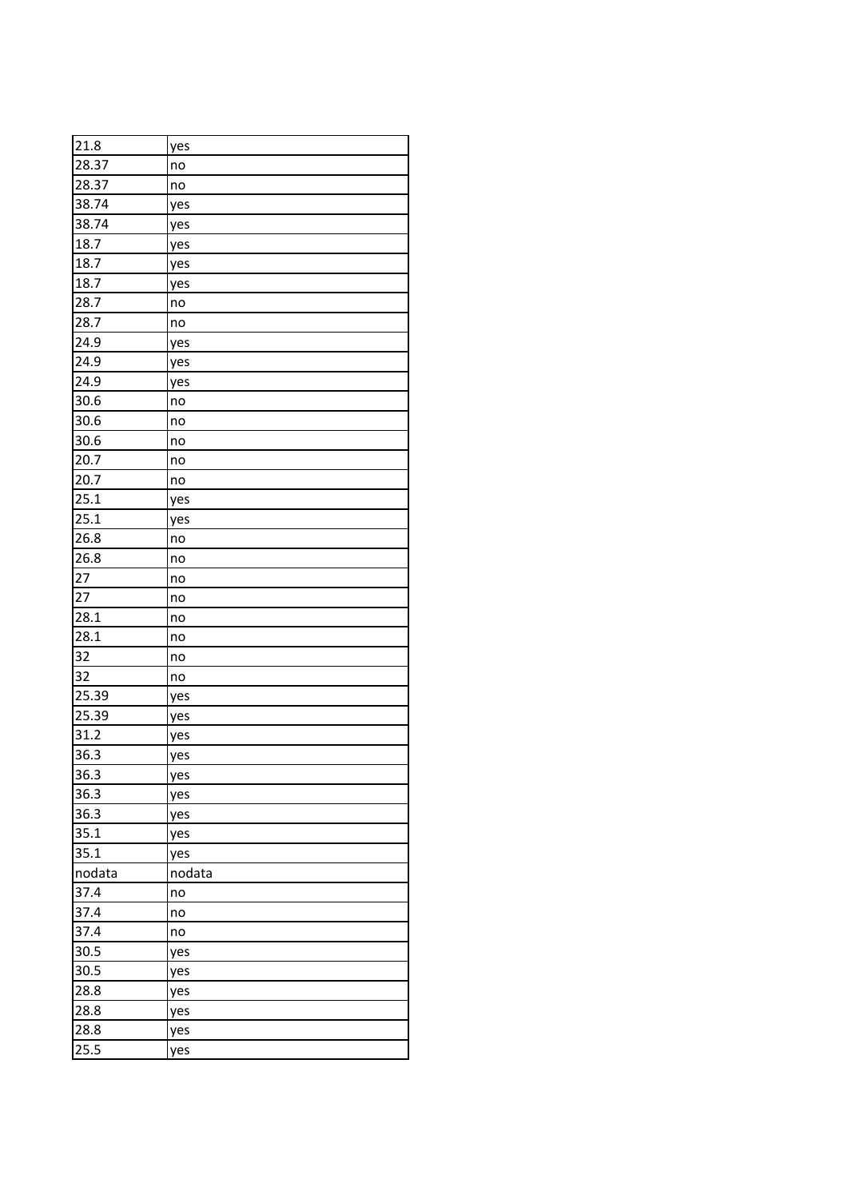| 21.8 | yes |
| --- | --- |
| 28.37 | no |
| 28.37 | no |
| 38.74 | yes |
| 38.74 | yes |
| 18.7 | yes |
| 18.7 | yes |
| 18.7 | yes |
| 28.7 | no |
| 28.7 | no |
| 24.9 | yes |
| 24.9 | yes |
| 24.9 | yes |
| 30.6 | no |
| 30.6 | no |
| 30.6 | no |
| 20.7 | no |
| 20.7 | no |
| 25.1 | yes |
| 25.1 | yes |
| 26.8 | no |
| 26.8 | no |
| 27 | no |
| 27 | no |
| 28.1 | no |
| 28.1 | no |
| 32 | no |
| 32 | no |
| 25.39 | yes |
| 25.39 | yes |
| 31.2 | yes |
| 36.3 | yes |
| 36.3 | yes |
| 36.3 | yes |
| 36.3 | yes |
| 35.1 | yes |
| 35.1 | yes |
| nodata | nodata |
| 37.4 | no |
| 37.4 | no |
| 37.4 | no |
| 30.5 | yes |
| 30.5 | yes |
| 28.8 | yes |
| 28.8 | yes |
| 28.8 | yes |
| 25.5 | yes |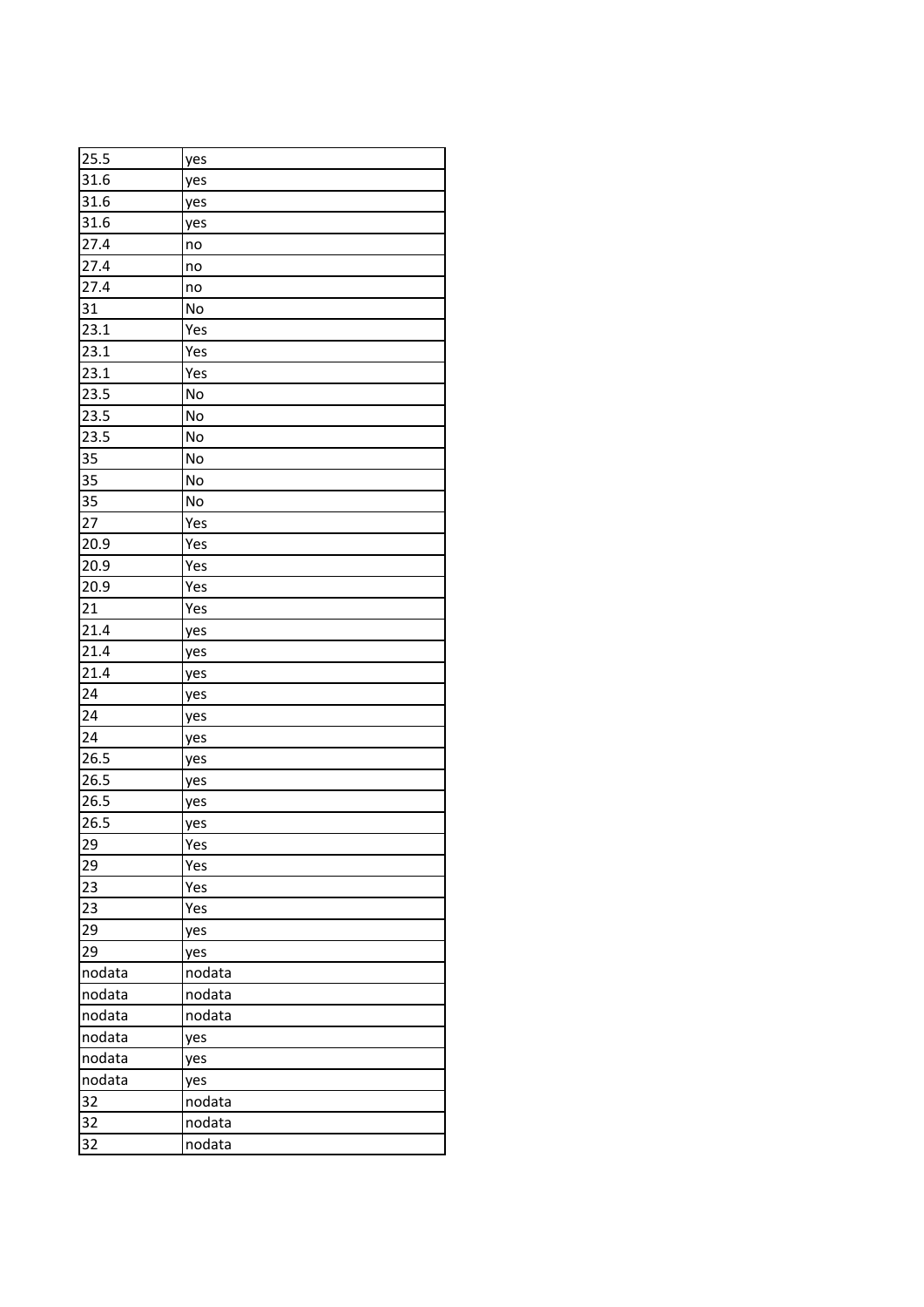| | |
|---|---|
| 25.5 | yes |
| 31.6 | yes |
| 31.6 | yes |
| 31.6 | yes |
| 27.4 | no |
| 27.4 | no |
| 27.4 | no |
| 31 | No |
| 23.1 | Yes |
| 23.1 | Yes |
| 23.1 | Yes |
| 23.5 | No |
| 23.5 | No |
| 23.5 | No |
| 35 | No |
| 35 | No |
| 35 | No |
| 27 | Yes |
| 20.9 | Yes |
| 20.9 | Yes |
| 20.9 | Yes |
| 21 | Yes |
| 21.4 | yes |
| 21.4 | yes |
| 21.4 | yes |
| 24 | yes |
| 24 | yes |
| 24 | yes |
| 26.5 | yes |
| 26.5 | yes |
| 26.5 | yes |
| 26.5 | yes |
| 29 | Yes |
| 29 | Yes |
| 23 | Yes |
| 23 | Yes |
| 29 | yes |
| 29 | yes |
| nodata | nodata |
| nodata | nodata |
| nodata | nodata |
| nodata | yes |
| nodata | yes |
| nodata | yes |
| 32 | nodata |
| 32 | nodata |
| 32 | nodata |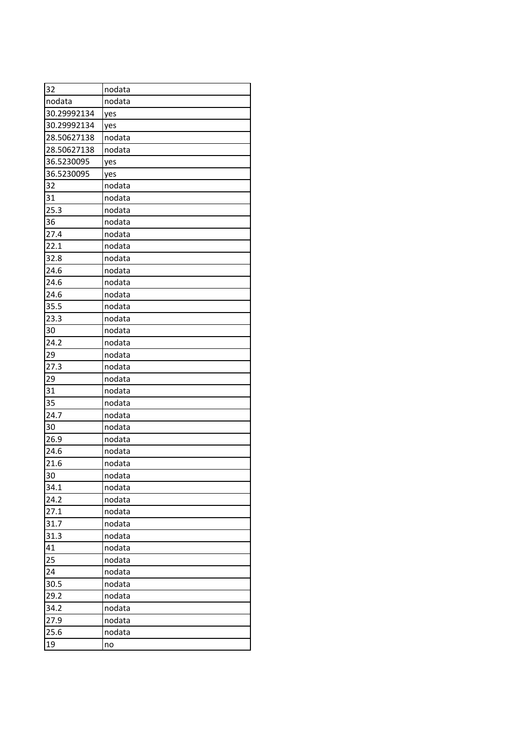| 32 | nodata |
|---|---|
| nodata | nodata |
| 30.29992134 | yes |
| 30.29992134 | yes |
| 28.50627138 | nodata |
| 28.50627138 | nodata |
| 36.5230095 | yes |
| 36.5230095 | yes |
| 32 | nodata |
| 31 | nodata |
| 25.3 | nodata |
| 36 | nodata |
| 27.4 | nodata |
| 22.1 | nodata |
| 32.8 | nodata |
| 24.6 | nodata |
| 24.6 | nodata |
| 24.6 | nodata |
| 35.5 | nodata |
| 23.3 | nodata |
| 30 | nodata |
| 24.2 | nodata |
| 29 | nodata |
| 27.3 | nodata |
| 29 | nodata |
| 31 | nodata |
| 35 | nodata |
| 24.7 | nodata |
| 30 | nodata |
| 26.9 | nodata |
| 24.6 | nodata |
| 21.6 | nodata |
| 30 | nodata |
| 34.1 | nodata |
| 24.2 | nodata |
| 27.1 | nodata |
| 31.7 | nodata |
| 31.3 | nodata |
| 41 | nodata |
| 25 | nodata |
| 24 | nodata |
| 30.5 | nodata |
| 29.2 | nodata |
| 34.2 | nodata |
| 27.9 | nodata |
| 25.6 | nodata |
| 19 | no |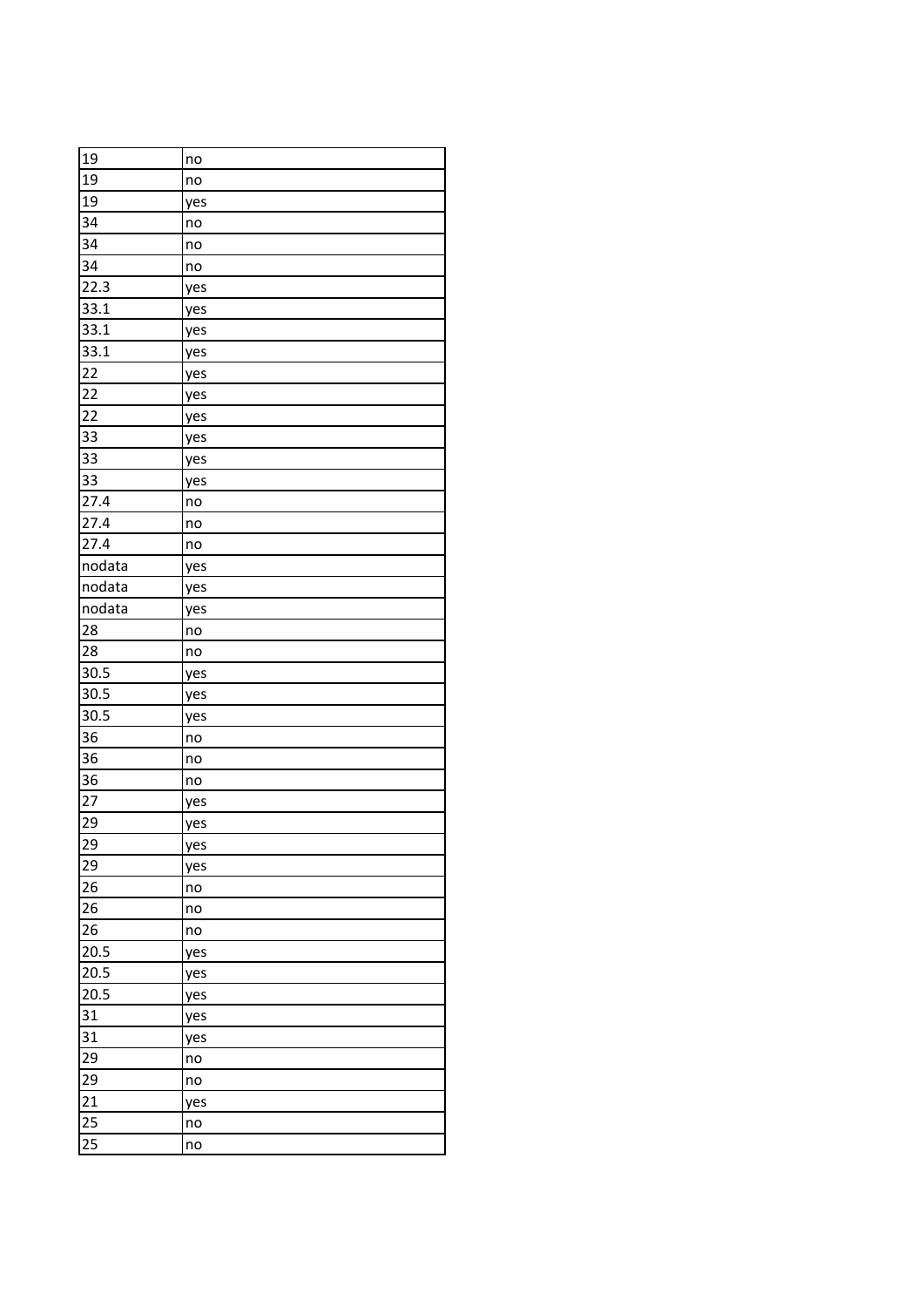| | |
|---|---|
| 19 | no |
| 19 | no |
| 19 | yes |
| 34 | no |
| 34 | no |
| 34 | no |
| 22.3 | yes |
| 33.1 | yes |
| 33.1 | yes |
| 33.1 | yes |
| 22 | yes |
| 22 | yes |
| 22 | yes |
| 33 | yes |
| 33 | yes |
| 33 | yes |
| 27.4 | no |
| 27.4 | no |
| 27.4 | no |
| nodata | yes |
| nodata | yes |
| nodata | yes |
| 28 | no |
| 28 | no |
| 30.5 | yes |
| 30.5 | yes |
| 30.5 | yes |
| 36 | no |
| 36 | no |
| 36 | no |
| 27 | yes |
| 29 | yes |
| 29 | yes |
| 29 | yes |
| 26 | no |
| 26 | no |
| 26 | no |
| 20.5 | yes |
| 20.5 | yes |
| 20.5 | yes |
| 31 | yes |
| 31 | yes |
| 29 | no |
| 29 | no |
| 21 | yes |
| 25 | no |
| 25 | no |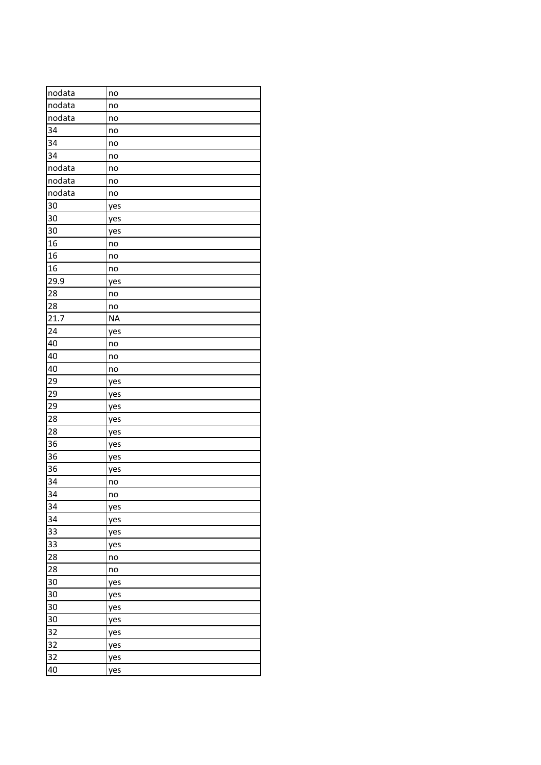| | |
|---|---|
| nodata | no |
| nodata | no |
| nodata | no |
| 34 | no |
| 34 | no |
| 34 | no |
| nodata | no |
| nodata | no |
| nodata | no |
| 30 | yes |
| 30 | yes |
| 30 | yes |
| 16 | no |
| 16 | no |
| 16 | no |
| 29.9 | yes |
| 28 | no |
| 28 | no |
| 21.7 | NA |
| 24 | yes |
| 40 | no |
| 40 | no |
| 40 | no |
| 29 | yes |
| 29 | yes |
| 29 | yes |
| 28 | yes |
| 28 | yes |
| 36 | yes |
| 36 | yes |
| 36 | yes |
| 34 | no |
| 34 | no |
| 34 | yes |
| 34 | yes |
| 33 | yes |
| 33 | yes |
| 28 | no |
| 28 | no |
| 30 | yes |
| 30 | yes |
| 30 | yes |
| 30 | yes |
| 32 | yes |
| 32 | yes |
| 32 | yes |
| 40 | yes |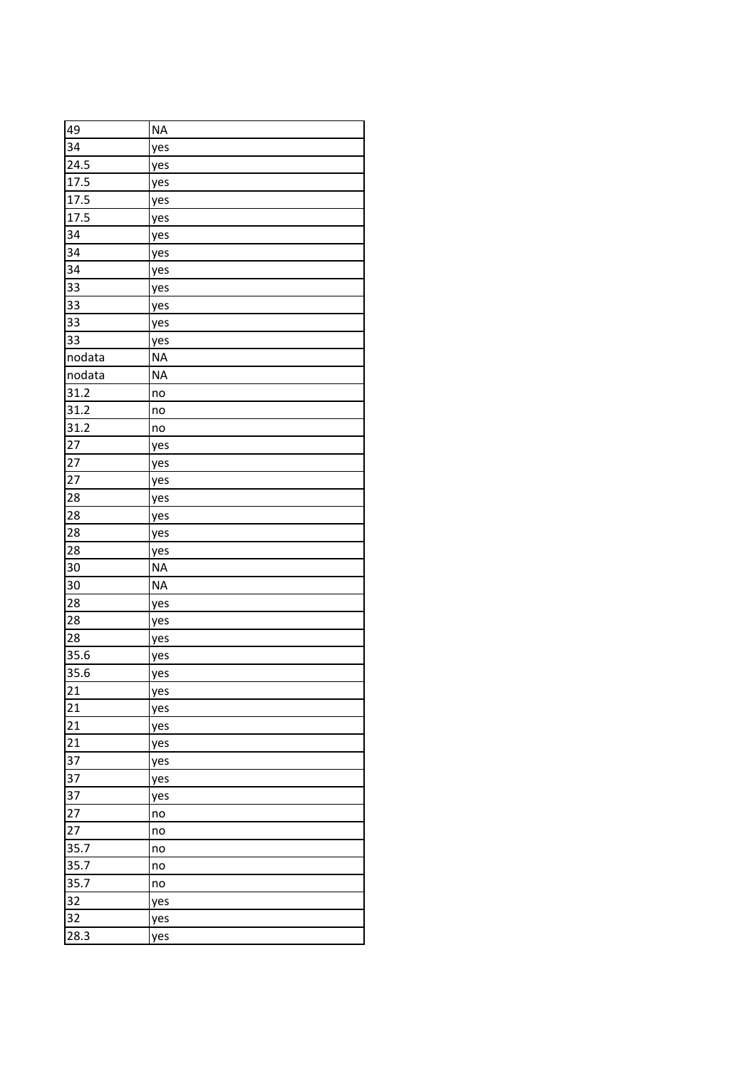| 49 | NA |
|---|---|
| 34 | yes |
| 24.5 | yes |
| 17.5 | yes |
| 17.5 | yes |
| 17.5 | yes |
| 34 | yes |
| 34 | yes |
| 34 | yes |
| 33 | yes |
| 33 | yes |
| 33 | yes |
| 33 | yes |
| nodata | NA |
| nodata | NA |
| 31.2 | no |
| 31.2 | no |
| 31.2 | no |
| 27 | yes |
| 27 | yes |
| 27 | yes |
| 28 | yes |
| 28 | yes |
| 28 | yes |
| 28 | yes |
| 30 | NA |
| 30 | NA |
| 28 | yes |
| 28 | yes |
| 28 | yes |
| 35.6 | yes |
| 35.6 | yes |
| 21 | yes |
| 21 | yes |
| 21 | yes |
| 21 | yes |
| 37 | yes |
| 37 | yes |
| 37 | yes |
| 27 | no |
| 27 | no |
| 35.7 | no |
| 35.7 | no |
| 35.7 | no |
| 32 | yes |
| 32 | yes |
| 28.3 | yes |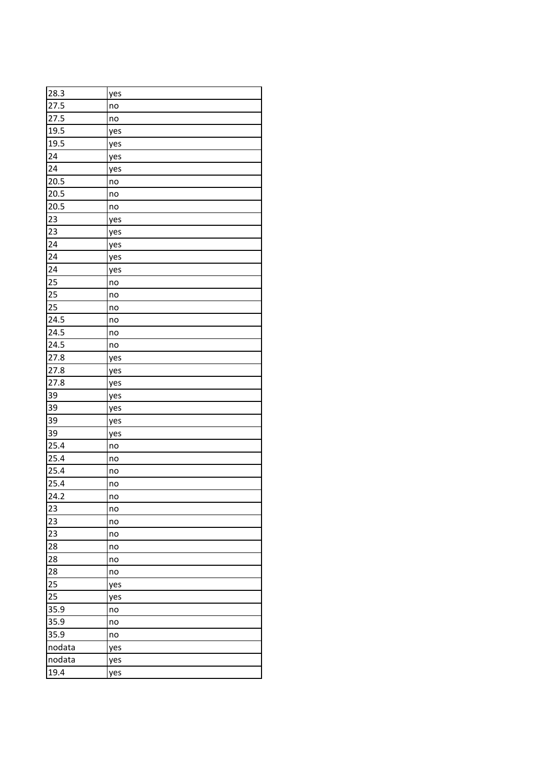| 28.3 | yes |
|---|---|
| 27.5 | no |
| 27.5 | no |
| 19.5 | yes |
| 19.5 | yes |
| 24 | yes |
| 24 | yes |
| 20.5 | no |
| 20.5 | no |
| 20.5 | no |
| 23 | yes |
| 23 | yes |
| 24 | yes |
| 24 | yes |
| 24 | yes |
| 25 | no |
| 25 | no |
| 25 | no |
| 24.5 | no |
| 24.5 | no |
| 24.5 | no |
| 27.8 | yes |
| 27.8 | yes |
| 27.8 | yes |
| 39 | yes |
| 39 | yes |
| 39 | yes |
| 39 | yes |
| 25.4 | no |
| 25.4 | no |
| 25.4 | no |
| 25.4 | no |
| 24.2 | no |
| 23 | no |
| 23 | no |
| 23 | no |
| 28 | no |
| 28 | no |
| 28 | no |
| 25 | yes |
| 25 | yes |
| 35.9 | no |
| 35.9 | no |
| 35.9 | no |
| nodata | yes |
| nodata | yes |
| 19.4 | yes |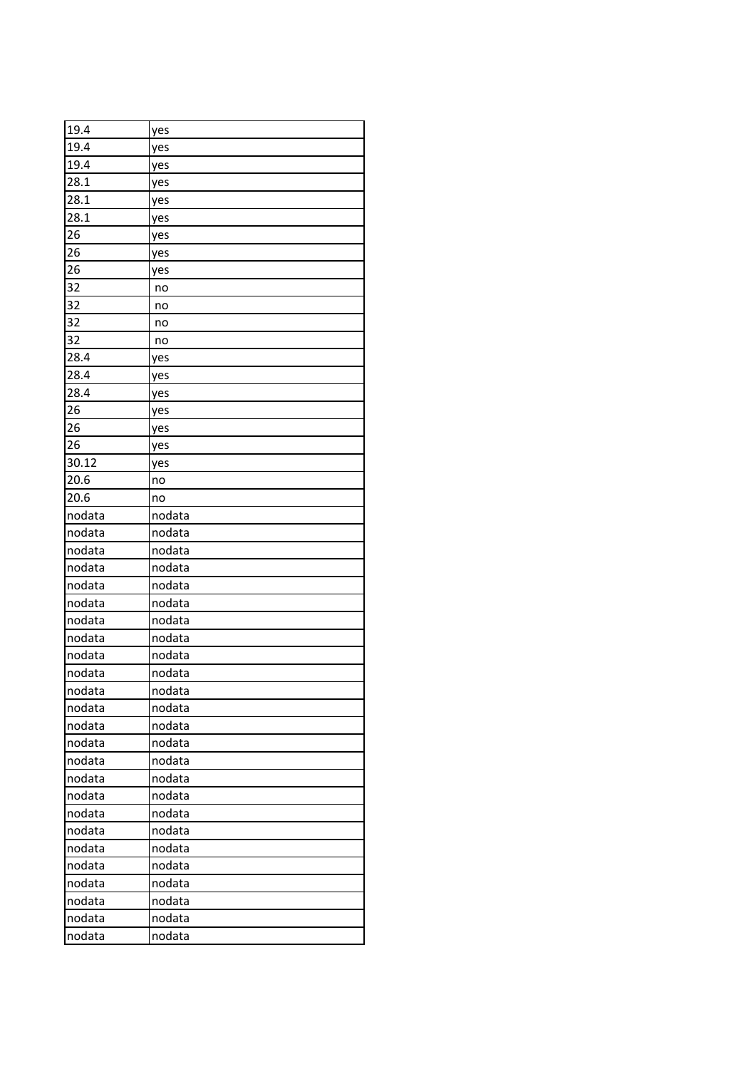| 19.4 | yes |
|---|---|
| 19.4 | yes |
| 19.4 | yes |
| 28.1 | yes |
| 28.1 | yes |
| 28.1 | yes |
| 26 | yes |
| 26 | yes |
| 26 | yes |
| 32 | no |
| 32 | no |
| 32 | no |
| 32 | no |
| 28.4 | yes |
| 28.4 | yes |
| 28.4 | yes |
| 26 | yes |
| 26 | yes |
| 26 | yes |
| 30.12 | yes |
| 20.6 | no |
| 20.6 | no |
| nodata | nodata |
| nodata | nodata |
| nodata | nodata |
| nodata | nodata |
| nodata | nodata |
| nodata | nodata |
| nodata | nodata |
| nodata | nodata |
| nodata | nodata |
| nodata | nodata |
| nodata | nodata |
| nodata | nodata |
| nodata | nodata |
| nodata | nodata |
| nodata | nodata |
| nodata | nodata |
| nodata | nodata |
| nodata | nodata |
| nodata | nodata |
| nodata | nodata |
| nodata | nodata |
| nodata | nodata |
| nodata | nodata |
| nodata | nodata |
| nodata | nodata |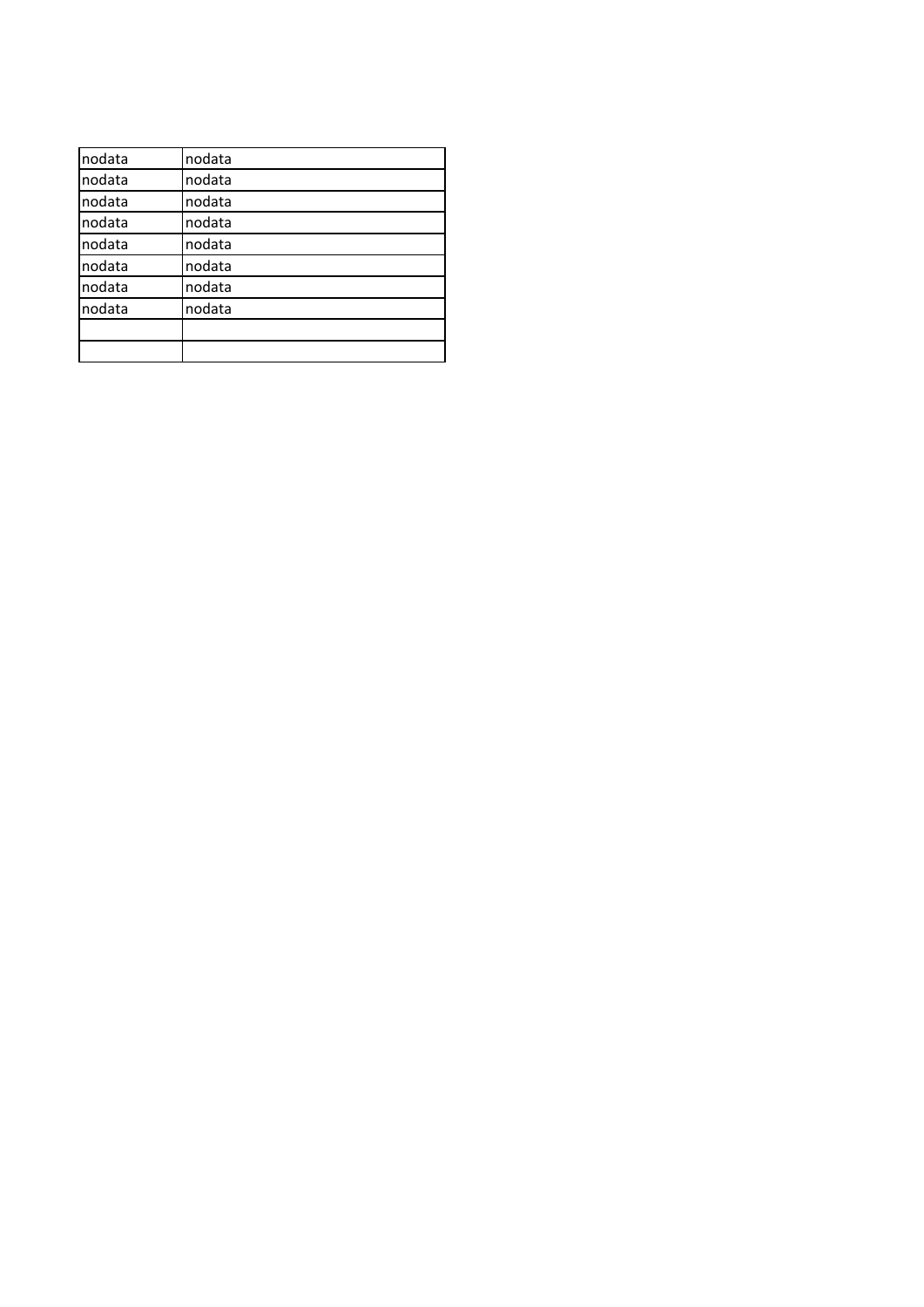| nodata | nodata |
|---|---|
| nodata | nodata |
| nodata | nodata |
| nodata | nodata |
| nodata | nodata |
| nodata | nodata |
| nodata | nodata |
| nodata | nodata |
| | |
| | |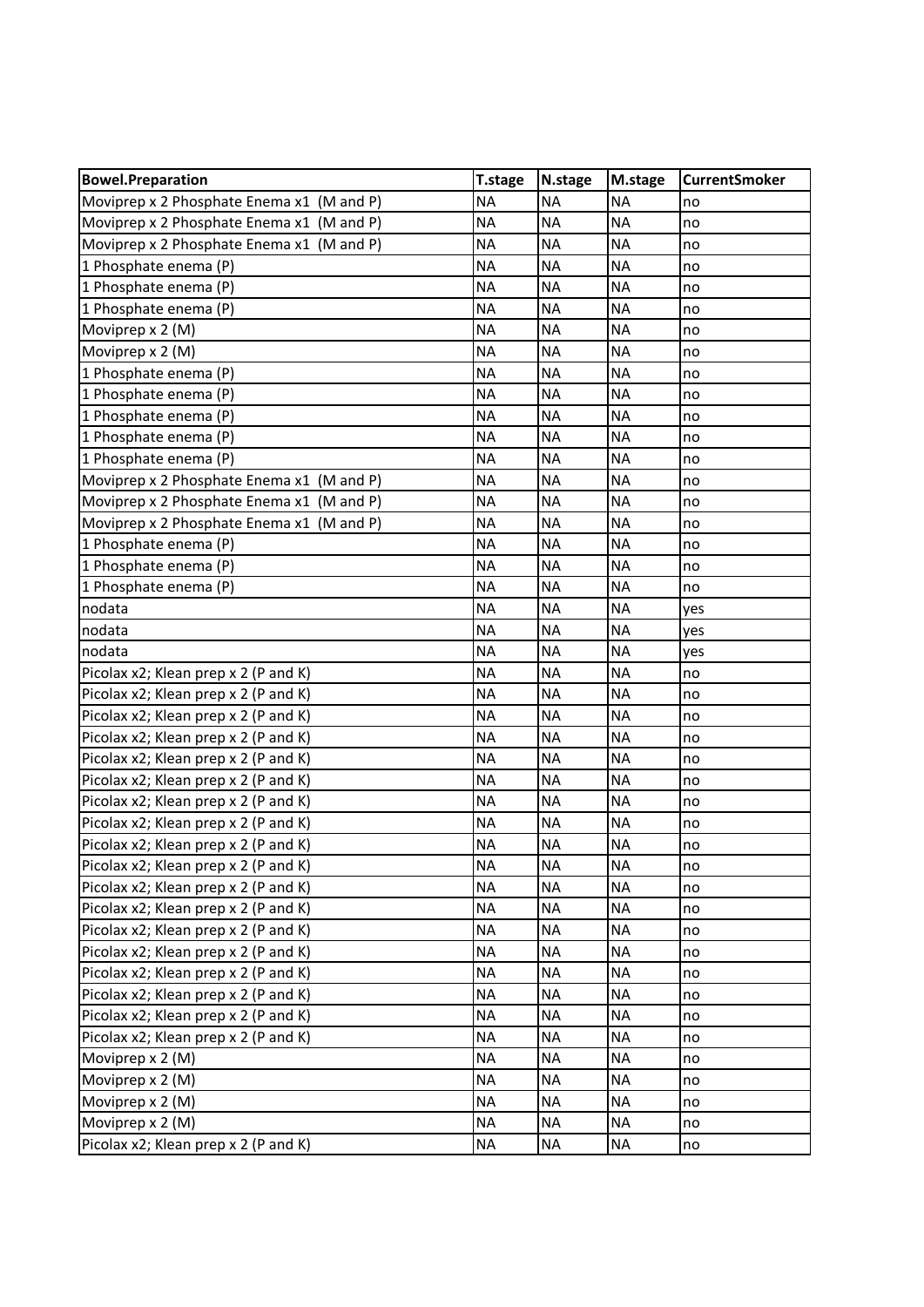| Bowel.Preparation | T.stage | N.stage | M.stage | CurrentSmoker |
|---|---|---|---|---|
| Moviprep x 2 Phosphate Enema x1  (M and P) | NA | NA | NA | no |
| Moviprep x 2 Phosphate Enema x1  (M and P) | NA | NA | NA | no |
| Moviprep x 2 Phosphate Enema x1  (M and P) | NA | NA | NA | no |
| 1 Phosphate enema (P) | NA | NA | NA | no |
| 1 Phosphate enema (P) | NA | NA | NA | no |
| 1 Phosphate enema (P) | NA | NA | NA | no |
| Moviprep x 2 (M) | NA | NA | NA | no |
| Moviprep x 2 (M) | NA | NA | NA | no |
| 1 Phosphate enema (P) | NA | NA | NA | no |
| 1 Phosphate enema (P) | NA | NA | NA | no |
| 1 Phosphate enema (P) | NA | NA | NA | no |
| 1 Phosphate enema (P) | NA | NA | NA | no |
| 1 Phosphate enema (P) | NA | NA | NA | no |
| Moviprep x 2 Phosphate Enema x1  (M and P) | NA | NA | NA | no |
| Moviprep x 2 Phosphate Enema x1  (M and P) | NA | NA | NA | no |
| Moviprep x 2 Phosphate Enema x1  (M and P) | NA | NA | NA | no |
| 1 Phosphate enema (P) | NA | NA | NA | no |
| 1 Phosphate enema (P) | NA | NA | NA | no |
| 1 Phosphate enema (P) | NA | NA | NA | no |
| nodata | NA | NA | NA | yes |
| nodata | NA | NA | NA | yes |
| nodata | NA | NA | NA | yes |
| Picolax x2; Klean prep x 2 (P and K) | NA | NA | NA | no |
| Picolax x2; Klean prep x 2 (P and K) | NA | NA | NA | no |
| Picolax x2; Klean prep x 2 (P and K) | NA | NA | NA | no |
| Picolax x2; Klean prep x 2 (P and K) | NA | NA | NA | no |
| Picolax x2; Klean prep x 2 (P and K) | NA | NA | NA | no |
| Picolax x2; Klean prep x 2 (P and K) | NA | NA | NA | no |
| Picolax x2; Klean prep x 2 (P and K) | NA | NA | NA | no |
| Picolax x2; Klean prep x 2 (P and K) | NA | NA | NA | no |
| Picolax x2; Klean prep x 2 (P and K) | NA | NA | NA | no |
| Picolax x2; Klean prep x 2 (P and K) | NA | NA | NA | no |
| Picolax x2; Klean prep x 2 (P and K) | NA | NA | NA | no |
| Picolax x2; Klean prep x 2 (P and K) | NA | NA | NA | no |
| Picolax x2; Klean prep x 2 (P and K) | NA | NA | NA | no |
| Picolax x2; Klean prep x 2 (P and K) | NA | NA | NA | no |
| Picolax x2; Klean prep x 2 (P and K) | NA | NA | NA | no |
| Picolax x2; Klean prep x 2 (P and K) | NA | NA | NA | no |
| Picolax x2; Klean prep x 2 (P and K) | NA | NA | NA | no |
| Picolax x2; Klean prep x 2 (P and K) | NA | NA | NA | no |
| Moviprep x 2 (M) | NA | NA | NA | no |
| Moviprep x 2 (M) | NA | NA | NA | no |
| Moviprep x 2 (M) | NA | NA | NA | no |
| Moviprep x 2 (M) | NA | NA | NA | no |
| Picolax x2; Klean prep x 2 (P and K) | NA | NA | NA | no |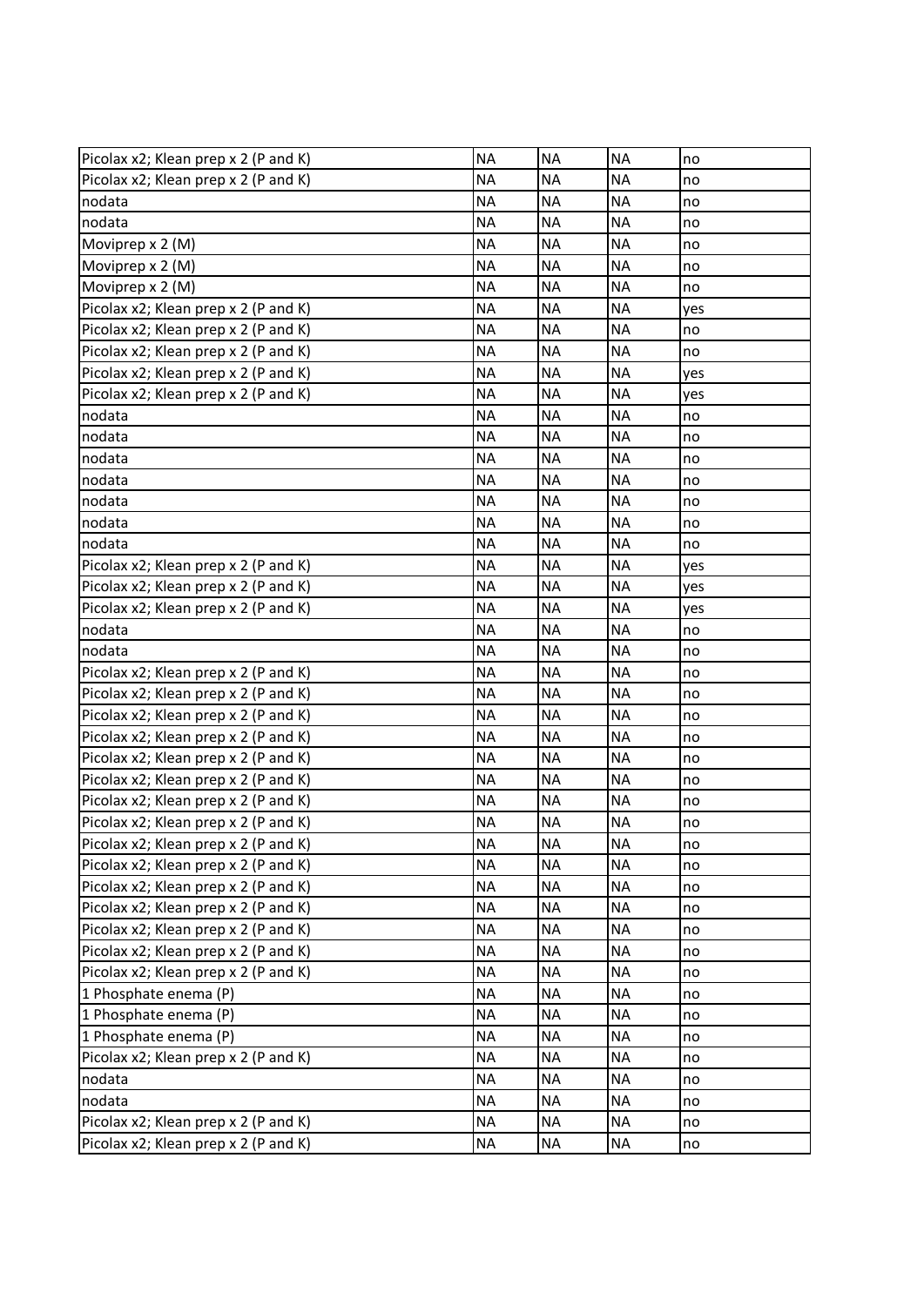| | | | | |
|---|---|---|---|---|
| Picolax x2; Klean prep x 2 (P and K) | NA | NA | NA | no |
| Picolax x2; Klean prep x 2 (P and K) | NA | NA | NA | no |
| nodata | NA | NA | NA | no |
| nodata | NA | NA | NA | no |
| Moviprep x 2 (M) | NA | NA | NA | no |
| Moviprep x 2 (M) | NA | NA | NA | no |
| Moviprep x 2 (M) | NA | NA | NA | no |
| Picolax x2; Klean prep x 2 (P and K) | NA | NA | NA | yes |
| Picolax x2; Klean prep x 2 (P and K) | NA | NA | NA | no |
| Picolax x2; Klean prep x 2 (P and K) | NA | NA | NA | no |
| Picolax x2; Klean prep x 2 (P and K) | NA | NA | NA | yes |
| Picolax x2; Klean prep x 2 (P and K) | NA | NA | NA | yes |
| nodata | NA | NA | NA | no |
| nodata | NA | NA | NA | no |
| nodata | NA | NA | NA | no |
| nodata | NA | NA | NA | no |
| nodata | NA | NA | NA | no |
| nodata | NA | NA | NA | no |
| nodata | NA | NA | NA | no |
| Picolax x2; Klean prep x 2 (P and K) | NA | NA | NA | yes |
| Picolax x2; Klean prep x 2 (P and K) | NA | NA | NA | yes |
| Picolax x2; Klean prep x 2 (P and K) | NA | NA | NA | yes |
| nodata | NA | NA | NA | no |
| nodata | NA | NA | NA | no |
| Picolax x2; Klean prep x 2 (P and K) | NA | NA | NA | no |
| Picolax x2; Klean prep x 2 (P and K) | NA | NA | NA | no |
| Picolax x2; Klean prep x 2 (P and K) | NA | NA | NA | no |
| Picolax x2; Klean prep x 2 (P and K) | NA | NA | NA | no |
| Picolax x2; Klean prep x 2 (P and K) | NA | NA | NA | no |
| Picolax x2; Klean prep x 2 (P and K) | NA | NA | NA | no |
| Picolax x2; Klean prep x 2 (P and K) | NA | NA | NA | no |
| Picolax x2; Klean prep x 2 (P and K) | NA | NA | NA | no |
| Picolax x2; Klean prep x 2 (P and K) | NA | NA | NA | no |
| Picolax x2; Klean prep x 2 (P and K) | NA | NA | NA | no |
| Picolax x2; Klean prep x 2 (P and K) | NA | NA | NA | no |
| Picolax x2; Klean prep x 2 (P and K) | NA | NA | NA | no |
| Picolax x2; Klean prep x 2 (P and K) | NA | NA | NA | no |
| Picolax x2; Klean prep x 2 (P and K) | NA | NA | NA | no |
| Picolax x2; Klean prep x 2 (P and K) | NA | NA | NA | no |
| 1 Phosphate enema (P) | NA | NA | NA | no |
| 1 Phosphate enema (P) | NA | NA | NA | no |
| 1 Phosphate enema (P) | NA | NA | NA | no |
| Picolax x2; Klean prep x 2 (P and K) | NA | NA | NA | no |
| nodata | NA | NA | NA | no |
| nodata | NA | NA | NA | no |
| Picolax x2; Klean prep x 2 (P and K) | NA | NA | NA | no |
| Picolax x2; Klean prep x 2 (P and K) | NA | NA | NA | no |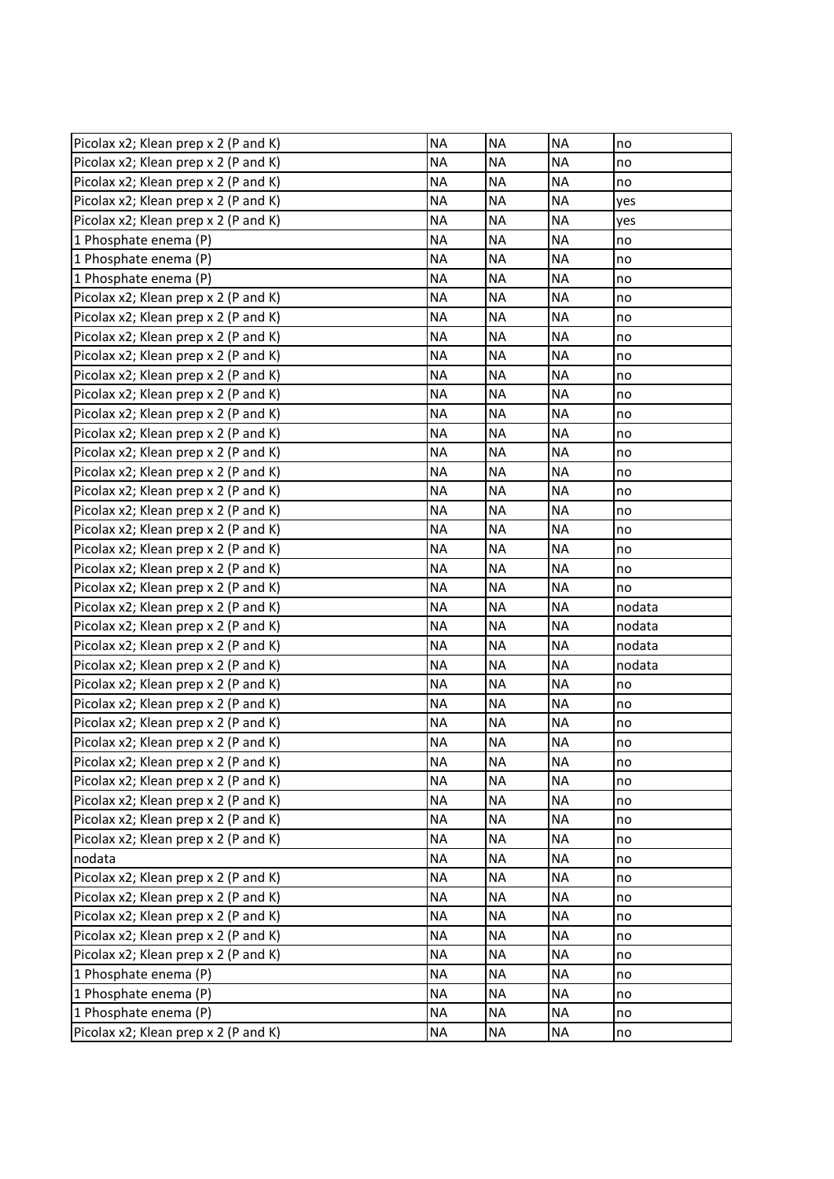| | | | | |
|---|---|---|---|---|
| Picolax x2; Klean prep x 2 (P and K) | NA | NA | NA | no |
| Picolax x2; Klean prep x 2 (P and K) | NA | NA | NA | no |
| Picolax x2; Klean prep x 2 (P and K) | NA | NA | NA | no |
| Picolax x2; Klean prep x 2 (P and K) | NA | NA | NA | yes |
| Picolax x2; Klean prep x 2 (P and K) | NA | NA | NA | yes |
| 1 Phosphate enema (P) | NA | NA | NA | no |
| 1 Phosphate enema (P) | NA | NA | NA | no |
| 1 Phosphate enema (P) | NA | NA | NA | no |
| Picolax x2; Klean prep x 2 (P and K) | NA | NA | NA | no |
| Picolax x2; Klean prep x 2 (P and K) | NA | NA | NA | no |
| Picolax x2; Klean prep x 2 (P and K) | NA | NA | NA | no |
| Picolax x2; Klean prep x 2 (P and K) | NA | NA | NA | no |
| Picolax x2; Klean prep x 2 (P and K) | NA | NA | NA | no |
| Picolax x2; Klean prep x 2 (P and K) | NA | NA | NA | no |
| Picolax x2; Klean prep x 2 (P and K) | NA | NA | NA | no |
| Picolax x2; Klean prep x 2 (P and K) | NA | NA | NA | no |
| Picolax x2; Klean prep x 2 (P and K) | NA | NA | NA | no |
| Picolax x2; Klean prep x 2 (P and K) | NA | NA | NA | no |
| Picolax x2; Klean prep x 2 (P and K) | NA | NA | NA | no |
| Picolax x2; Klean prep x 2 (P and K) | NA | NA | NA | no |
| Picolax x2; Klean prep x 2 (P and K) | NA | NA | NA | no |
| Picolax x2; Klean prep x 2 (P and K) | NA | NA | NA | no |
| Picolax x2; Klean prep x 2 (P and K) | NA | NA | NA | no |
| Picolax x2; Klean prep x 2 (P and K) | NA | NA | NA | no |
| Picolax x2; Klean prep x 2 (P and K) | NA | NA | NA | nodata |
| Picolax x2; Klean prep x 2 (P and K) | NA | NA | NA | nodata |
| Picolax x2; Klean prep x 2 (P and K) | NA | NA | NA | nodata |
| Picolax x2; Klean prep x 2 (P and K) | NA | NA | NA | nodata |
| Picolax x2; Klean prep x 2 (P and K) | NA | NA | NA | no |
| Picolax x2; Klean prep x 2 (P and K) | NA | NA | NA | no |
| Picolax x2; Klean prep x 2 (P and K) | NA | NA | NA | no |
| Picolax x2; Klean prep x 2 (P and K) | NA | NA | NA | no |
| Picolax x2; Klean prep x 2 (P and K) | NA | NA | NA | no |
| Picolax x2; Klean prep x 2 (P and K) | NA | NA | NA | no |
| Picolax x2; Klean prep x 2 (P and K) | NA | NA | NA | no |
| Picolax x2; Klean prep x 2 (P and K) | NA | NA | NA | no |
| Picolax x2; Klean prep x 2 (P and K) | NA | NA | NA | no |
| nodata | NA | NA | NA | no |
| Picolax x2; Klean prep x 2 (P and K) | NA | NA | NA | no |
| Picolax x2; Klean prep x 2 (P and K) | NA | NA | NA | no |
| Picolax x2; Klean prep x 2 (P and K) | NA | NA | NA | no |
| Picolax x2; Klean prep x 2 (P and K) | NA | NA | NA | no |
| Picolax x2; Klean prep x 2 (P and K) | NA | NA | NA | no |
| 1 Phosphate enema (P) | NA | NA | NA | no |
| 1 Phosphate enema (P) | NA | NA | NA | no |
| 1 Phosphate enema (P) | NA | NA | NA | no |
| Picolax x2; Klean prep x 2 (P and K) | NA | NA | NA | no |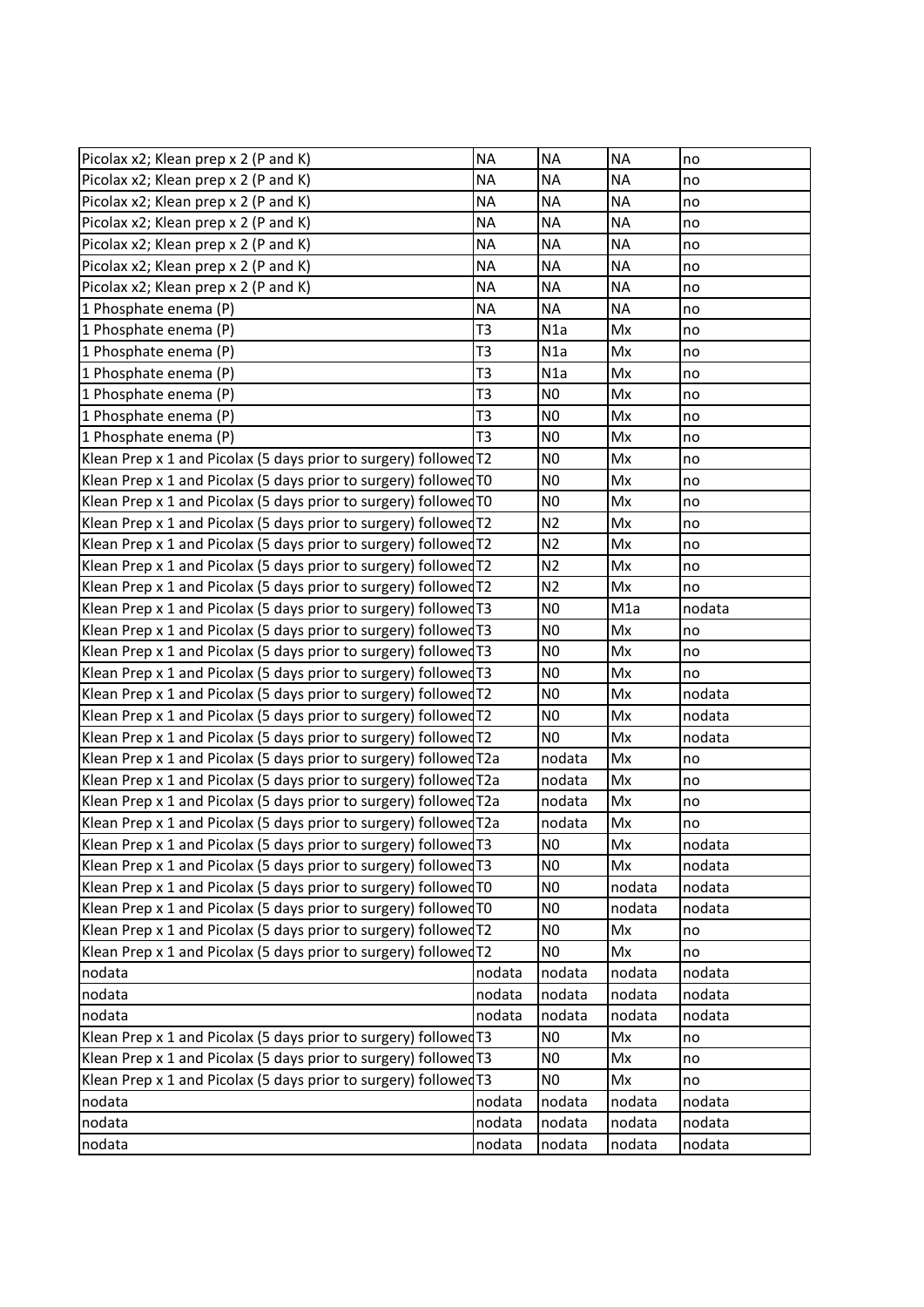| | | | | |
|---|---|---|---|---|
| Picolax x2; Klean prep x 2 (P and K) | NA | NA | NA | no |
| Picolax x2; Klean prep x 2 (P and K) | NA | NA | NA | no |
| Picolax x2; Klean prep x 2 (P and K) | NA | NA | NA | no |
| Picolax x2; Klean prep x 2 (P and K) | NA | NA | NA | no |
| Picolax x2; Klean prep x 2 (P and K) | NA | NA | NA | no |
| Picolax x2; Klean prep x 2 (P and K) | NA | NA | NA | no |
| Picolax x2; Klean prep x 2 (P and K) | NA | NA | NA | no |
| 1 Phosphate enema (P) | NA | NA | NA | no |
| 1 Phosphate enema (P) | T3 | N1a | Mx | no |
| 1 Phosphate enema (P) | T3 | N1a | Mx | no |
| 1 Phosphate enema (P) | T3 | N1a | Mx | no |
| 1 Phosphate enema (P) | T3 | N0 | Mx | no |
| 1 Phosphate enema (P) | T3 | N0 | Mx | no |
| 1 Phosphate enema (P) | T3 | N0 | Mx | no |
| Klean Prep x 1 and Picolax (5 days prior to surgery) followed | T2 | N0 | Mx | no |
| Klean Prep x 1 and Picolax (5 days prior to surgery) followed | T0 | N0 | Mx | no |
| Klean Prep x 1 and Picolax (5 days prior to surgery) followed | T0 | N0 | Mx | no |
| Klean Prep x 1 and Picolax (5 days prior to surgery) followed | T2 | N2 | Mx | no |
| Klean Prep x 1 and Picolax (5 days prior to surgery) followed | T2 | N2 | Mx | no |
| Klean Prep x 1 and Picolax (5 days prior to surgery) followed | T2 | N2 | Mx | no |
| Klean Prep x 1 and Picolax (5 days prior to surgery) followed | T2 | N2 | Mx | no |
| Klean Prep x 1 and Picolax (5 days prior to surgery) followed | T3 | N0 | M1a | nodata |
| Klean Prep x 1 and Picolax (5 days prior to surgery) followed | T3 | N0 | Mx | no |
| Klean Prep x 1 and Picolax (5 days prior to surgery) followed | T3 | N0 | Mx | no |
| Klean Prep x 1 and Picolax (5 days prior to surgery) followed | T3 | N0 | Mx | no |
| Klean Prep x 1 and Picolax (5 days prior to surgery) followed | T2 | N0 | Mx | nodata |
| Klean Prep x 1 and Picolax (5 days prior to surgery) followed | T2 | N0 | Mx | nodata |
| Klean Prep x 1 and Picolax (5 days prior to surgery) followed | T2 | N0 | Mx | nodata |
| Klean Prep x 1 and Picolax (5 days prior to surgery) followed | T2a | nodata | Mx | no |
| Klean Prep x 1 and Picolax (5 days prior to surgery) followed | T2a | nodata | Mx | no |
| Klean Prep x 1 and Picolax (5 days prior to surgery) followed | T2a | nodata | Mx | no |
| Klean Prep x 1 and Picolax (5 days prior to surgery) followed | T2a | nodata | Mx | no |
| Klean Prep x 1 and Picolax (5 days prior to surgery) followed | T3 | N0 | Mx | nodata |
| Klean Prep x 1 and Picolax (5 days prior to surgery) followed | T3 | N0 | Mx | nodata |
| Klean Prep x 1 and Picolax (5 days prior to surgery) followed | T0 | N0 | nodata | nodata |
| Klean Prep x 1 and Picolax (5 days prior to surgery) followed | T0 | N0 | nodata | nodata |
| Klean Prep x 1 and Picolax (5 days prior to surgery) followed | T2 | N0 | Mx | no |
| Klean Prep x 1 and Picolax (5 days prior to surgery) followed | T2 | N0 | Mx | no |
| nodata | nodata | nodata | nodata | nodata |
| nodata | nodata | nodata | nodata | nodata |
| nodata | nodata | nodata | nodata | nodata |
| Klean Prep x 1 and Picolax (5 days prior to surgery) followed | T3 | N0 | Mx | no |
| Klean Prep x 1 and Picolax (5 days prior to surgery) followed | T3 | N0 | Mx | no |
| Klean Prep x 1 and Picolax (5 days prior to surgery) followed | T3 | N0 | Mx | no |
| nodata | nodata | nodata | nodata | nodata |
| nodata | nodata | nodata | nodata | nodata |
| nodata | nodata | nodata | nodata | nodata |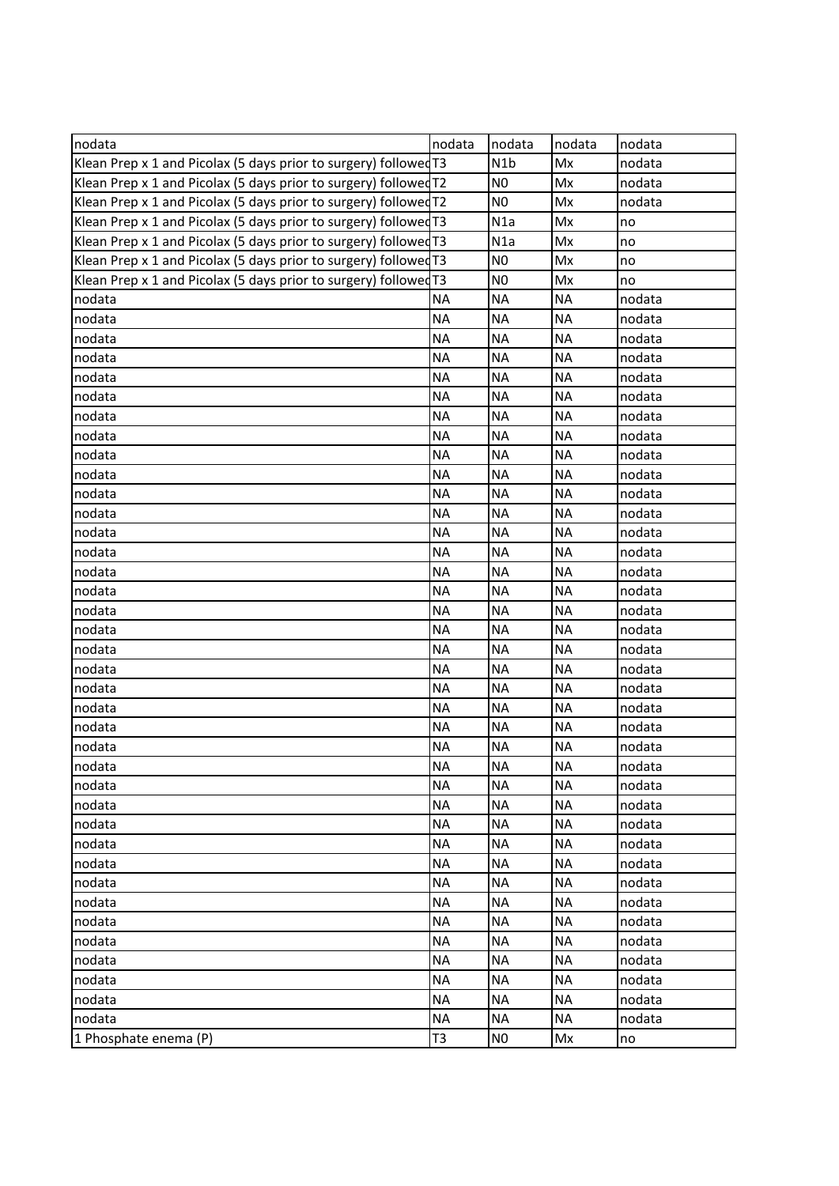| nodata | nodata | nodata | nodata | nodata |
| --- | --- | --- | --- | --- |
| Klean Prep x 1 and Picolax (5 days prior to surgery) followed | T3 | N1b | Mx | nodata |
| Klean Prep x 1 and Picolax (5 days prior to surgery) followed | T2 | N0 | Mx | nodata |
| Klean Prep x 1 and Picolax (5 days prior to surgery) followed | T2 | N0 | Mx | nodata |
| Klean Prep x 1 and Picolax (5 days prior to surgery) followed | T3 | N1a | Mx | no |
| Klean Prep x 1 and Picolax (5 days prior to surgery) followed | T3 | N1a | Mx | no |
| Klean Prep x 1 and Picolax (5 days prior to surgery) followed | T3 | N0 | Mx | no |
| Klean Prep x 1 and Picolax (5 days prior to surgery) followed | T3 | N0 | Mx | no |
| nodata | NA | NA | NA | nodata |
| nodata | NA | NA | NA | nodata |
| nodata | NA | NA | NA | nodata |
| nodata | NA | NA | NA | nodata |
| nodata | NA | NA | NA | nodata |
| nodata | NA | NA | NA | nodata |
| nodata | NA | NA | NA | nodata |
| nodata | NA | NA | NA | nodata |
| nodata | NA | NA | NA | nodata |
| nodata | NA | NA | NA | nodata |
| nodata | NA | NA | NA | nodata |
| nodata | NA | NA | NA | nodata |
| nodata | NA | NA | NA | nodata |
| nodata | NA | NA | NA | nodata |
| nodata | NA | NA | NA | nodata |
| nodata | NA | NA | NA | nodata |
| nodata | NA | NA | NA | nodata |
| nodata | NA | NA | NA | nodata |
| nodata | NA | NA | NA | nodata |
| nodata | NA | NA | NA | nodata |
| nodata | NA | NA | NA | nodata |
| nodata | NA | NA | NA | nodata |
| nodata | NA | NA | NA | nodata |
| nodata | NA | NA | NA | nodata |
| nodata | NA | NA | NA | nodata |
| nodata | NA | NA | NA | nodata |
| nodata | NA | NA | NA | nodata |
| nodata | NA | NA | NA | nodata |
| nodata | NA | NA | NA | nodata |
| nodata | NA | NA | NA | nodata |
| nodata | NA | NA | NA | nodata |
| nodata | NA | NA | NA | nodata |
| nodata | NA | NA | NA | nodata |
| nodata | NA | NA | NA | nodata |
| nodata | NA | NA | NA | nodata |
| nodata | NA | NA | NA | nodata |
| nodata | NA | NA | NA | nodata |
| nodata | NA | NA | NA | nodata |
| 1 Phosphate enema (P) | T3 | N0 | Mx | no |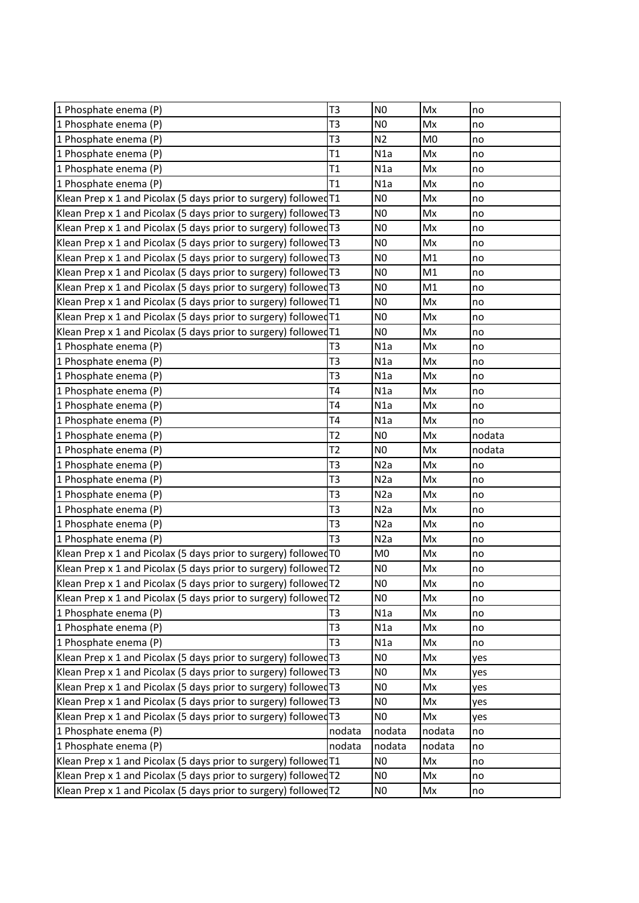| | | | | |
|---|---|---|---|---|
| 1 Phosphate enema (P) | T3 | N0 | Mx | no |
| 1 Phosphate enema (P) | T3 | N0 | Mx | no |
| 1 Phosphate enema (P) | T3 | N2 | M0 | no |
| 1 Phosphate enema (P) | T1 | N1a | Mx | no |
| 1 Phosphate enema (P) | T1 | N1a | Mx | no |
| 1 Phosphate enema (P) | T1 | N1a | Mx | no |
| Klean Prep x 1 and Picolax (5 days prior to surgery) followed | T1 | N0 | Mx | no |
| Klean Prep x 1 and Picolax (5 days prior to surgery) followed | T3 | N0 | Mx | no |
| Klean Prep x 1 and Picolax (5 days prior to surgery) followed | T3 | N0 | Mx | no |
| Klean Prep x 1 and Picolax (5 days prior to surgery) followed | T3 | N0 | Mx | no |
| Klean Prep x 1 and Picolax (5 days prior to surgery) followed | T3 | N0 | M1 | no |
| Klean Prep x 1 and Picolax (5 days prior to surgery) followed | T3 | N0 | M1 | no |
| Klean Prep x 1 and Picolax (5 days prior to surgery) followed | T3 | N0 | M1 | no |
| Klean Prep x 1 and Picolax (5 days prior to surgery) followed | T1 | N0 | Mx | no |
| Klean Prep x 1 and Picolax (5 days prior to surgery) followed | T1 | N0 | Mx | no |
| Klean Prep x 1 and Picolax (5 days prior to surgery) followed | T1 | N0 | Mx | no |
| 1 Phosphate enema (P) | T3 | N1a | Mx | no |
| 1 Phosphate enema (P) | T3 | N1a | Mx | no |
| 1 Phosphate enema (P) | T3 | N1a | Mx | no |
| 1 Phosphate enema (P) | T4 | N1a | Mx | no |
| 1 Phosphate enema (P) | T4 | N1a | Mx | no |
| 1 Phosphate enema (P) | T4 | N1a | Mx | no |
| 1 Phosphate enema (P) | T2 | N0 | Mx | nodata |
| 1 Phosphate enema (P) | T2 | N0 | Mx | nodata |
| 1 Phosphate enema (P) | T3 | N2a | Mx | no |
| 1 Phosphate enema (P) | T3 | N2a | Mx | no |
| 1 Phosphate enema (P) | T3 | N2a | Mx | no |
| 1 Phosphate enema (P) | T3 | N2a | Mx | no |
| 1 Phosphate enema (P) | T3 | N2a | Mx | no |
| 1 Phosphate enema (P) | T3 | N2a | Mx | no |
| Klean Prep x 1 and Picolax (5 days prior to surgery) followed | T0 | M0 | Mx | no |
| Klean Prep x 1 and Picolax (5 days prior to surgery) followed | T2 | N0 | Mx | no |
| Klean Prep x 1 and Picolax (5 days prior to surgery) followed | T2 | N0 | Mx | no |
| Klean Prep x 1 and Picolax (5 days prior to surgery) followed | T2 | N0 | Mx | no |
| 1 Phosphate enema (P) | T3 | N1a | Mx | no |
| 1 Phosphate enema (P) | T3 | N1a | Mx | no |
| 1 Phosphate enema (P) | T3 | N1a | Mx | no |
| Klean Prep x 1 and Picolax (5 days prior to surgery) followed | T3 | N0 | Mx | yes |
| Klean Prep x 1 and Picolax (5 days prior to surgery) followed | T3 | N0 | Mx | yes |
| Klean Prep x 1 and Picolax (5 days prior to surgery) followed | T3 | N0 | Mx | yes |
| Klean Prep x 1 and Picolax (5 days prior to surgery) followed | T3 | N0 | Mx | yes |
| Klean Prep x 1 and Picolax (5 days prior to surgery) followed | T3 | N0 | Mx | yes |
| 1 Phosphate enema (P) | nodata | nodata | nodata | no |
| 1 Phosphate enema (P) | nodata | nodata | nodata | no |
| Klean Prep x 1 and Picolax (5 days prior to surgery) followed | T1 | N0 | Mx | no |
| Klean Prep x 1 and Picolax (5 days prior to surgery) followed | T2 | N0 | Mx | no |
| Klean Prep x 1 and Picolax (5 days prior to surgery) followed | T2 | N0 | Mx | no |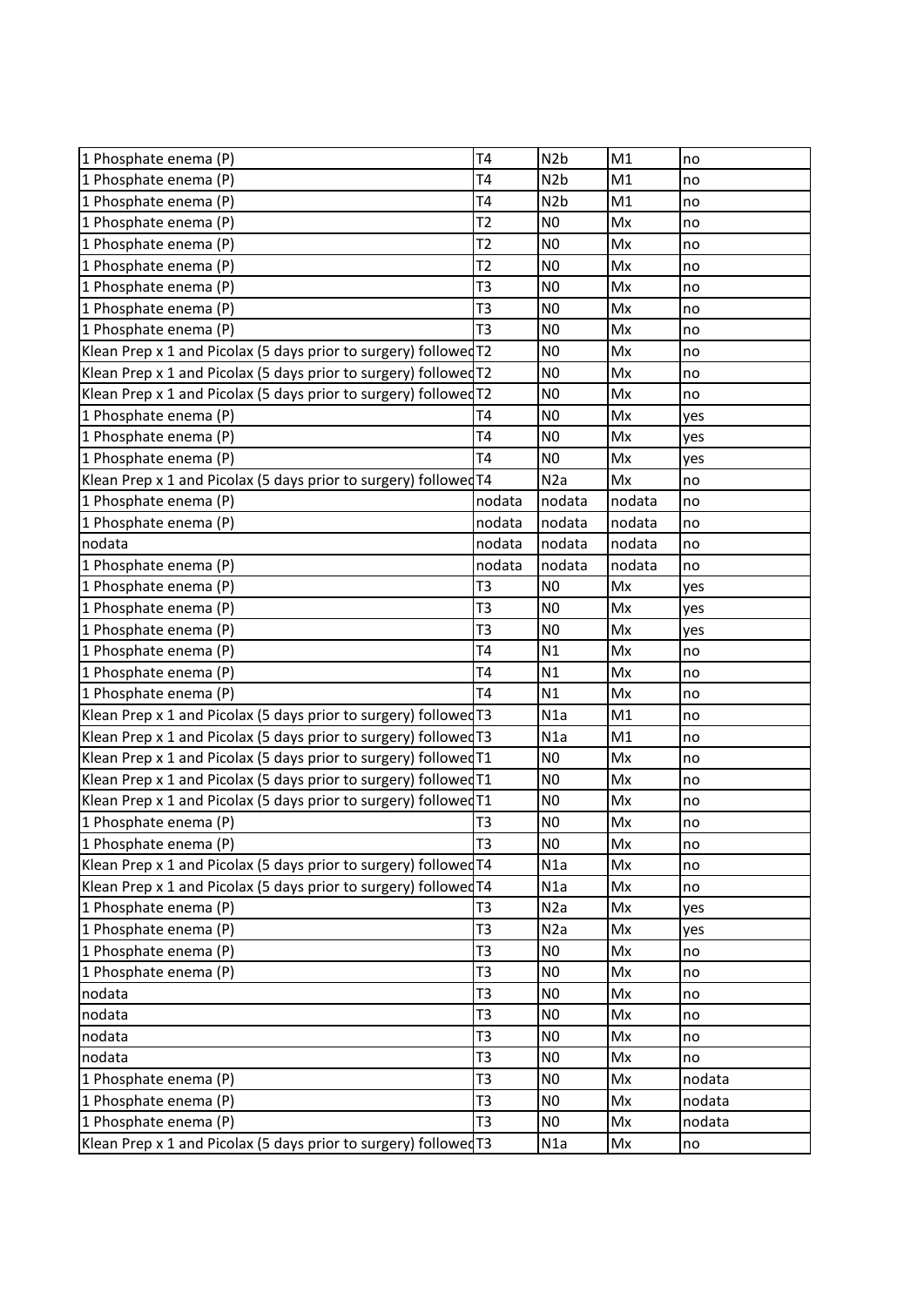| | | | | |
|---|---|---|---|---|
| 1 Phosphate enema (P) | T4 | N2b | M1 | no |
| 1 Phosphate enema (P) | T4 | N2b | M1 | no |
| 1 Phosphate enema (P) | T4 | N2b | M1 | no |
| 1 Phosphate enema (P) | T2 | N0 | Mx | no |
| 1 Phosphate enema (P) | T2 | N0 | Mx | no |
| 1 Phosphate enema (P) | T2 | N0 | Mx | no |
| 1 Phosphate enema (P) | T3 | N0 | Mx | no |
| 1 Phosphate enema (P) | T3 | N0 | Mx | no |
| 1 Phosphate enema (P) | T3 | N0 | Mx | no |
| Klean Prep x 1 and Picolax (5 days prior to surgery) followed | T2 | N0 | Mx | no |
| Klean Prep x 1 and Picolax (5 days prior to surgery) followed | T2 | N0 | Mx | no |
| Klean Prep x 1 and Picolax (5 days prior to surgery) followed | T2 | N0 | Mx | no |
| 1 Phosphate enema (P) | T4 | N0 | Mx | yes |
| 1 Phosphate enema (P) | T4 | N0 | Mx | yes |
| 1 Phosphate enema (P) | T4 | N0 | Mx | yes |
| Klean Prep x 1 and Picolax (5 days prior to surgery) followed | T4 | N2a | Mx | no |
| 1 Phosphate enema (P) | nodata | nodata | nodata | no |
| 1 Phosphate enema (P) | nodata | nodata | nodata | no |
| nodata | nodata | nodata | nodata | no |
| 1 Phosphate enema (P) | nodata | nodata | nodata | no |
| 1 Phosphate enema (P) | T3 | N0 | Mx | yes |
| 1 Phosphate enema (P) | T3 | N0 | Mx | yes |
| 1 Phosphate enema (P) | T3 | N0 | Mx | yes |
| 1 Phosphate enema (P) | T4 | N1 | Mx | no |
| 1 Phosphate enema (P) | T4 | N1 | Mx | no |
| 1 Phosphate enema (P) | T4 | N1 | Mx | no |
| Klean Prep x 1 and Picolax (5 days prior to surgery) followed | T3 | N1a | M1 | no |
| Klean Prep x 1 and Picolax (5 days prior to surgery) followed | T3 | N1a | M1 | no |
| Klean Prep x 1 and Picolax (5 days prior to surgery) followed | T1 | N0 | Mx | no |
| Klean Prep x 1 and Picolax (5 days prior to surgery) followed | T1 | N0 | Mx | no |
| Klean Prep x 1 and Picolax (5 days prior to surgery) followed | T1 | N0 | Mx | no |
| 1 Phosphate enema (P) | T3 | N0 | Mx | no |
| 1 Phosphate enema (P) | T3 | N0 | Mx | no |
| Klean Prep x 1 and Picolax (5 days prior to surgery) followed | T4 | N1a | Mx | no |
| Klean Prep x 1 and Picolax (5 days prior to surgery) followed | T4 | N1a | Mx | no |
| 1 Phosphate enema (P) | T3 | N2a | Mx | yes |
| 1 Phosphate enema (P) | T3 | N2a | Mx | yes |
| 1 Phosphate enema (P) | T3 | N0 | Mx | no |
| 1 Phosphate enema (P) | T3 | N0 | Mx | no |
| nodata | T3 | N0 | Mx | no |
| nodata | T3 | N0 | Mx | no |
| nodata | T3 | N0 | Mx | no |
| nodata | T3 | N0 | Mx | no |
| 1 Phosphate enema (P) | T3 | N0 | Mx | nodata |
| 1 Phosphate enema (P) | T3 | N0 | Mx | nodata |
| 1 Phosphate enema (P) | T3 | N0 | Mx | nodata |
| Klean Prep x 1 and Picolax (5 days prior to surgery) followed | T3 | N1a | Mx | no |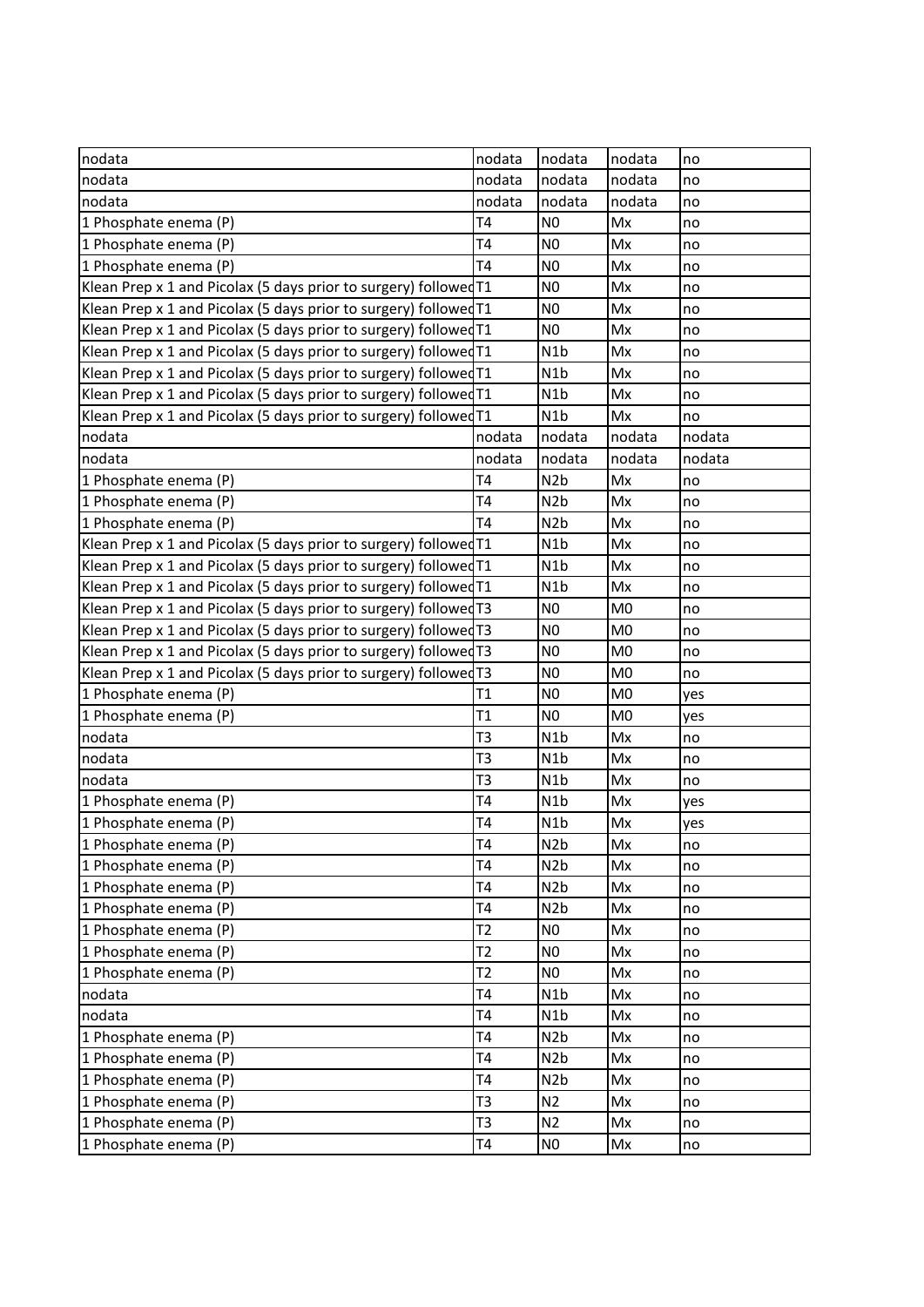| | | | | |
|---|---|---|---|---|
| nodata | nodata | nodata | nodata | no |
| nodata | nodata | nodata | nodata | no |
| nodata | nodata | nodata | nodata | no |
| 1 Phosphate enema (P) | T4 | N0 | Mx | no |
| 1 Phosphate enema (P) | T4 | N0 | Mx | no |
| 1 Phosphate enema (P) | T4 | N0 | Mx | no |
| Klean Prep x 1 and Picolax (5 days prior to surgery) followed | T1 | N0 | Mx | no |
| Klean Prep x 1 and Picolax (5 days prior to surgery) followed | T1 | N0 | Mx | no |
| Klean Prep x 1 and Picolax (5 days prior to surgery) followed | T1 | N0 | Mx | no |
| Klean Prep x 1 and Picolax (5 days prior to surgery) followed | T1 | N1b | Mx | no |
| Klean Prep x 1 and Picolax (5 days prior to surgery) followed | T1 | N1b | Mx | no |
| Klean Prep x 1 and Picolax (5 days prior to surgery) followed | T1 | N1b | Mx | no |
| Klean Prep x 1 and Picolax (5 days prior to surgery) followed | T1 | N1b | Mx | no |
| nodata | nodata | nodata | nodata | nodata |
| nodata | nodata | nodata | nodata | nodata |
| 1 Phosphate enema (P) | T4 | N2b | Mx | no |
| 1 Phosphate enema (P) | T4 | N2b | Mx | no |
| 1 Phosphate enema (P) | T4 | N2b | Mx | no |
| Klean Prep x 1 and Picolax (5 days prior to surgery) followed | T1 | N1b | Mx | no |
| Klean Prep x 1 and Picolax (5 days prior to surgery) followed | T1 | N1b | Mx | no |
| Klean Prep x 1 and Picolax (5 days prior to surgery) followed | T1 | N1b | Mx | no |
| Klean Prep x 1 and Picolax (5 days prior to surgery) followed | T3 | N0 | M0 | no |
| Klean Prep x 1 and Picolax (5 days prior to surgery) followed | T3 | N0 | M0 | no |
| Klean Prep x 1 and Picolax (5 days prior to surgery) followed | T3 | N0 | M0 | no |
| Klean Prep x 1 and Picolax (5 days prior to surgery) followed | T3 | N0 | M0 | no |
| 1 Phosphate enema (P) | T1 | N0 | M0 | yes |
| 1 Phosphate enema (P) | T1 | N0 | M0 | yes |
| nodata | T3 | N1b | Mx | no |
| nodata | T3 | N1b | Mx | no |
| nodata | T3 | N1b | Mx | no |
| 1 Phosphate enema (P) | T4 | N1b | Mx | yes |
| 1 Phosphate enema (P) | T4 | N1b | Mx | yes |
| 1 Phosphate enema (P) | T4 | N2b | Mx | no |
| 1 Phosphate enema (P) | T4 | N2b | Mx | no |
| 1 Phosphate enema (P) | T4 | N2b | Mx | no |
| 1 Phosphate enema (P) | T4 | N2b | Mx | no |
| 1 Phosphate enema (P) | T2 | N0 | Mx | no |
| 1 Phosphate enema (P) | T2 | N0 | Mx | no |
| 1 Phosphate enema (P) | T2 | N0 | Mx | no |
| nodata | T4 | N1b | Mx | no |
| nodata | T4 | N1b | Mx | no |
| 1 Phosphate enema (P) | T4 | N2b | Mx | no |
| 1 Phosphate enema (P) | T4 | N2b | Mx | no |
| 1 Phosphate enema (P) | T4 | N2b | Mx | no |
| 1 Phosphate enema (P) | T3 | N2 | Mx | no |
| 1 Phosphate enema (P) | T3 | N2 | Mx | no |
| 1 Phosphate enema (P) | T4 | N0 | Mx | no |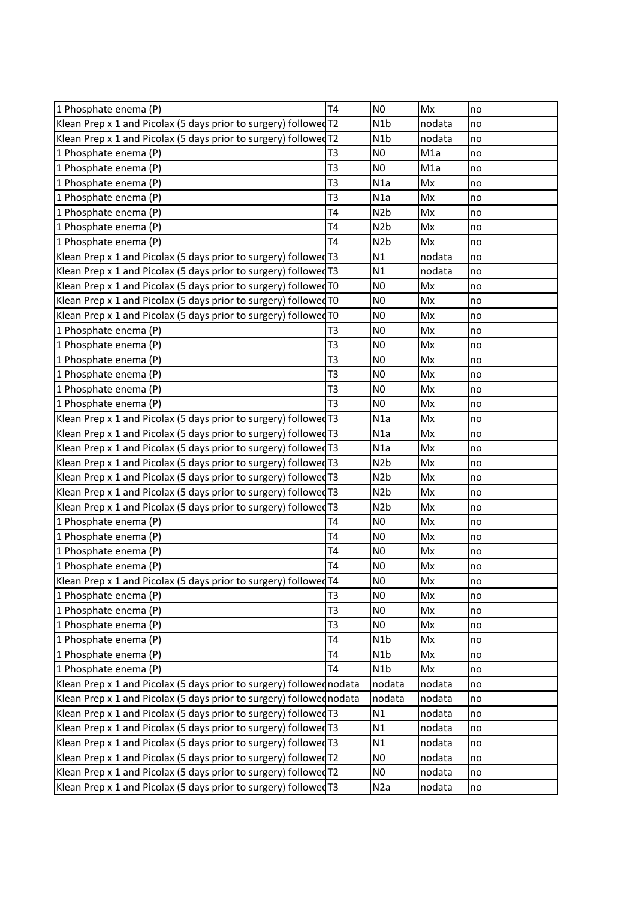| 1 Phosphate enema (P) | T4 | N0 | Mx | no |
|---|---|---|---|---|
| Klean Prep x 1 and Picolax (5 days prior to surgery) followed | T2 | N1b | nodata | no |
| Klean Prep x 1 and Picolax (5 days prior to surgery) followed | T2 | N1b | nodata | no |
| 1 Phosphate enema (P) | T3 | N0 | M1a | no |
| 1 Phosphate enema (P) | T3 | N0 | M1a | no |
| 1 Phosphate enema (P) | T3 | N1a | Mx | no |
| 1 Phosphate enema (P) | T3 | N1a | Mx | no |
| 1 Phosphate enema (P) | T4 | N2b | Mx | no |
| 1 Phosphate enema (P) | T4 | N2b | Mx | no |
| 1 Phosphate enema (P) | T4 | N2b | Mx | no |
| Klean Prep x 1 and Picolax (5 days prior to surgery) followed | T3 | N1 | nodata | no |
| Klean Prep x 1 and Picolax (5 days prior to surgery) followed | T3 | N1 | nodata | no |
| Klean Prep x 1 and Picolax (5 days prior to surgery) followed | T0 | N0 | Mx | no |
| Klean Prep x 1 and Picolax (5 days prior to surgery) followed | T0 | N0 | Mx | no |
| Klean Prep x 1 and Picolax (5 days prior to surgery) followed | T0 | N0 | Mx | no |
| 1 Phosphate enema (P) | T3 | N0 | Mx | no |
| 1 Phosphate enema (P) | T3 | N0 | Mx | no |
| 1 Phosphate enema (P) | T3 | N0 | Mx | no |
| 1 Phosphate enema (P) | T3 | N0 | Mx | no |
| 1 Phosphate enema (P) | T3 | N0 | Mx | no |
| 1 Phosphate enema (P) | T3 | N0 | Mx | no |
| Klean Prep x 1 and Picolax (5 days prior to surgery) followed | T3 | N1a | Mx | no |
| Klean Prep x 1 and Picolax (5 days prior to surgery) followed | T3 | N1a | Mx | no |
| Klean Prep x 1 and Picolax (5 days prior to surgery) followed | T3 | N1a | Mx | no |
| Klean Prep x 1 and Picolax (5 days prior to surgery) followed | T3 | N2b | Mx | no |
| Klean Prep x 1 and Picolax (5 days prior to surgery) followed | T3 | N2b | Mx | no |
| Klean Prep x 1 and Picolax (5 days prior to surgery) followed | T3 | N2b | Mx | no |
| Klean Prep x 1 and Picolax (5 days prior to surgery) followed | T3 | N2b | Mx | no |
| 1 Phosphate enema (P) | T4 | N0 | Mx | no |
| 1 Phosphate enema (P) | T4 | N0 | Mx | no |
| 1 Phosphate enema (P) | T4 | N0 | Mx | no |
| 1 Phosphate enema (P) | T4 | N0 | Mx | no |
| Klean Prep x 1 and Picolax (5 days prior to surgery) followed | T4 | N0 | Mx | no |
| 1 Phosphate enema (P) | T3 | N0 | Mx | no |
| 1 Phosphate enema (P) | T3 | N0 | Mx | no |
| 1 Phosphate enema (P) | T3 | N0 | Mx | no |
| 1 Phosphate enema (P) | T4 | N1b | Mx | no |
| 1 Phosphate enema (P) | T4 | N1b | Mx | no |
| 1 Phosphate enema (P) | T4 | N1b | Mx | no |
| Klean Prep x 1 and Picolax (5 days prior to surgery) followed | nodata | nodata | nodata | no |
| Klean Prep x 1 and Picolax (5 days prior to surgery) followed | nodata | nodata | nodata | no |
| Klean Prep x 1 and Picolax (5 days prior to surgery) followed | T3 | N1 | nodata | no |
| Klean Prep x 1 and Picolax (5 days prior to surgery) followed | T3 | N1 | nodata | no |
| Klean Prep x 1 and Picolax (5 days prior to surgery) followed | T3 | N1 | nodata | no |
| Klean Prep x 1 and Picolax (5 days prior to surgery) followed | T2 | N0 | nodata | no |
| Klean Prep x 1 and Picolax (5 days prior to surgery) followed | T2 | N0 | nodata | no |
| Klean Prep x 1 and Picolax (5 days prior to surgery) followed | T3 | N2a | nodata | no |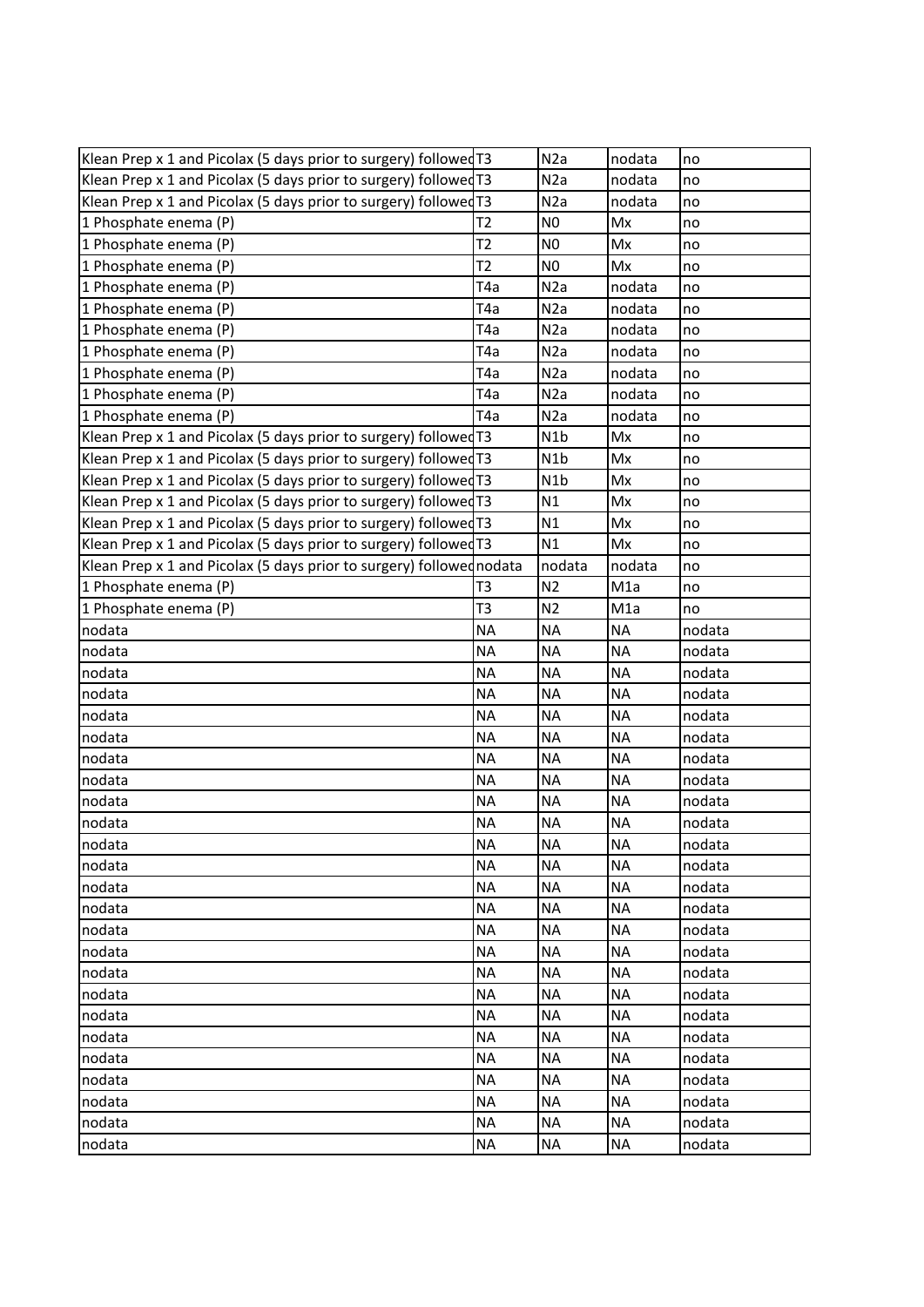| | | | | |
|---|---|---|---|---|
| Klean Prep x 1 and Picolax (5 days prior to surgery) followed | T3 | N2a | nodata | no |
| Klean Prep x 1 and Picolax (5 days prior to surgery) followed | T3 | N2a | nodata | no |
| Klean Prep x 1 and Picolax (5 days prior to surgery) followed | T3 | N2a | nodata | no |
| 1 Phosphate enema (P) | T2 | N0 | Mx | no |
| 1 Phosphate enema (P) | T2 | N0 | Mx | no |
| 1 Phosphate enema (P) | T2 | N0 | Mx | no |
| 1 Phosphate enema (P) | T4a | N2a | nodata | no |
| 1 Phosphate enema (P) | T4a | N2a | nodata | no |
| 1 Phosphate enema (P) | T4a | N2a | nodata | no |
| 1 Phosphate enema (P) | T4a | N2a | nodata | no |
| 1 Phosphate enema (P) | T4a | N2a | nodata | no |
| 1 Phosphate enema (P) | T4a | N2a | nodata | no |
| 1 Phosphate enema (P) | T4a | N2a | nodata | no |
| Klean Prep x 1 and Picolax (5 days prior to surgery) followed | T3 | N1b | Mx | no |
| Klean Prep x 1 and Picolax (5 days prior to surgery) followed | T3 | N1b | Mx | no |
| Klean Prep x 1 and Picolax (5 days prior to surgery) followed | T3 | N1b | Mx | no |
| Klean Prep x 1 and Picolax (5 days prior to surgery) followed | T3 | N1 | Mx | no |
| Klean Prep x 1 and Picolax (5 days prior to surgery) followed | T3 | N1 | Mx | no |
| Klean Prep x 1 and Picolax (5 days prior to surgery) followed | T3 | N1 | Mx | no |
| Klean Prep x 1 and Picolax (5 days prior to surgery) followed | nodata | nodata | nodata | no |
| 1 Phosphate enema (P) | T3 | N2 | M1a | no |
| 1 Phosphate enema (P) | T3 | N2 | M1a | no |
| nodata | NA | NA | NA | nodata |
| nodata | NA | NA | NA | nodata |
| nodata | NA | NA | NA | nodata |
| nodata | NA | NA | NA | nodata |
| nodata | NA | NA | NA | nodata |
| nodata | NA | NA | NA | nodata |
| nodata | NA | NA | NA | nodata |
| nodata | NA | NA | NA | nodata |
| nodata | NA | NA | NA | nodata |
| nodata | NA | NA | NA | nodata |
| nodata | NA | NA | NA | nodata |
| nodata | NA | NA | NA | nodata |
| nodata | NA | NA | NA | nodata |
| nodata | NA | NA | NA | nodata |
| nodata | NA | NA | NA | nodata |
| nodata | NA | NA | NA | nodata |
| nodata | NA | NA | NA | nodata |
| nodata | NA | NA | NA | nodata |
| nodata | NA | NA | NA | nodata |
| nodata | NA | NA | NA | nodata |
| nodata | NA | NA | NA | nodata |
| nodata | NA | NA | NA | nodata |
| nodata | NA | NA | NA | nodata |
| nodata | NA | NA | NA | nodata |
| nodata | NA | NA | NA | nodata |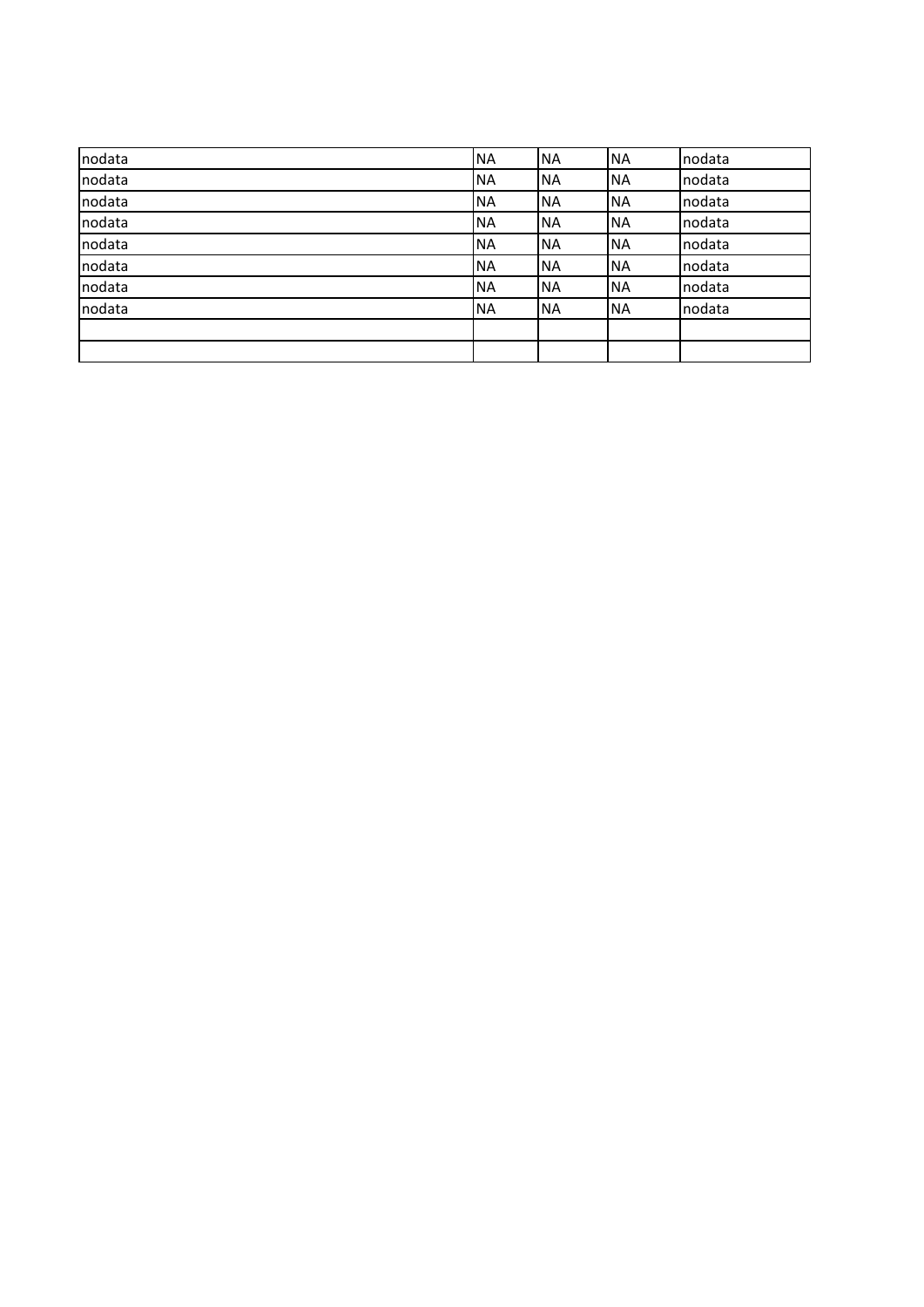| nodata | NA | NA | NA | nodata |
|---|---|---|---|---|
| nodata | NA | NA | NA | nodata |
| nodata | NA | NA | NA | nodata |
| nodata | NA | NA | NA | nodata |
| nodata | NA | NA | NA | nodata |
| nodata | NA | NA | NA | nodata |
| nodata | NA | NA | NA | nodata |
| nodata | NA | NA | NA | nodata |
| | | | | |
| | | | | |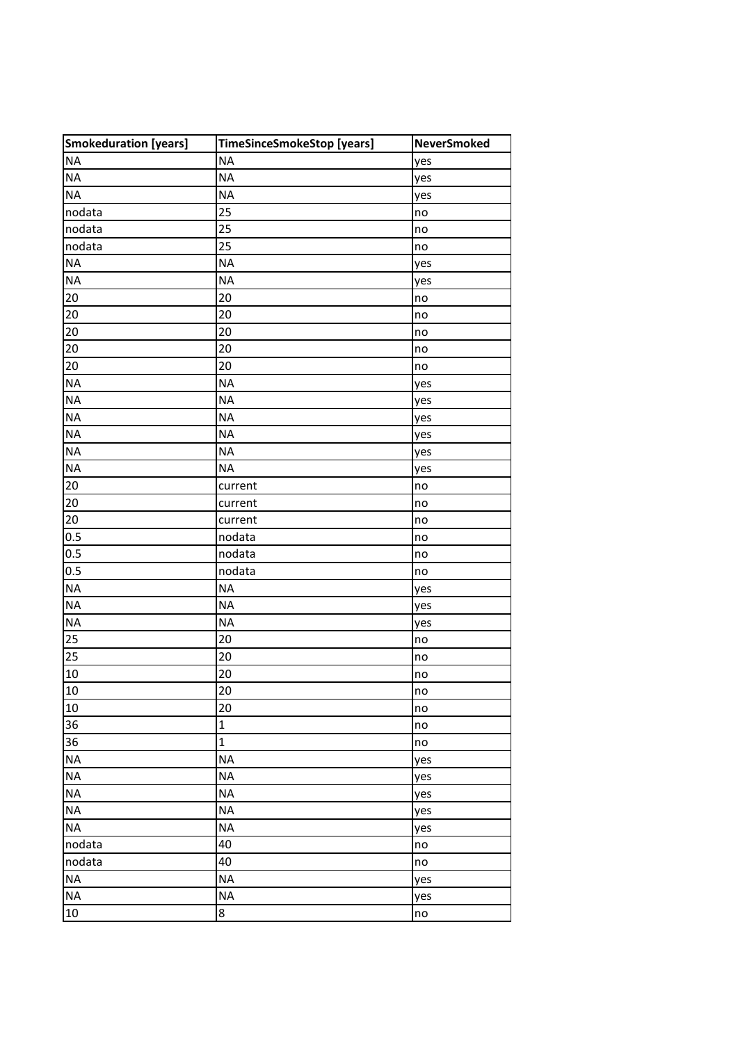| Smokeduration [years] | TimeSinceSmokeStop [years] | NeverSmoked |
|---|---|---|
| NA | NA | yes |
| NA | NA | yes |
| NA | NA | yes |
| nodata | 25 | no |
| nodata | 25 | no |
| nodata | 25 | no |
| NA | NA | yes |
| NA | NA | yes |
| 20 | 20 | no |
| 20 | 20 | no |
| 20 | 20 | no |
| 20 | 20 | no |
| 20 | 20 | no |
| NA | NA | yes |
| NA | NA | yes |
| NA | NA | yes |
| NA | NA | yes |
| NA | NA | yes |
| NA | NA | yes |
| 20 | current | no |
| 20 | current | no |
| 20 | current | no |
| 0.5 | nodata | no |
| 0.5 | nodata | no |
| 0.5 | nodata | no |
| NA | NA | yes |
| NA | NA | yes |
| NA | NA | yes |
| 25 | 20 | no |
| 25 | 20 | no |
| 10 | 20 | no |
| 10 | 20 | no |
| 10 | 20 | no |
| 36 | 1 | no |
| 36 | 1 | no |
| NA | NA | yes |
| NA | NA | yes |
| NA | NA | yes |
| NA | NA | yes |
| NA | NA | yes |
| nodata | 40 | no |
| nodata | 40 | no |
| NA | NA | yes |
| NA | NA | yes |
| 10 | 8 | no |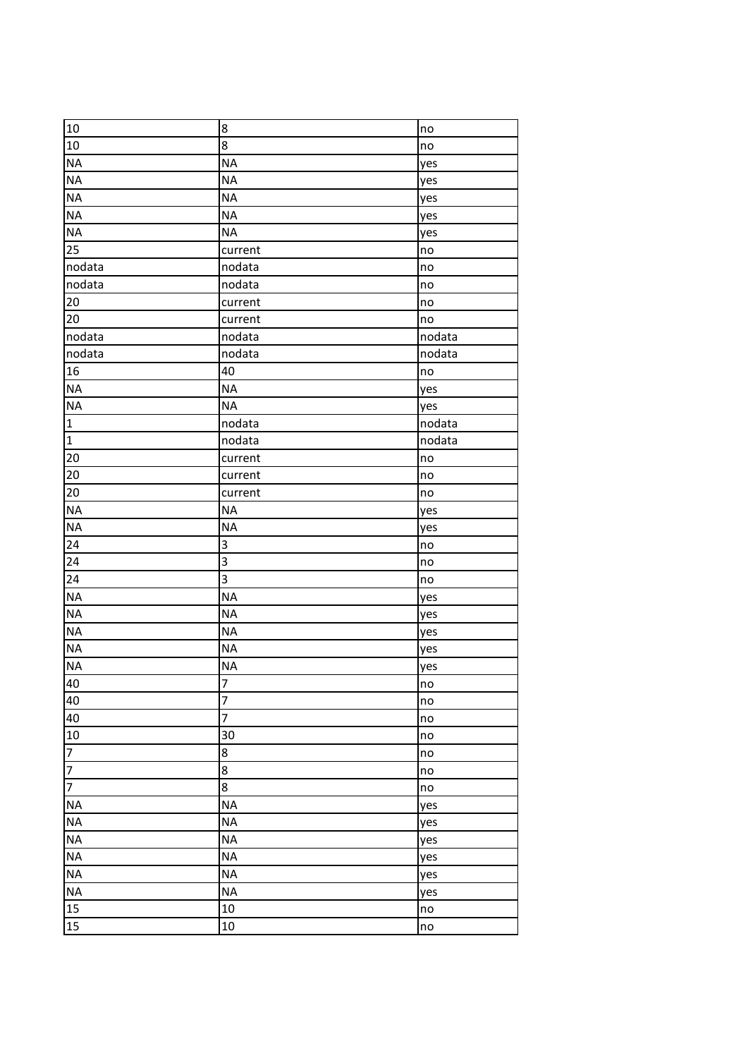| | | |
|---|---|---|
| 10 | 8 | no |
| 10 | 8 | no |
| NA | NA | yes |
| NA | NA | yes |
| NA | NA | yes |
| NA | NA | yes |
| NA | NA | yes |
| 25 | current | no |
| nodata | nodata | no |
| nodata | nodata | no |
| 20 | current | no |
| 20 | current | no |
| nodata | nodata | nodata |
| nodata | nodata | nodata |
| 16 | 40 | no |
| NA | NA | yes |
| NA | NA | yes |
| 1 | nodata | nodata |
| 1 | nodata | nodata |
| 20 | current | no |
| 20 | current | no |
| 20 | current | no |
| NA | NA | yes |
| NA | NA | yes |
| 24 | 3 | no |
| 24 | 3 | no |
| 24 | 3 | no |
| NA | NA | yes |
| NA | NA | yes |
| NA | NA | yes |
| NA | NA | yes |
| NA | NA | yes |
| 40 | 7 | no |
| 40 | 7 | no |
| 40 | 7 | no |
| 10 | 30 | no |
| 7 | 8 | no |
| 7 | 8 | no |
| 7 | 8 | no |
| NA | NA | yes |
| NA | NA | yes |
| NA | NA | yes |
| NA | NA | yes |
| NA | NA | yes |
| NA | NA | yes |
| 15 | 10 | no |
| 15 | 10 | no |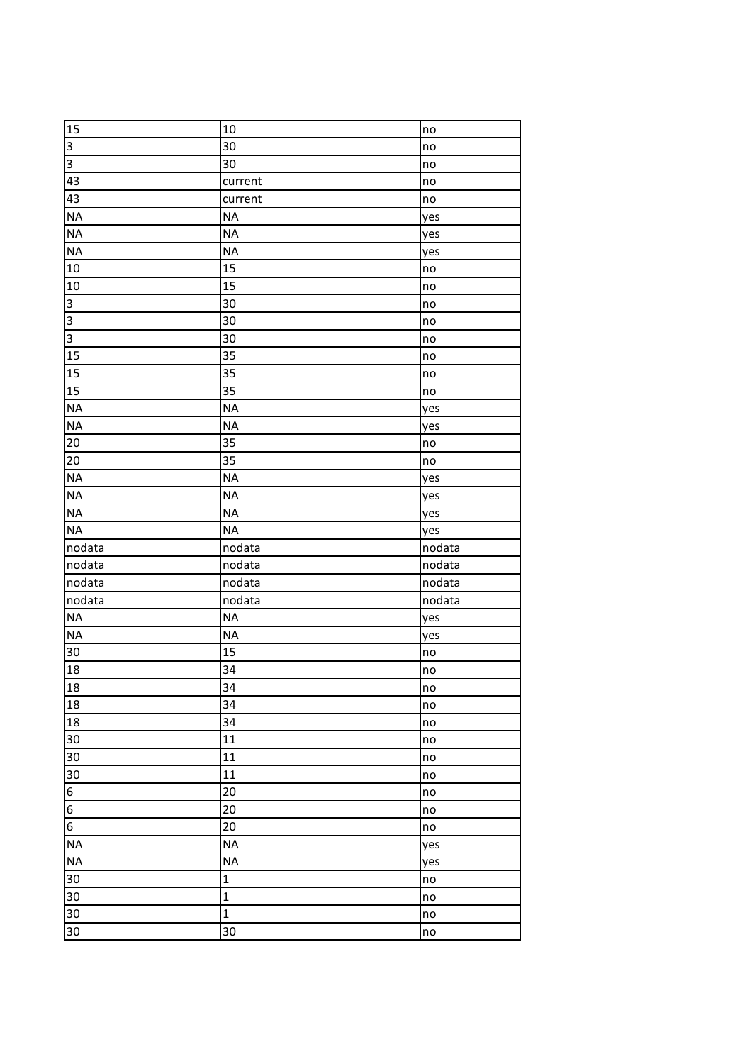| 15 | 10 | no |
|---|---|---|
| 3 | 30 | no |
| 3 | 30 | no |
| 43 | current | no |
| 43 | current | no |
| NA | NA | yes |
| NA | NA | yes |
| NA | NA | yes |
| 10 | 15 | no |
| 10 | 15 | no |
| 3 | 30 | no |
| 3 | 30 | no |
| 3 | 30 | no |
| 15 | 35 | no |
| 15 | 35 | no |
| 15 | 35 | no |
| NA | NA | yes |
| NA | NA | yes |
| 20 | 35 | no |
| 20 | 35 | no |
| NA | NA | yes |
| NA | NA | yes |
| NA | NA | yes |
| NA | NA | yes |
| nodata | nodata | nodata |
| nodata | nodata | nodata |
| nodata | nodata | nodata |
| nodata | nodata | nodata |
| NA | NA | yes |
| NA | NA | yes |
| 30 | 15 | no |
| 18 | 34 | no |
| 18 | 34 | no |
| 18 | 34 | no |
| 18 | 34 | no |
| 30 | 11 | no |
| 30 | 11 | no |
| 30 | 11 | no |
| 6 | 20 | no |
| 6 | 20 | no |
| 6 | 20 | no |
| NA | NA | yes |
| NA | NA | yes |
| 30 | 1 | no |
| 30 | 1 | no |
| 30 | 1 | no |
| 30 | 30 | no |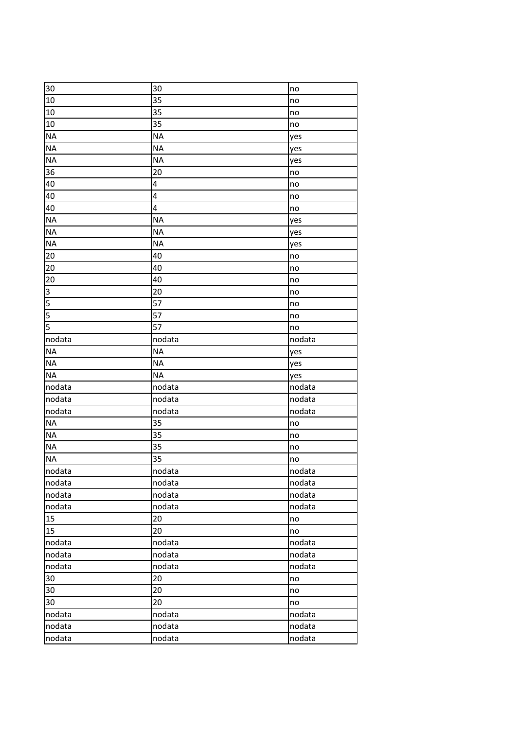| | | |
|---|---|---|
| 30 | 30 | no |
| 10 | 35 | no |
| 10 | 35 | no |
| 10 | 35 | no |
| NA | NA | yes |
| NA | NA | yes |
| NA | NA | yes |
| 36 | 20 | no |
| 40 | 4 | no |
| 40 | 4 | no |
| 40 | 4 | no |
| NA | NA | yes |
| NA | NA | yes |
| NA | NA | yes |
| 20 | 40 | no |
| 20 | 40 | no |
| 20 | 40 | no |
| 3 | 20 | no |
| 5 | 57 | no |
| 5 | 57 | no |
| 5 | 57 | no |
| nodata | nodata | nodata |
| NA | NA | yes |
| NA | NA | yes |
| NA | NA | yes |
| nodata | nodata | nodata |
| nodata | nodata | nodata |
| nodata | nodata | nodata |
| NA | 35 | no |
| NA | 35 | no |
| NA | 35 | no |
| NA | 35 | no |
| nodata | nodata | nodata |
| nodata | nodata | nodata |
| nodata | nodata | nodata |
| nodata | nodata | nodata |
| 15 | 20 | no |
| 15 | 20 | no |
| nodata | nodata | nodata |
| nodata | nodata | nodata |
| nodata | nodata | nodata |
| 30 | 20 | no |
| 30 | 20 | no |
| 30 | 20 | no |
| nodata | nodata | nodata |
| nodata | nodata | nodata |
| nodata | nodata | nodata |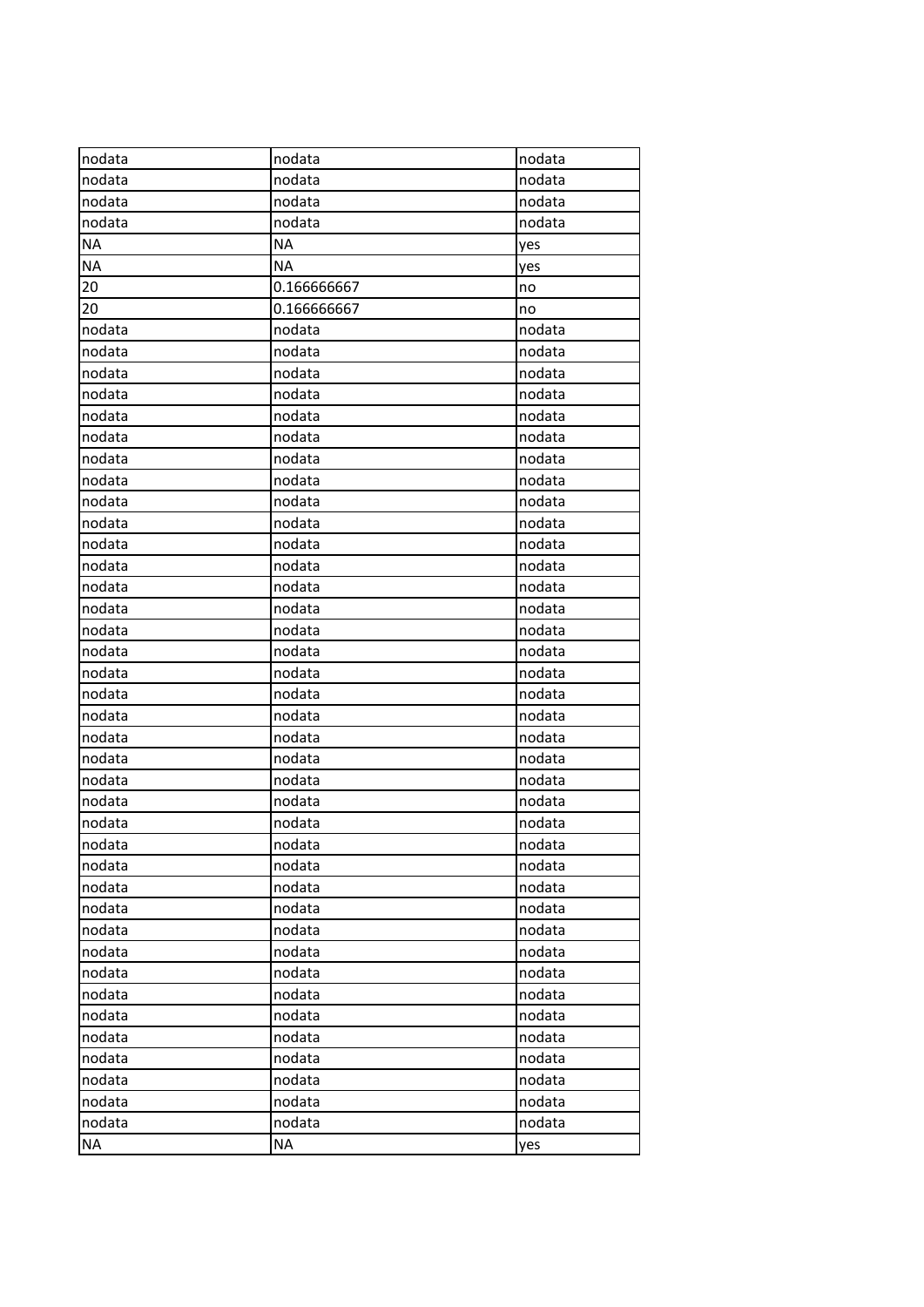| nodata | nodata | nodata |
|---|---|---|
| nodata | nodata | nodata |
| nodata | nodata | nodata |
| nodata | nodata | nodata |
| NA | NA | yes |
| NA | NA | yes |
| 20 | 0.166666667 | no |
| 20 | 0.166666667 | no |
| nodata | nodata | nodata |
| nodata | nodata | nodata |
| nodata | nodata | nodata |
| nodata | nodata | nodata |
| nodata | nodata | nodata |
| nodata | nodata | nodata |
| nodata | nodata | nodata |
| nodata | nodata | nodata |
| nodata | nodata | nodata |
| nodata | nodata | nodata |
| nodata | nodata | nodata |
| nodata | nodata | nodata |
| nodata | nodata | nodata |
| nodata | nodata | nodata |
| nodata | nodata | nodata |
| nodata | nodata | nodata |
| nodata | nodata | nodata |
| nodata | nodata | nodata |
| nodata | nodata | nodata |
| nodata | nodata | nodata |
| nodata | nodata | nodata |
| nodata | nodata | nodata |
| nodata | nodata | nodata |
| nodata | nodata | nodata |
| nodata | nodata | nodata |
| nodata | nodata | nodata |
| nodata | nodata | nodata |
| nodata | nodata | nodata |
| nodata | nodata | nodata |
| nodata | nodata | nodata |
| nodata | nodata | nodata |
| nodata | nodata | nodata |
| nodata | nodata | nodata |
| nodata | nodata | nodata |
| nodata | nodata | nodata |
| nodata | nodata | nodata |
| nodata | nodata | nodata |
| nodata | nodata | nodata |
| NA | NA | yes |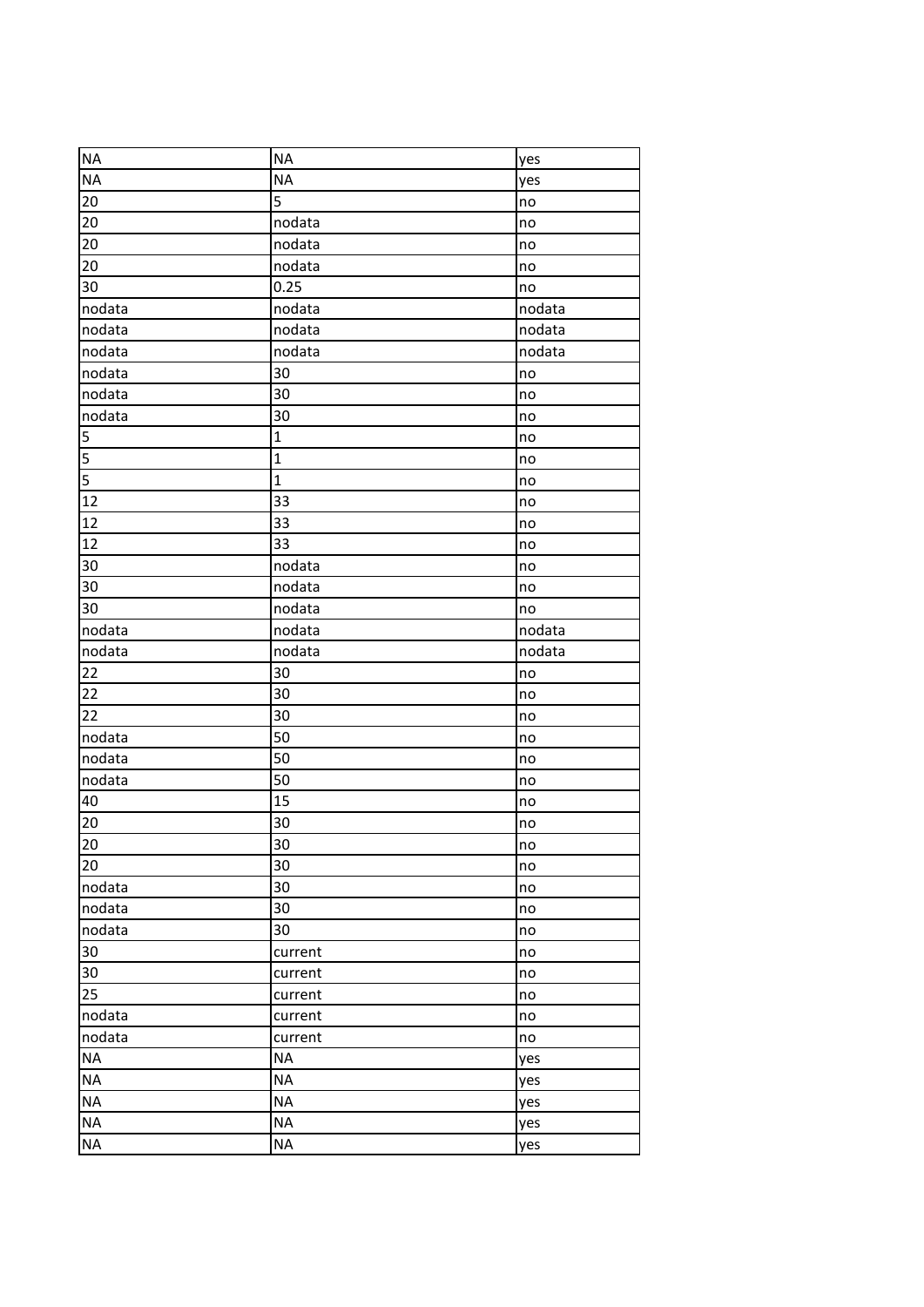| NA | NA | yes |
|---|---|---|
| NA | NA | yes |
| 20 | 5 | no |
| 20 | nodata | no |
| 20 | nodata | no |
| 20 | nodata | no |
| 30 | 0.25 | no |
| nodata | nodata | nodata |
| nodata | nodata | nodata |
| nodata | nodata | nodata |
| nodata | 30 | no |
| nodata | 30 | no |
| nodata | 30 | no |
| 5 | 1 | no |
| 5 | 1 | no |
| 5 | 1 | no |
| 12 | 33 | no |
| 12 | 33 | no |
| 12 | 33 | no |
| 30 | nodata | no |
| 30 | nodata | no |
| 30 | nodata | no |
| nodata | nodata | nodata |
| nodata | nodata | nodata |
| 22 | 30 | no |
| 22 | 30 | no |
| 22 | 30 | no |
| nodata | 50 | no |
| nodata | 50 | no |
| nodata | 50 | no |
| 40 | 15 | no |
| 20 | 30 | no |
| 20 | 30 | no |
| 20 | 30 | no |
| nodata | 30 | no |
| nodata | 30 | no |
| nodata | 30 | no |
| 30 | current | no |
| 30 | current | no |
| 25 | current | no |
| nodata | current | no |
| nodata | current | no |
| NA | NA | yes |
| NA | NA | yes |
| NA | NA | yes |
| NA | NA | yes |
| NA | NA | yes |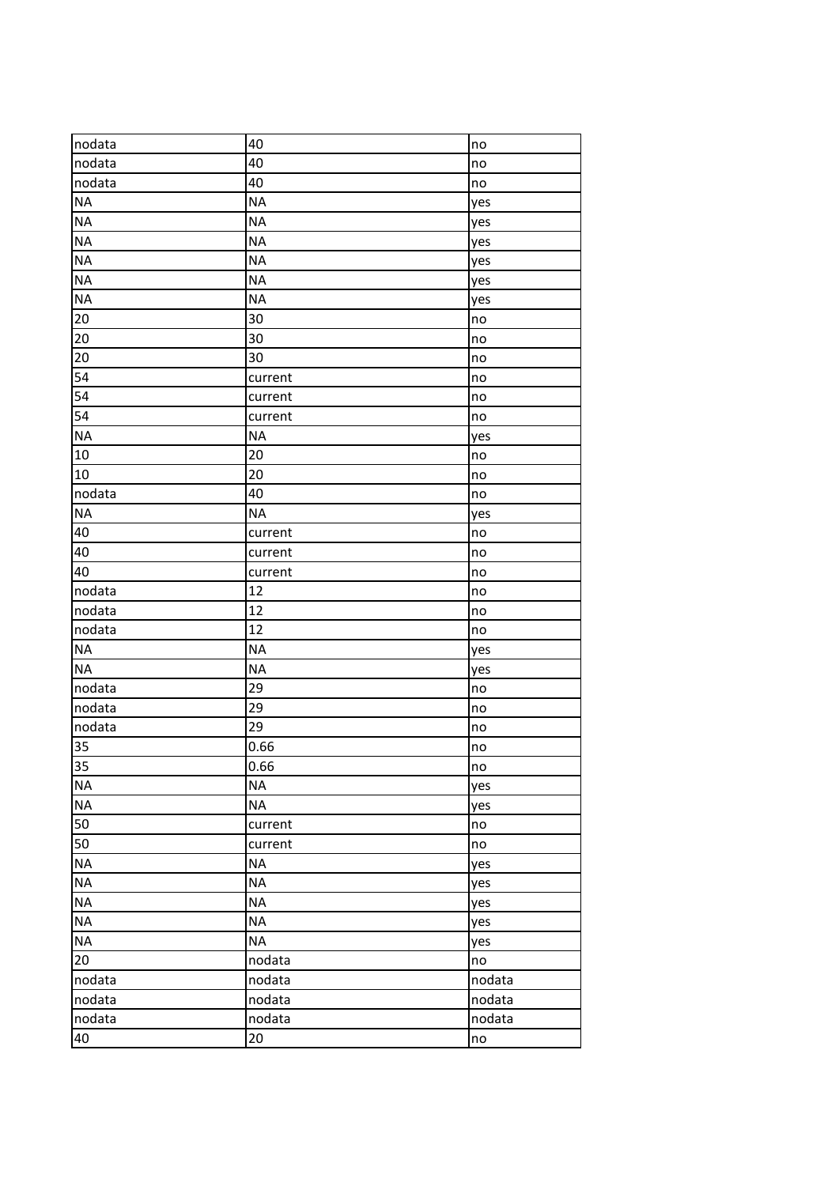| nodata | 40 | no |
| --- | --- | --- |
| nodata | 40 | no |
| nodata | 40 | no |
| NA | NA | yes |
| NA | NA | yes |
| NA | NA | yes |
| NA | NA | yes |
| NA | NA | yes |
| NA | NA | yes |
| 20 | 30 | no |
| 20 | 30 | no |
| 20 | 30 | no |
| 54 | current | no |
| 54 | current | no |
| 54 | current | no |
| NA | NA | yes |
| 10 | 20 | no |
| 10 | 20 | no |
| nodata | 40 | no |
| NA | NA | yes |
| 40 | current | no |
| 40 | current | no |
| 40 | current | no |
| nodata | 12 | no |
| nodata | 12 | no |
| nodata | 12 | no |
| NA | NA | yes |
| NA | NA | yes |
| nodata | 29 | no |
| nodata | 29 | no |
| nodata | 29 | no |
| 35 | 0.66 | no |
| 35 | 0.66 | no |
| NA | NA | yes |
| NA | NA | yes |
| 50 | current | no |
| 50 | current | no |
| NA | NA | yes |
| NA | NA | yes |
| NA | NA | yes |
| NA | NA | yes |
| NA | NA | yes |
| 20 | nodata | no |
| nodata | nodata | nodata |
| nodata | nodata | nodata |
| nodata | nodata | nodata |
| 40 | 20 | no |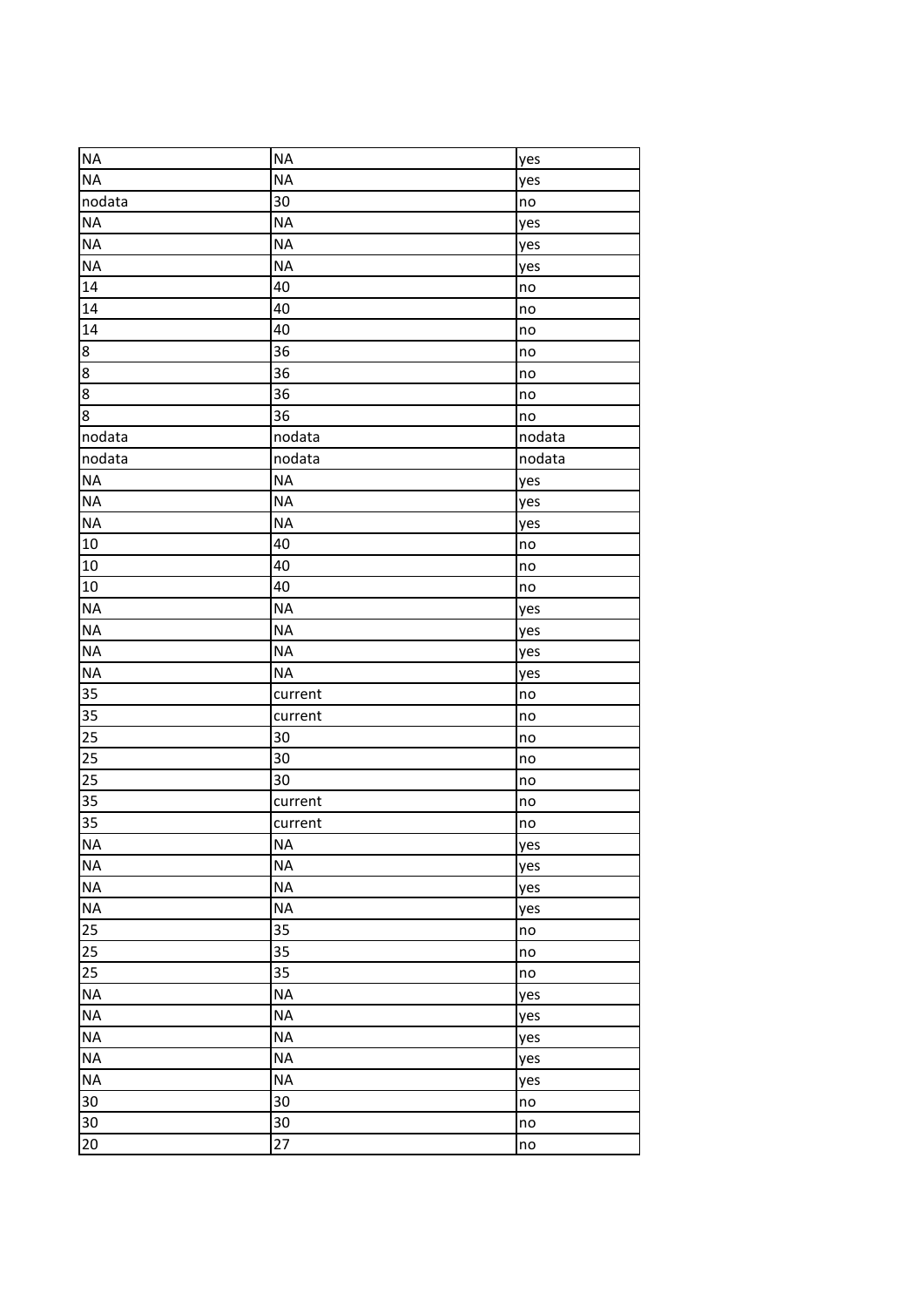| | | |
|---|---|---|
| NA | NA | yes |
| NA | NA | yes |
| nodata | 30 | no |
| NA | NA | yes |
| NA | NA | yes |
| NA | NA | yes |
| 14 | 40 | no |
| 14 | 40 | no |
| 14 | 40 | no |
| 8 | 36 | no |
| 8 | 36 | no |
| 8 | 36 | no |
| 8 | 36 | no |
| nodata | nodata | nodata |
| nodata | nodata | nodata |
| NA | NA | yes |
| NA | NA | yes |
| NA | NA | yes |
| 10 | 40 | no |
| 10 | 40 | no |
| 10 | 40 | no |
| NA | NA | yes |
| NA | NA | yes |
| NA | NA | yes |
| NA | NA | yes |
| 35 | current | no |
| 35 | current | no |
| 25 | 30 | no |
| 25 | 30 | no |
| 25 | 30 | no |
| 35 | current | no |
| 35 | current | no |
| NA | NA | yes |
| NA | NA | yes |
| NA | NA | yes |
| NA | NA | yes |
| 25 | 35 | no |
| 25 | 35 | no |
| 25 | 35 | no |
| NA | NA | yes |
| NA | NA | yes |
| NA | NA | yes |
| NA | NA | yes |
| NA | NA | yes |
| 30 | 30 | no |
| 30 | 30 | no |
| 20 | 27 | no |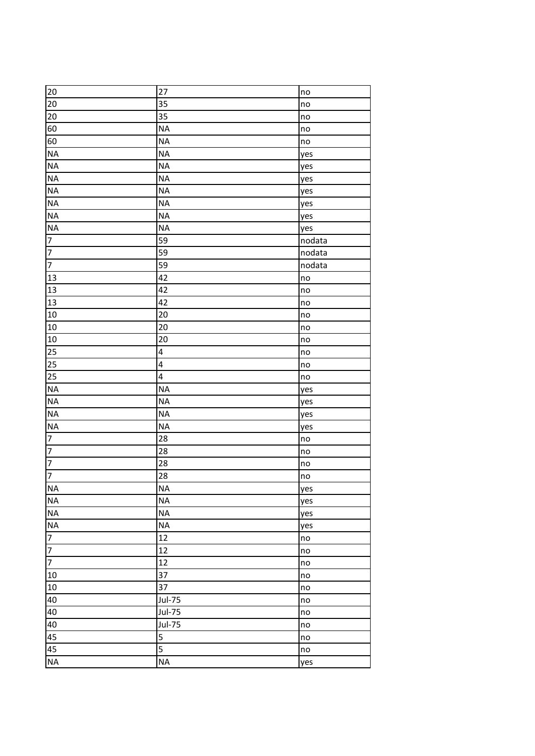| 20 | 27 | no |
|---|---|---|
| 20 | 35 | no |
| 20 | 35 | no |
| 60 | NA | no |
| 60 | NA | no |
| NA | NA | yes |
| NA | NA | yes |
| NA | NA | yes |
| NA | NA | yes |
| NA | NA | yes |
| NA | NA | yes |
| NA | NA | yes |
| 7 | 59 | nodata |
| 7 | 59 | nodata |
| 7 | 59 | nodata |
| 13 | 42 | no |
| 13 | 42 | no |
| 13 | 42 | no |
| 10 | 20 | no |
| 10 | 20 | no |
| 10 | 20 | no |
| 25 | 4 | no |
| 25 | 4 | no |
| 25 | 4 | no |
| NA | NA | yes |
| NA | NA | yes |
| NA | NA | yes |
| NA | NA | yes |
| 7 | 28 | no |
| 7 | 28 | no |
| 7 | 28 | no |
| 7 | 28 | no |
| NA | NA | yes |
| NA | NA | yes |
| NA | NA | yes |
| NA | NA | yes |
| 7 | 12 | no |
| 7 | 12 | no |
| 7 | 12 | no |
| 10 | 37 | no |
| 10 | 37 | no |
| 40 | Jul-75 | no |
| 40 | Jul-75 | no |
| 40 | Jul-75 | no |
| 45 | 5 | no |
| 45 | 5 | no |
| NA | NA | yes |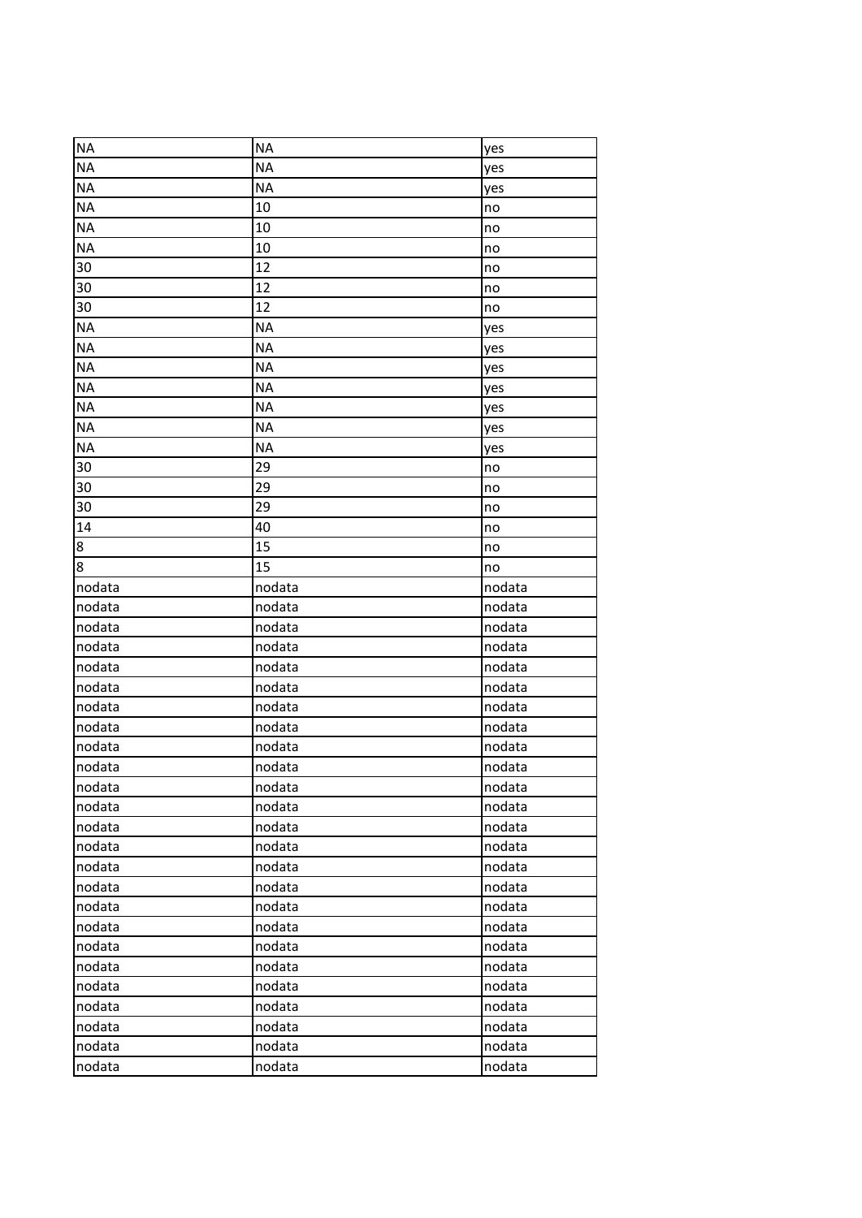| | | |
|---|---|---|
| NA | NA | yes |
| NA | NA | yes |
| NA | NA | yes |
| NA | 10 | no |
| NA | 10 | no |
| NA | 10 | no |
| 30 | 12 | no |
| 30 | 12 | no |
| 30 | 12 | no |
| NA | NA | yes |
| NA | NA | yes |
| NA | NA | yes |
| NA | NA | yes |
| NA | NA | yes |
| NA | NA | yes |
| NA | NA | yes |
| 30 | 29 | no |
| 30 | 29 | no |
| 30 | 29 | no |
| 14 | 40 | no |
| 8 | 15 | no |
| 8 | 15 | no |
| nodata | nodata | nodata |
| nodata | nodata | nodata |
| nodata | nodata | nodata |
| nodata | nodata | nodata |
| nodata | nodata | nodata |
| nodata | nodata | nodata |
| nodata | nodata | nodata |
| nodata | nodata | nodata |
| nodata | nodata | nodata |
| nodata | nodata | nodata |
| nodata | nodata | nodata |
| nodata | nodata | nodata |
| nodata | nodata | nodata |
| nodata | nodata | nodata |
| nodata | nodata | nodata |
| nodata | nodata | nodata |
| nodata | nodata | nodata |
| nodata | nodata | nodata |
| nodata | nodata | nodata |
| nodata | nodata | nodata |
| nodata | nodata | nodata |
| nodata | nodata | nodata |
| nodata | nodata | nodata |
| nodata | nodata | nodata |
| nodata | nodata | nodata |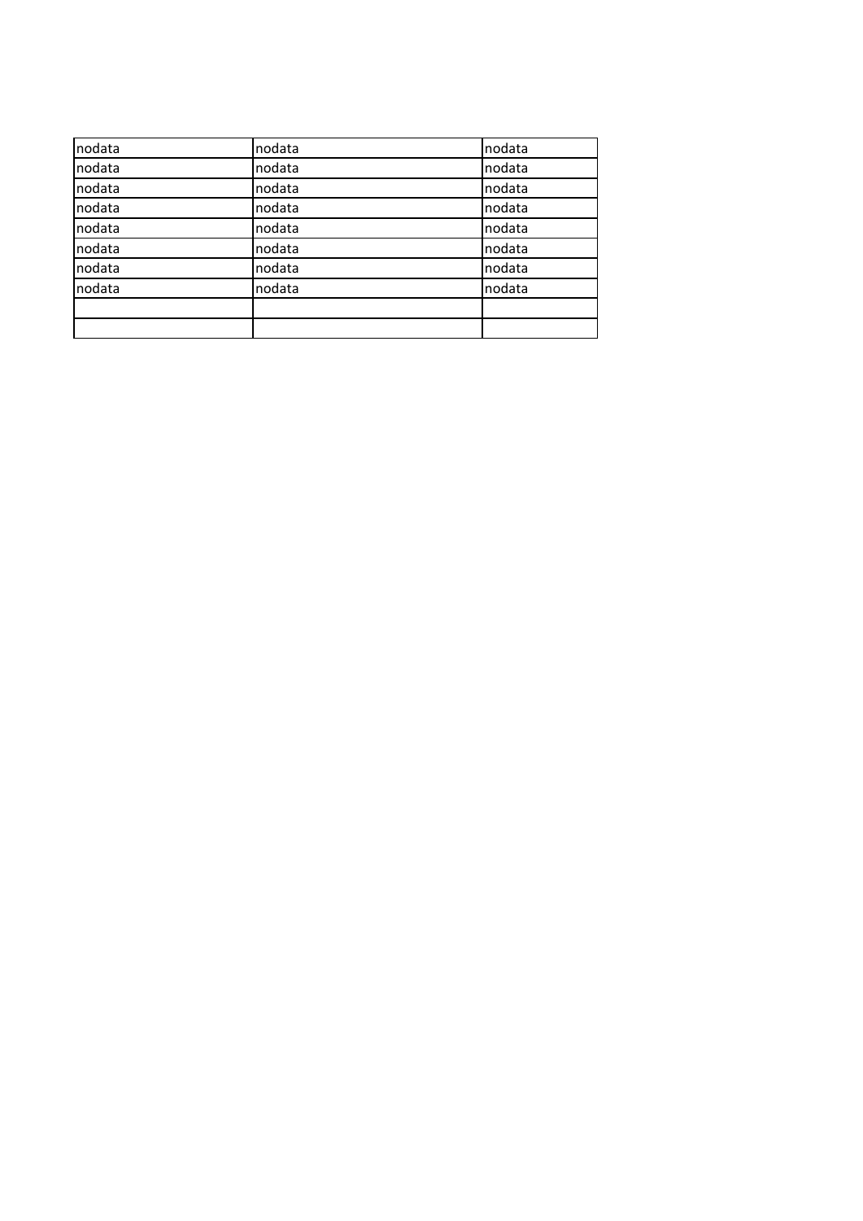| nodata | nodata | nodata |
| --- | --- | --- |
| nodata | nodata | nodata |
| nodata | nodata | nodata |
| nodata | nodata | nodata |
| nodata | nodata | nodata |
| nodata | nodata | nodata |
| nodata | nodata | nodata |
| nodata | nodata | nodata |
| | | |
| | | |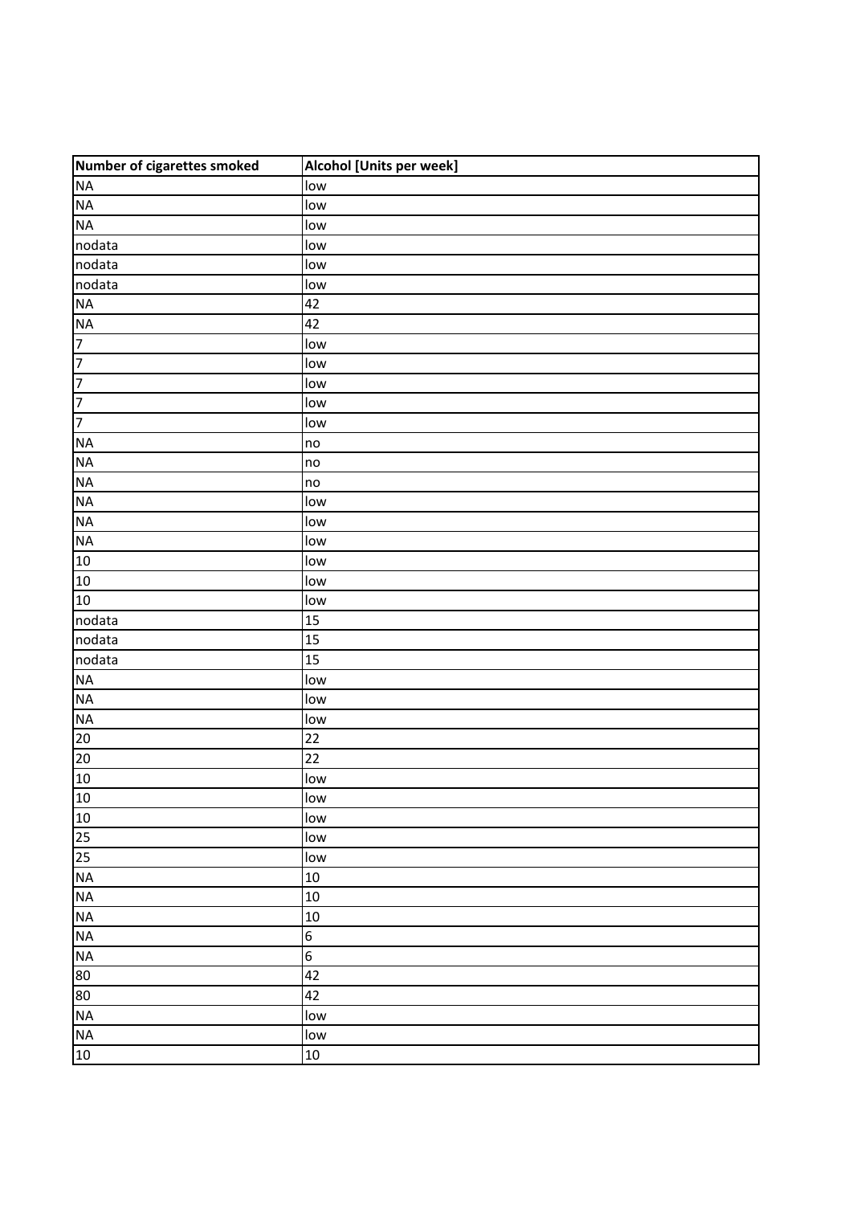| Number of cigarettes smoked | Alcohol [Units per week] |
|---|---|
| NA | low |
| NA | low |
| NA | low |
| nodata | low |
| nodata | low |
| nodata | low |
| NA | 42 |
| NA | 42 |
| 7 | low |
| 7 | low |
| 7 | low |
| 7 | low |
| 7 | low |
| NA | no |
| NA | no |
| NA | no |
| NA | low |
| NA | low |
| NA | low |
| 10 | low |
| 10 | low |
| 10 | low |
| nodata | 15 |
| nodata | 15 |
| nodata | 15 |
| NA | low |
| NA | low |
| NA | low |
| 20 | 22 |
| 20 | 22 |
| 10 | low |
| 10 | low |
| 10 | low |
| 25 | low |
| 25 | low |
| NA | 10 |
| NA | 10 |
| NA | 10 |
| NA | 6 |
| NA | 6 |
| 80 | 42 |
| 80 | 42 |
| NA | low |
| NA | low |
| 10 | 10 |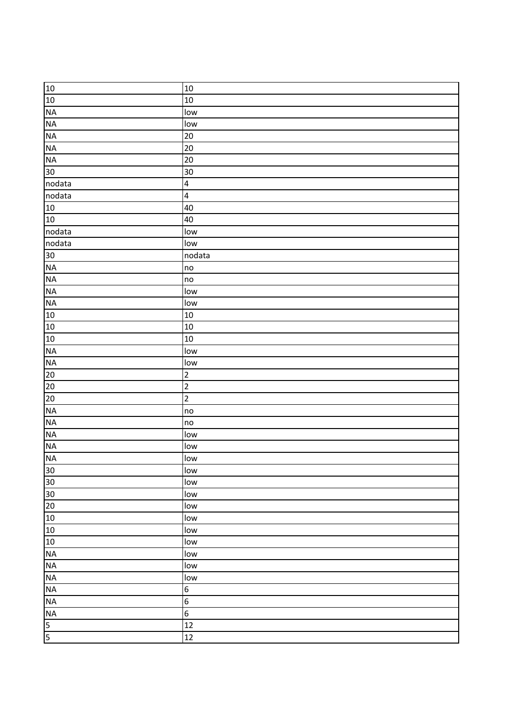| 10 | 10 |
|---|---|
| 10 | 10 |
| NA | low |
| NA | low |
| NA | 20 |
| NA | 20 |
| NA | 20 |
| 30 | 30 |
| nodata | 4 |
| nodata | 4 |
| 10 | 40 |
| 10 | 40 |
| nodata | low |
| nodata | low |
| 30 | nodata |
| NA | no |
| NA | no |
| NA | low |
| NA | low |
| 10 | 10 |
| 10 | 10 |
| 10 | 10 |
| NA | low |
| NA | low |
| 20 | 2 |
| 20 | 2 |
| 20 | 2 |
| NA | no |
| NA | no |
| NA | low |
| NA | low |
| NA | low |
| 30 | low |
| 30 | low |
| 30 | low |
| 20 | low |
| 10 | low |
| 10 | low |
| 10 | low |
| NA | low |
| NA | low |
| NA | low |
| NA | 6 |
| NA | 6 |
| NA | 6 |
| 5 | 12 |
| 5 | 12 |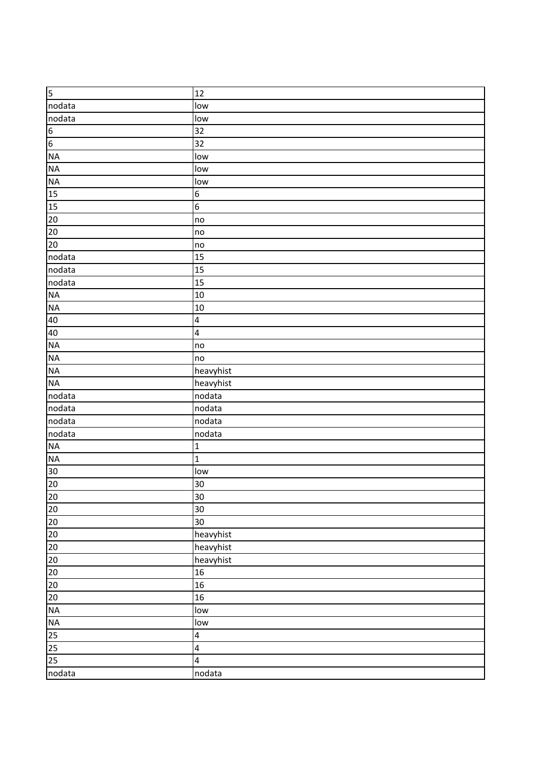| 5 | 12 |
|---|---|
| nodata | low |
| nodata | low |
| 6 | 32 |
| 6 | 32 |
| NA | low |
| NA | low |
| NA | low |
| 15 | 6 |
| 15 | 6 |
| 20 | no |
| 20 | no |
| 20 | no |
| nodata | 15 |
| nodata | 15 |
| nodata | 15 |
| NA | 10 |
| NA | 10 |
| 40 | 4 |
| 40 | 4 |
| NA | no |
| NA | no |
| NA | heavyhist |
| NA | heavyhist |
| nodata | nodata |
| nodata | nodata |
| nodata | nodata |
| nodata | nodata |
| NA | 1 |
| NA | 1 |
| 30 | low |
| 20 | 30 |
| 20 | 30 |
| 20 | 30 |
| 20 | 30 |
| 20 | heavyhist |
| 20 | heavyhist |
| 20 | heavyhist |
| 20 | 16 |
| 20 | 16 |
| 20 | 16 |
| NA | low |
| NA | low |
| 25 | 4 |
| 25 | 4 |
| 25 | 4 |
| nodata | nodata |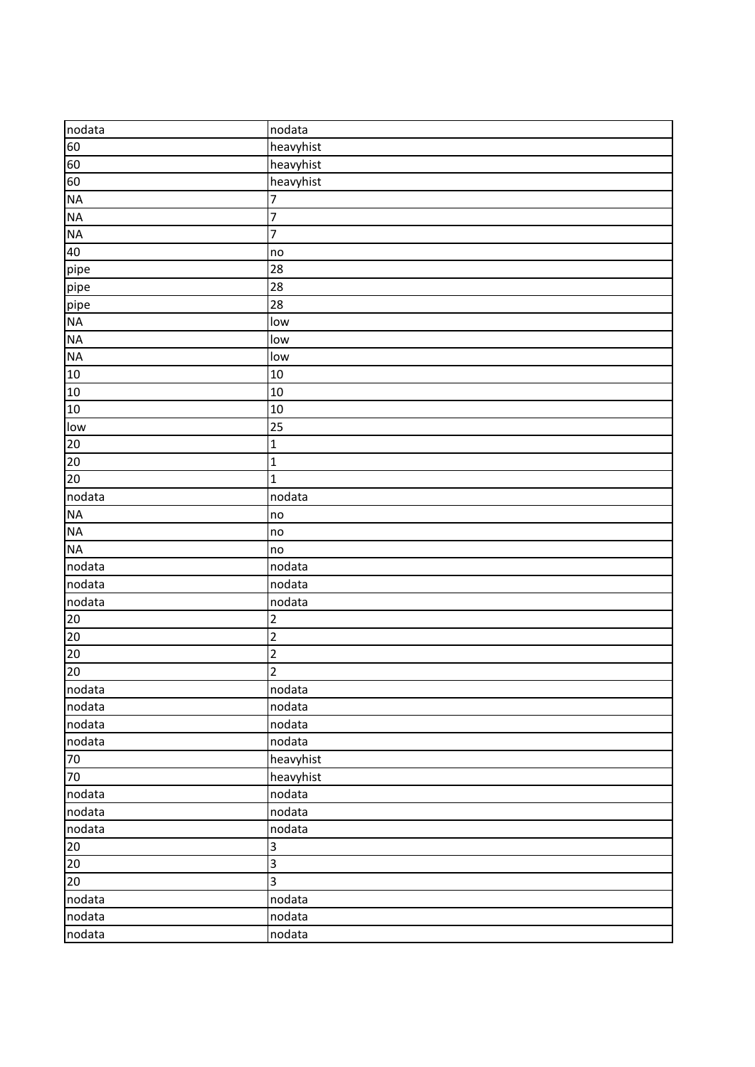| nodata | nodata |
|---|---|
| 60 | heavyhist |
| 60 | heavyhist |
| 60 | heavyhist |
| NA | 7 |
| NA | 7 |
| NA | 7 |
| 40 | no |
| pipe | 28 |
| pipe | 28 |
| pipe | 28 |
| NA | low |
| NA | low |
| NA | low |
| 10 | 10 |
| 10 | 10 |
| 10 | 10 |
| low | 25 |
| 20 | 1 |
| 20 | 1 |
| 20 | 1 |
| nodata | nodata |
| NA | no |
| NA | no |
| NA | no |
| nodata | nodata |
| nodata | nodata |
| nodata | nodata |
| 20 | 2 |
| 20 | 2 |
| 20 | 2 |
| 20 | 2 |
| nodata | nodata |
| nodata | nodata |
| nodata | nodata |
| nodata | nodata |
| 70 | heavyhist |
| 70 | heavyhist |
| nodata | nodata |
| nodata | nodata |
| nodata | nodata |
| 20 | 3 |
| 20 | 3 |
| 20 | 3 |
| nodata | nodata |
| nodata | nodata |
| nodata | nodata |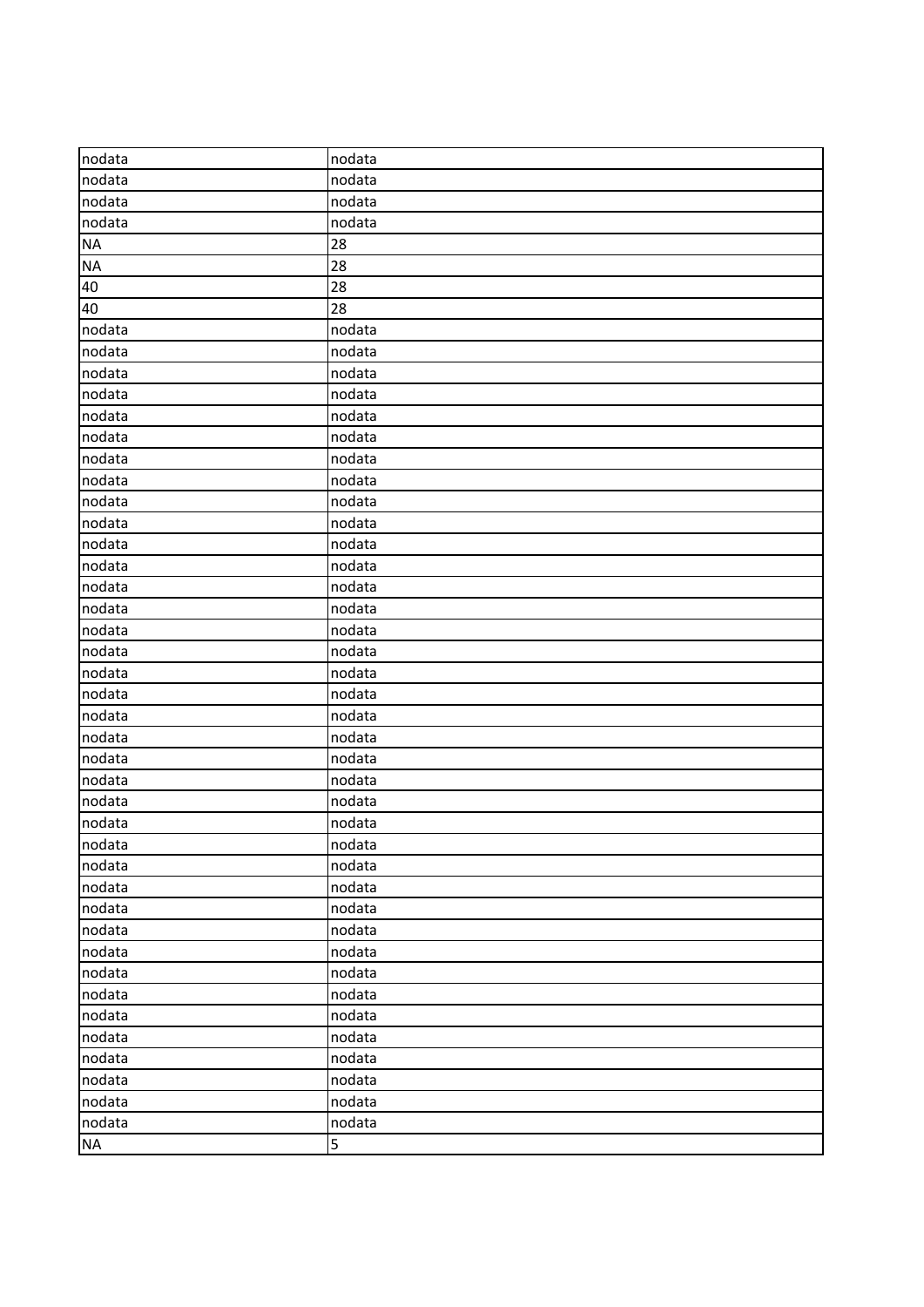| nodata | nodata |
| --- | --- |
| nodata | nodata |
| nodata | nodata |
| nodata | nodata |
| NA | 28 |
| NA | 28 |
| 40 | 28 |
| 40 | 28 |
| nodata | nodata |
| nodata | nodata |
| nodata | nodata |
| nodata | nodata |
| nodata | nodata |
| nodata | nodata |
| nodata | nodata |
| nodata | nodata |
| nodata | nodata |
| nodata | nodata |
| nodata | nodata |
| nodata | nodata |
| nodata | nodata |
| nodata | nodata |
| nodata | nodata |
| nodata | nodata |
| nodata | nodata |
| nodata | nodata |
| nodata | nodata |
| nodata | nodata |
| nodata | nodata |
| nodata | nodata |
| nodata | nodata |
| nodata | nodata |
| nodata | nodata |
| nodata | nodata |
| nodata | nodata |
| nodata | nodata |
| nodata | nodata |
| nodata | nodata |
| nodata | nodata |
| nodata | nodata |
| nodata | nodata |
| nodata | nodata |
| nodata | nodata |
| nodata | nodata |
| nodata | nodata |
| NA | 5 |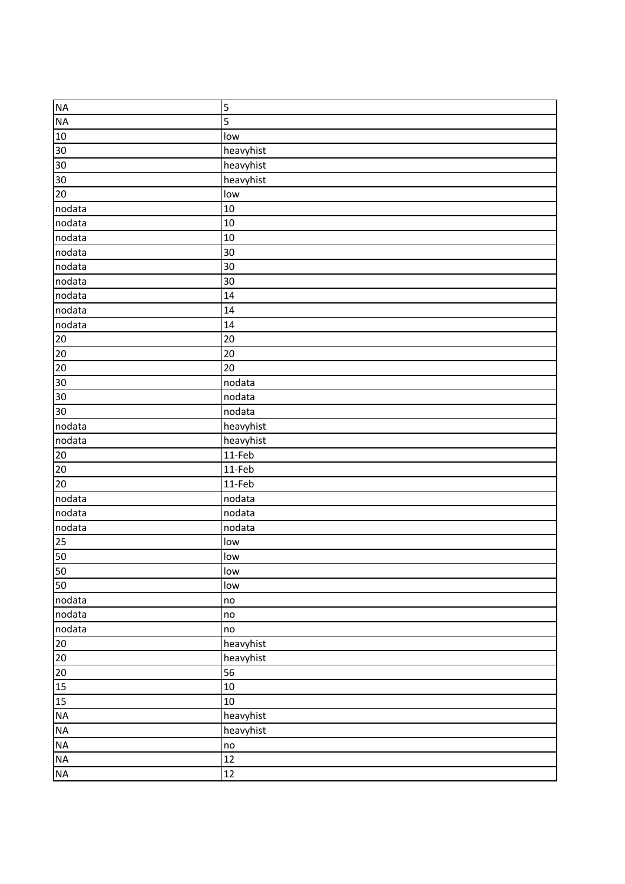| NA | 5 |
|---|---|
| NA | 5 |
| 10 | low |
| 30 | heavyhist |
| 30 | heavyhist |
| 30 | heavyhist |
| 20 | low |
| nodata | 10 |
| nodata | 10 |
| nodata | 10 |
| nodata | 30 |
| nodata | 30 |
| nodata | 30 |
| nodata | 14 |
| nodata | 14 |
| nodata | 14 |
| 20 | 20 |
| 20 | 20 |
| 20 | 20 |
| 30 | nodata |
| 30 | nodata |
| 30 | nodata |
| nodata | heavyhist |
| nodata | heavyhist |
| 20 | 11-Feb |
| 20 | 11-Feb |
| 20 | 11-Feb |
| nodata | nodata |
| nodata | nodata |
| nodata | nodata |
| 25 | low |
| 50 | low |
| 50 | low |
| 50 | low |
| nodata | no |
| nodata | no |
| nodata | no |
| 20 | heavyhist |
| 20 | heavyhist |
| 20 | 56 |
| 15 | 10 |
| 15 | 10 |
| NA | heavyhist |
| NA | heavyhist |
| NA | no |
| NA | 12 |
| NA | 12 |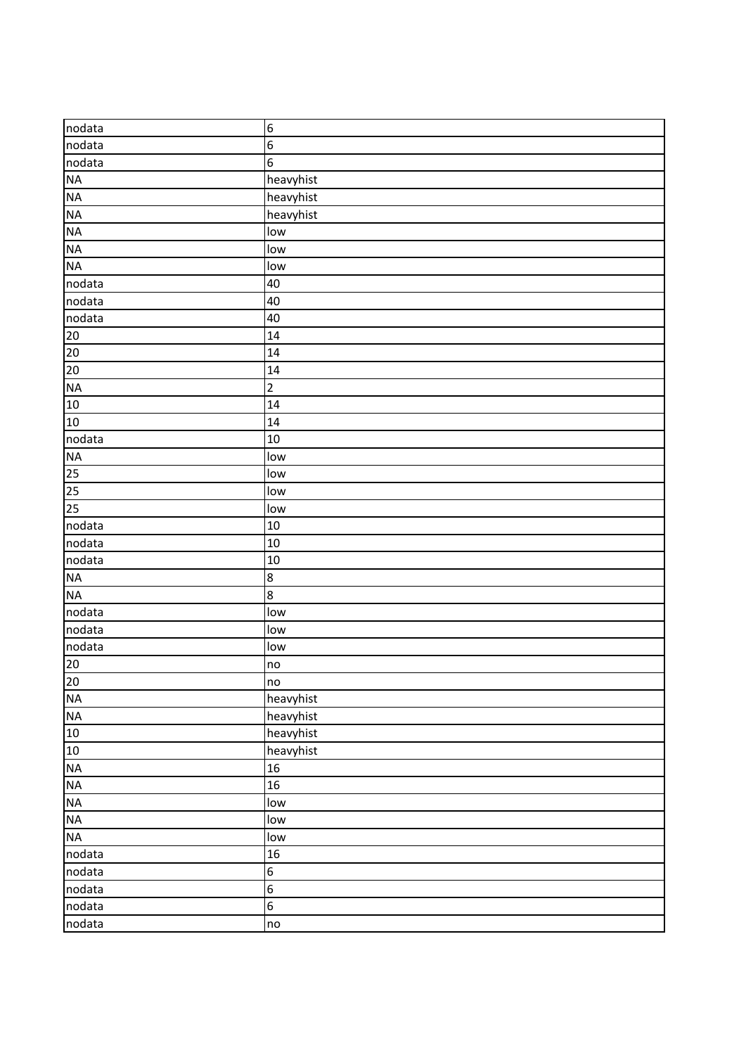| nodata | 6 |
|---|---|
| nodata | 6 |
| nodata | 6 |
| NA | heavyhist |
| NA | heavyhist |
| NA | heavyhist |
| NA | low |
| NA | low |
| NA | low |
| nodata | 40 |
| nodata | 40 |
| nodata | 40 |
| 20 | 14 |
| 20 | 14 |
| 20 | 14 |
| NA | 2 |
| 10 | 14 |
| 10 | 14 |
| nodata | 10 |
| NA | low |
| 25 | low |
| 25 | low |
| 25 | low |
| nodata | 10 |
| nodata | 10 |
| nodata | 10 |
| NA | 8 |
| NA | 8 |
| nodata | low |
| nodata | low |
| nodata | low |
| 20 | no |
| 20 | no |
| NA | heavyhist |
| NA | heavyhist |
| 10 | heavyhist |
| 10 | heavyhist |
| NA | 16 |
| NA | 16 |
| NA | low |
| NA | low |
| NA | low |
| nodata | 16 |
| nodata | 6 |
| nodata | 6 |
| nodata | 6 |
| nodata | no |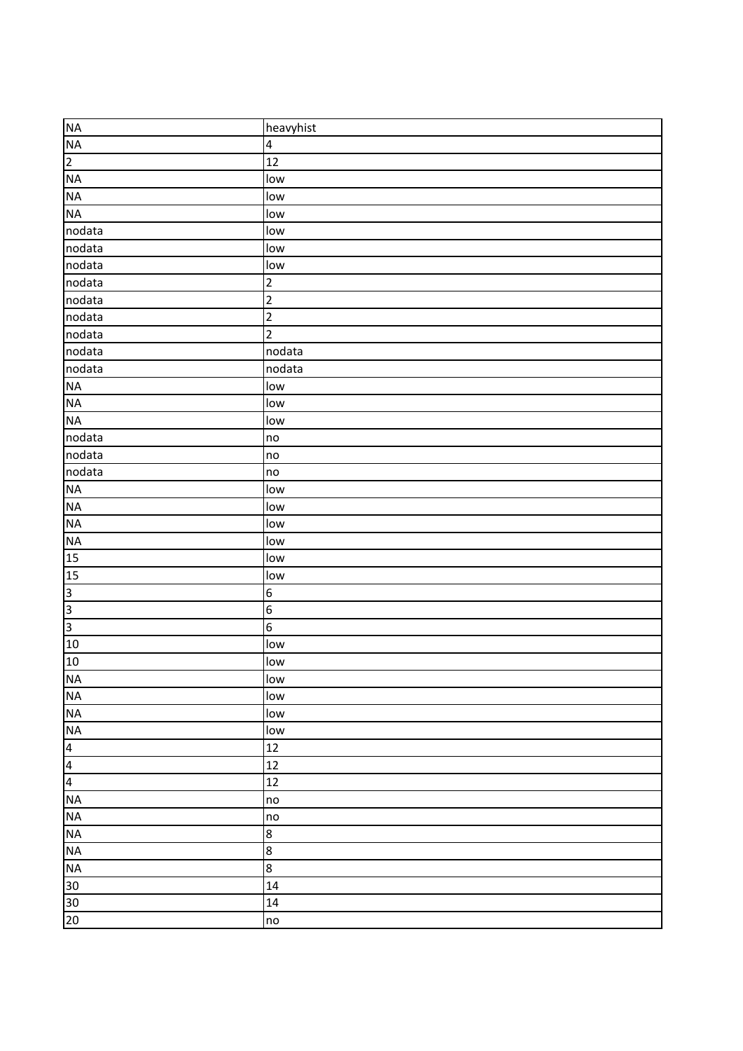| NA | heavyhist |
|---|---|
| NA | 4 |
| 2 | 12 |
| NA | low |
| NA | low |
| NA | low |
| nodata | low |
| nodata | low |
| nodata | low |
| nodata | 2 |
| nodata | 2 |
| nodata | 2 |
| nodata | 2 |
| nodata | nodata |
| nodata | nodata |
| NA | low |
| NA | low |
| NA | low |
| nodata | no |
| nodata | no |
| nodata | no |
| NA | low |
| NA | low |
| NA | low |
| NA | low |
| 15 | low |
| 15 | low |
| 3 | 6 |
| 3 | 6 |
| 3 | 6 |
| 10 | low |
| 10 | low |
| NA | low |
| NA | low |
| NA | low |
| NA | low |
| 4 | 12 |
| 4 | 12 |
| 4 | 12 |
| NA | no |
| NA | no |
| NA | 8 |
| NA | 8 |
| NA | 8 |
| 30 | 14 |
| 30 | 14 |
| 20 | no |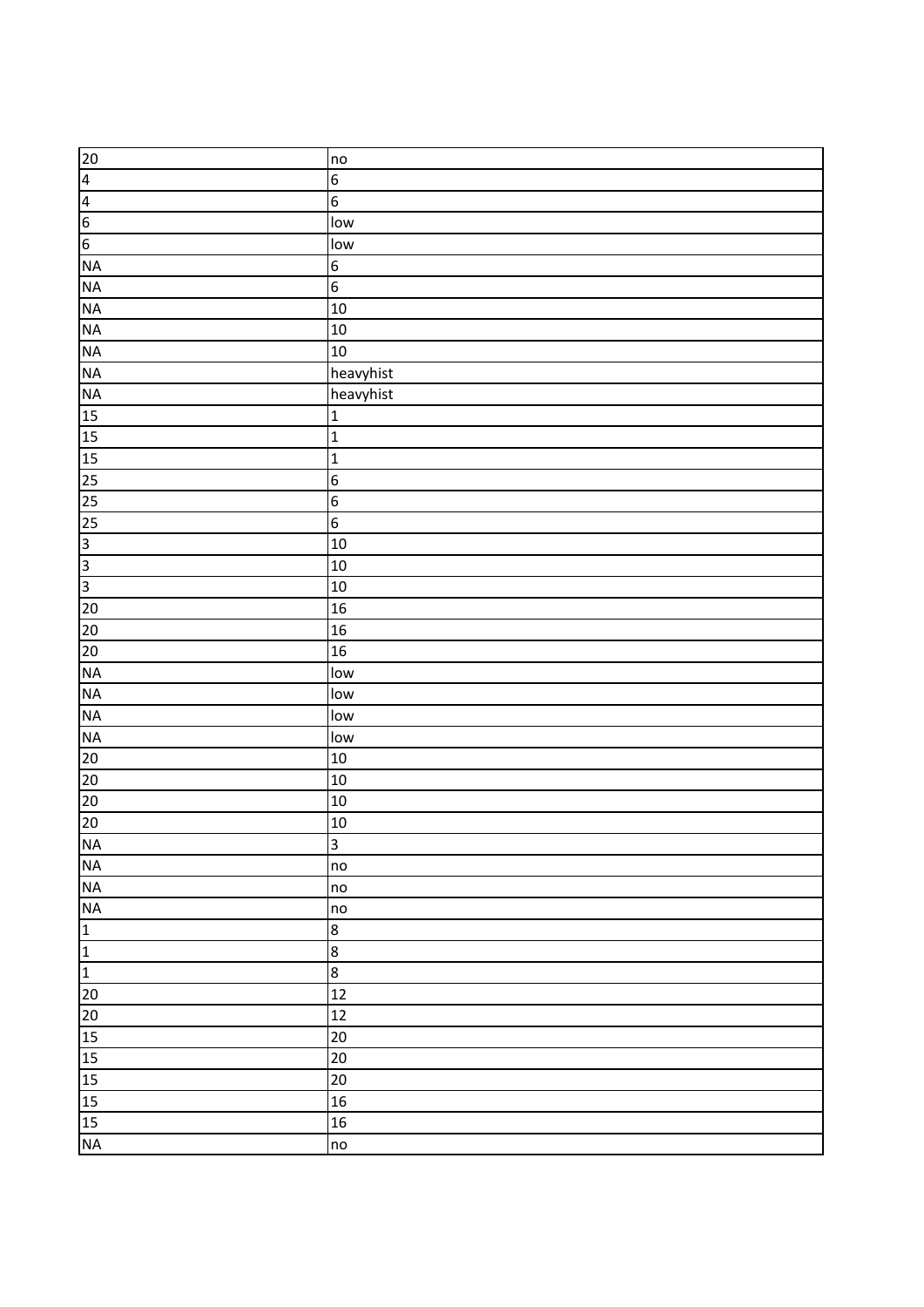| 20 | no |
|---|---|
| 4 | 6 |
| 4 | 6 |
| 6 | low |
| 6 | low |
| NA | 6 |
| NA | 6 |
| NA | 10 |
| NA | 10 |
| NA | 10 |
| NA | heavyhist |
| NA | heavyhist |
| 15 | 1 |
| 15 | 1 |
| 15 | 1 |
| 25 | 6 |
| 25 | 6 |
| 25 | 6 |
| 3 | 10 |
| 3 | 10 |
| 3 | 10 |
| 20 | 16 |
| 20 | 16 |
| 20 | 16 |
| NA | low |
| NA | low |
| NA | low |
| NA | low |
| 20 | 10 |
| 20 | 10 |
| 20 | 10 |
| 20 | 10 |
| NA | 3 |
| NA | no |
| NA | no |
| NA | no |
| 1 | 8 |
| 1 | 8 |
| 1 | 8 |
| 20 | 12 |
| 20 | 12 |
| 15 | 20 |
| 15 | 20 |
| 15 | 20 |
| 15 | 16 |
| 15 | 16 |
| NA | no |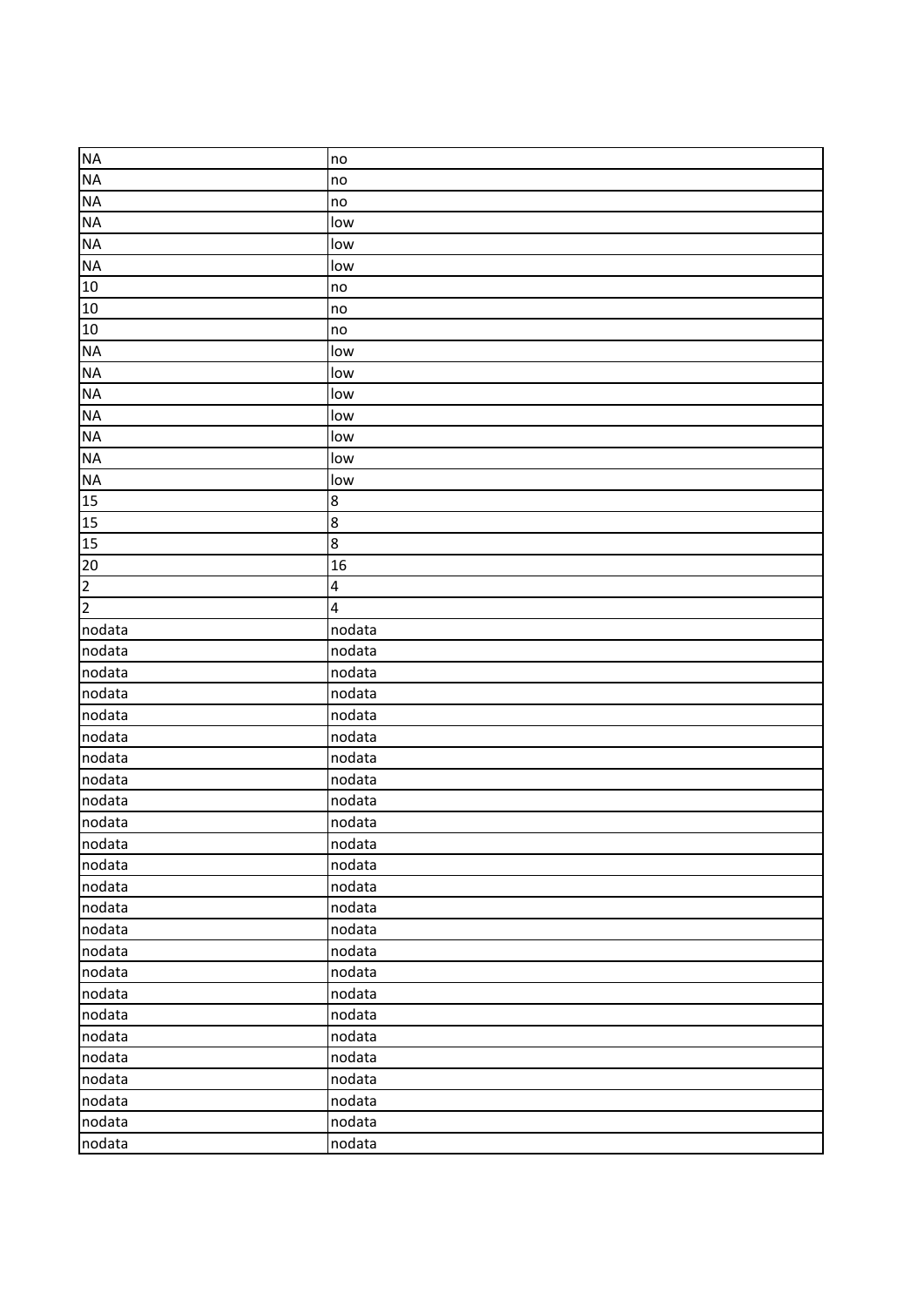| NA | no |
|---|---|
| NA | no |
| NA | no |
| NA | low |
| NA | low |
| NA | low |
| 10 | no |
| 10 | no |
| 10 | no |
| NA | low |
| NA | low |
| NA | low |
| NA | low |
| NA | low |
| NA | low |
| NA | low |
| 15 | 8 |
| 15 | 8 |
| 15 | 8 |
| 20 | 16 |
| 2 | 4 |
| 2 | 4 |
| nodata | nodata |
| nodata | nodata |
| nodata | nodata |
| nodata | nodata |
| nodata | nodata |
| nodata | nodata |
| nodata | nodata |
| nodata | nodata |
| nodata | nodata |
| nodata | nodata |
| nodata | nodata |
| nodata | nodata |
| nodata | nodata |
| nodata | nodata |
| nodata | nodata |
| nodata | nodata |
| nodata | nodata |
| nodata | nodata |
| nodata | nodata |
| nodata | nodata |
| nodata | nodata |
| nodata | nodata |
| nodata | nodata |
| nodata | nodata |
| nodata | nodata |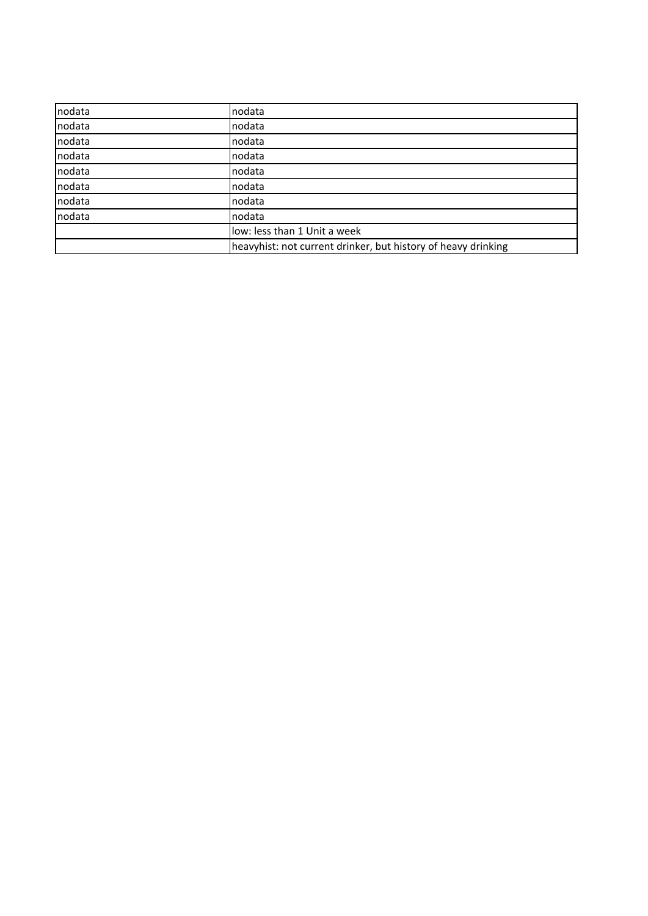| | |
|---|---|
| nodata | nodata |
| nodata | nodata |
| nodata | nodata |
| nodata | nodata |
| nodata | nodata |
| nodata | nodata |
| nodata | nodata |
| nodata | nodata |
| | low: less than 1 Unit a week |
| | heavyhist: not current drinker, but history of heavy drinking |